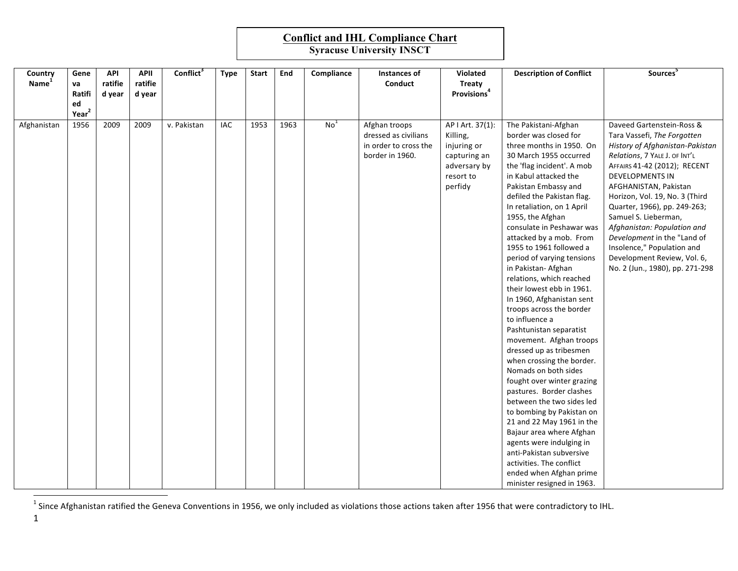# Conflict and IHL Compliance Chart

**Syracuse University INSCT**

| Country Name[1] | Geneva Ratified Year[2] | API ratified year | APII ratified year | Conflict[3] | Type | Start | End | Compliance | Instances of Conduct | Violated Treaty Provisions[4] | Description of Conflict | Sources[5] |
|---|---|---|---|---|---|---|---|---|---|---|---|---|
| Afghanistan | 1956 | 2009 | 2009 | v. Pakistan | IAC | 1953 | 1963 | No[1] | Afghan troops dressed as civilians in order to cross the border in 1960. | AP I Art. 37(1): Killing, injuring or capturing an adversary by resort to perfidy | The Pakistani-Afghan border was closed for three months in 1950. On 30 March 1955 occurred the 'flag incident'. A mob in Kabul attacked the Pakistan Embassy and defiled the Pakistan flag. In retaliation, on 1 April 1955, the Afghan consulate in Peshawar was attacked by a mob. From 1955 to 1961 followed a period of varying tensions in Pakistan- Afghan relations, which reached their lowest ebb in 1961. In 1960, Afghanistan sent troops across the border to influence a Pashtunistan separatist movement. Afghan troops dressed up as tribesmen when crossing the border. Nomads on both sides fought over winter grazing pastures. Border clashes between the two sides led to bombing by Pakistan on 21 and 22 May 1961 in the Bajaur area where Afghan agents were indulging in anti-Pakistan subversive activities. The conflict ended when Afghan prime minister resigned in 1963. | Daveed Gartenstein-Ross & Tara Vassefi, *The Forgotten History of Afghanistan-Pakistan Relations*, 7 YALE J. OF INT'L AFFAIRS 41-42 (2012); RECENT DEVELOPMENTS IN AFGHANISTAN, Pakistan Horizon, Vol. 19, No. 3 (Third Quarter, 1966), pp. 249-263; Samuel S. Lieberman, *Afghanistan: Population and Development* in the "Land of Insolence," Population and Development Review, Vol. 6, No. 2 (Jun., 1980), pp. 271-298 |

[1] Since Afghanistan ratified the Geneva Conventions in 1956, we only included as violations those actions taken after 1956 that were contradictory to IHL.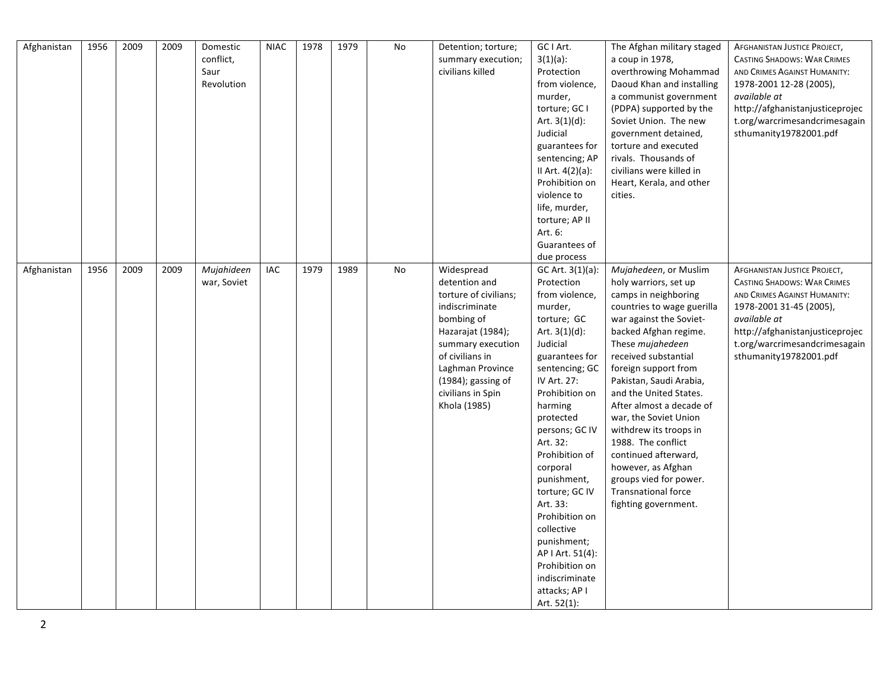| Afghanistan | 1956 | 2009 | 2009 | Domestic conflict, Saur Revolution | NIAC | 1978 | 1979 | No | Detention; torture; summary execution; civilians killed | GC I Art. 3(1)(a): Protection from violence, murder, torture; GC I Art. 3(1)(d): Judicial guarantees for sentencing; AP II Art. 4(2)(a): Prohibition on violence to life, murder, torture; AP II Art. 6: Guarantees of due process | The Afghan military staged a coup in 1978, overthrowing Mohammad Daoud Khan and installing a communist government (PDPA) supported by the Soviet Union. The new government detained, torture and executed rivals. Thousands of civilians were killed in Heart, Kerala, and other cities. | AFGHANISTAN JUSTICE PROJECT, CASTING SHADOWS: WAR CRIMES AND CRIMES AGAINST HUMANITY: 1978-2001 12-28 (2005), *available at* http://afghanistanjusticeproject.org/warcrimesandcrimesagainsthumanity19782001.pdf |
|---|---|---|---|---|---|---|---|---|---|---|---|---|
| Afghanistan | 1956 | 2009 | 2009 | *Mujahideen* war, Soviet | IAC | 1979 | 1989 | No | Widespread detention and torture of civilians; indiscriminate bombing of Hazarajat (1984); summary execution of civilians in Laghman Province (1984); gassing of civilians in Spin Khola (1985) | GC Art. 3(1)(a): Protection from violence, murder, torture; GC Art. 3(1)(d): Judicial guarantees for sentencing; GC IV Art. 27: Prohibition on harming protected persons; GC IV Art. 32: Prohibition of corporal punishment, torture; GC IV Art. 33: Prohibition on collective punishment; AP I Art. 51(4): Prohibition on indiscriminate attacks; AP I Art. 52(1): | *Mujahedeen*, or Muslim holy warriors, set up camps in neighboring countries to wage guerilla war against the Soviet-backed Afghan regime. These *mujahedeen* received substantial foreign support from Pakistan, Saudi Arabia, and the United States. After almost a decade of war, the Soviet Union withdrew its troops in 1988. The conflict continued afterward, however, as Afghan groups vied for power. Transnational force fighting government. | AFGHANISTAN JUSTICE PROJECT, CASTING SHADOWS: WAR CRIMES AND CRIMES AGAINST HUMANITY: 1978-2001 31-45 (2005), *available at* http://afghanistanjusticeproject.org/warcrimesandcrimesagainsthumanity19782001.pdf |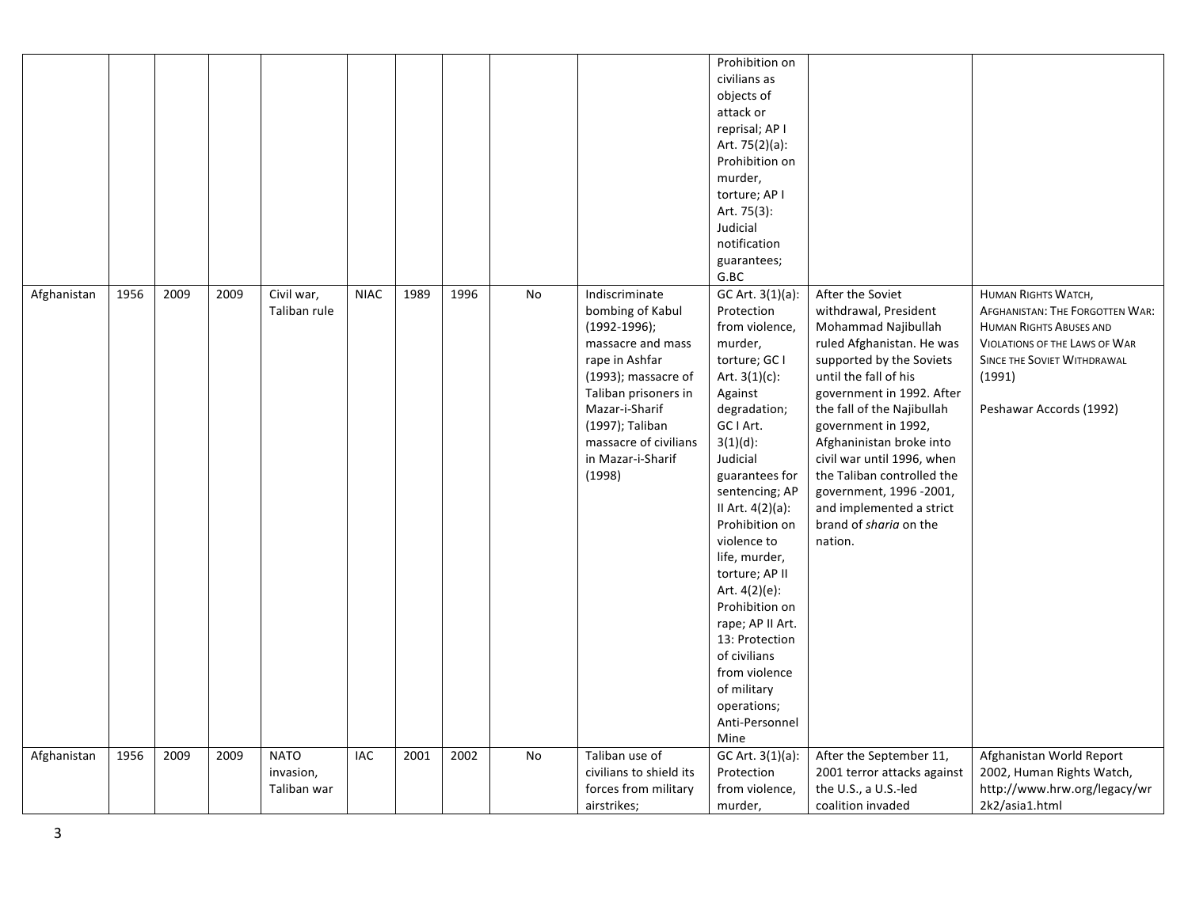| | | | | | | | | | | Prohibition on civilians as objects of attack or reprisal; AP I Art. 75(2)(a): Prohibition on murder, torture; AP I Art. 75(3): Judicial notification guarantees; G.BC | | |
|---|---|---|---|---|---|---|---|---|---|---|---|---|
| Afghanistan | 1956 | 2009 | 2009 | Civil war, Taliban rule | NIAC | 1989 | 1996 | No | Indiscriminate bombing of Kabul (1992-1996); massacre and mass rape in Ashfar (1993); massacre of Taliban prisoners in Mazar-i-Sharif (1997); Taliban massacre of civilians in Mazar-i-Sharif (1998) | GC Art. 3(1)(a): Protection from violence, murder, torture; GC I Art. 3(1)(c): Against degradation; GC I Art. 3(1)(d): Judicial guarantees for sentencing; AP II Art. 4(2)(a): Prohibition on violence to life, murder, torture; AP II Art. 4(2)(e): Prohibition on rape; AP II Art. 13: Protection of civilians from violence of military operations; Anti-Personnel Mine | After the Soviet withdrawal, President Mohammad Najibullah ruled Afghanistan. He was supported by the Soviets until the fall of his government in 1992. After the fall of the Najibullah government in 1992, Afghaninistan broke into civil war until 1996, when the Taliban controlled the government, 1996 -2001, and implemented a strict brand of *sharia* on the nation. | HUMAN RIGHTS WATCH, AFGHANISTAN: THE FORGOTTEN WAR: HUMAN RIGHTS ABUSES AND VIOLATIONS OF THE LAWS OF WAR SINCE THE SOVIET WITHDRAWAL (1991)<br><br>Peshawar Accords (1992) |
| Afghanistan | 1956 | 2009 | 2009 | NATO invasion, Taliban war | IAC | 2001 | 2002 | No | Taliban use of civilians to shield its forces from military airstrikes; | GC Art. 3(1)(a): Protection from violence, murder, | After the September 11, 2001 terror attacks against the U.S., a U.S.-led coalition invaded | Afghanistan World Report 2002, Human Rights Watch, http://www.hrw.org/legacy/wr2k2/asia1.html |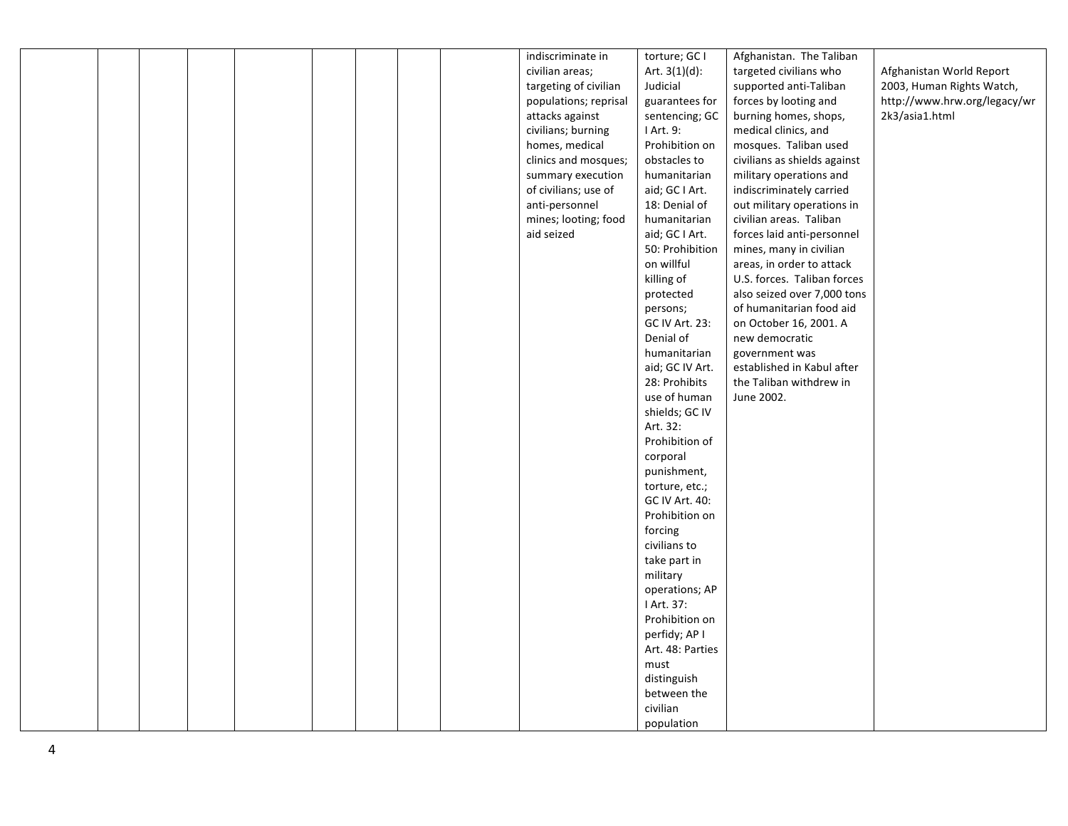| | | | | | | | | | | | |
|---|---|---|---|---|---|---|---|---|---|---|---|
| | | | | | | | | indiscriminate in civilian areas; targeting of civilian populations; reprisal attacks against civilians; burning homes, medical clinics and mosques; summary execution of civilians; use of anti-personnel mines; looting; food aid seized | torture; GC I Art. 3(1)(d): Judicial guarantees for sentencing; GC I Art. 9: Prohibition on obstacles to humanitarian aid; GC I Art. 18: Denial of humanitarian aid; GC I Art. 50: Prohibition on willful killing of protected persons; GC IV Art. 23: Denial of humanitarian aid; GC IV Art. 28: Prohibits use of human shields; GC IV Art. 32: Prohibition of corporal punishment, torture, etc.; GC IV Art. 40: Prohibition on forcing civilians to take part in military operations; AP I Art. 37: Prohibition on perfidy; AP I Art. 48: Parties must distinguish between the civilian population | Afghanistan. The Taliban targeted civilians who supported anti-Taliban forces by looting and burning homes, shops, medical clinics, and mosques. Taliban used civilians as shields against military operations and indiscriminately carried out military operations in civilian areas. Taliban forces laid anti-personnel mines, many in civilian areas, in order to attack U.S. forces. Taliban forces also seized over 7,000 tons of humanitarian food aid on October 16, 2001. A new democratic government was established in Kabul after the Taliban withdrew in June 2002. | Afghanistan World Report 2003, Human Rights Watch, http://www.hrw.org/legacy/wr2k3/asia1.html |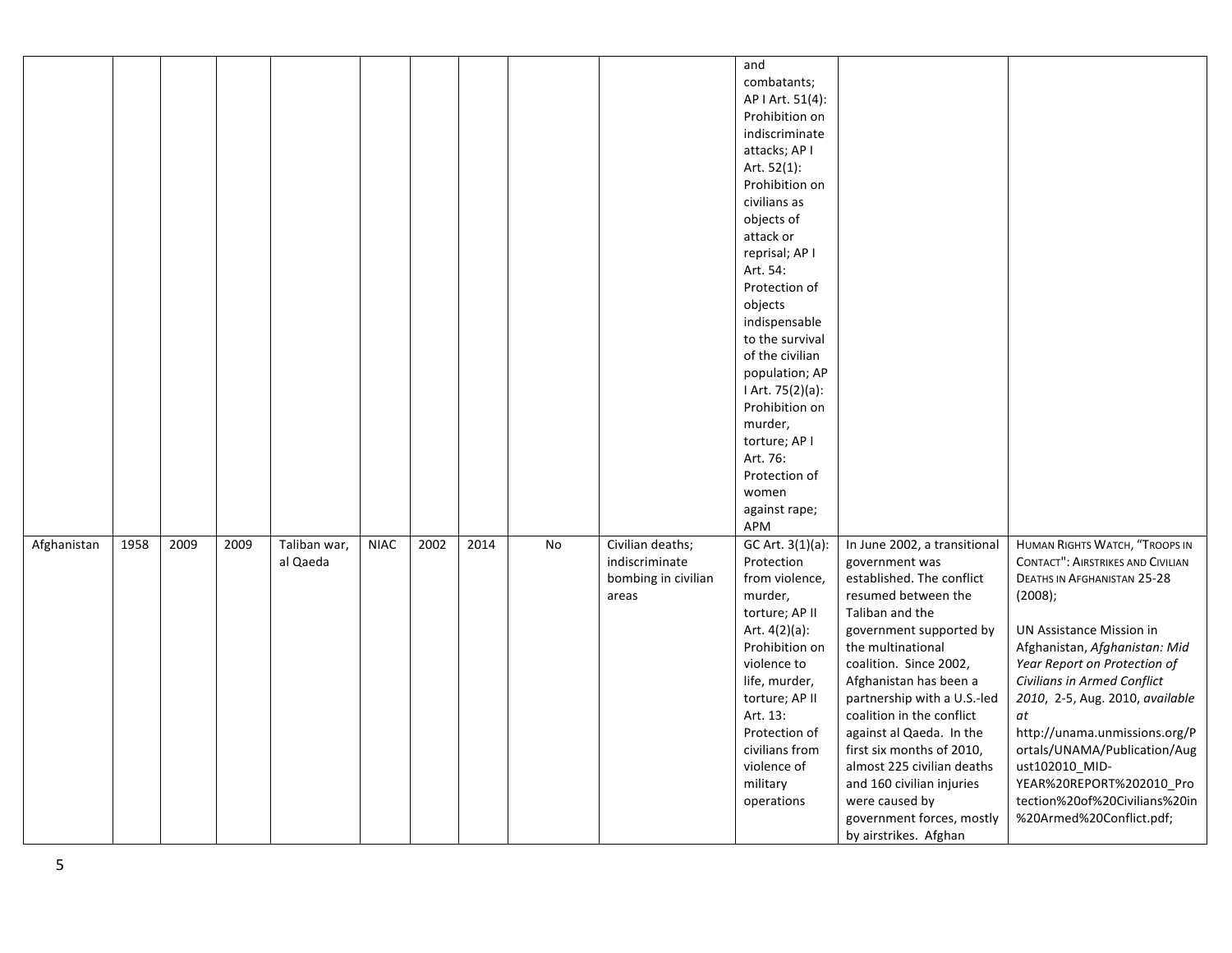| | | | | | | | | | | | | |
|---|---|---|---|---|---|---|---|---|---|---|---|---|
| | | | | | | | | | | and combatants; AP I Art. 51(4): Prohibition on indiscriminate attacks; AP I Art. 52(1): Prohibition on civilians as objects of attack or reprisal; AP I Art. 54: Protection of objects indispensable to the survival of the civilian population; AP I Art. 75(2)(a): Prohibition on murder, torture; AP I Art. 76: Protection of women against rape; APM | | |
| Afghanistan | 1958 | 2009 | 2009 | Taliban war, al Qaeda | NIAC | 2002 | 2014 | No | Civilian deaths; indiscriminate bombing in civilian areas | GC Art. 3(1)(a): Protection from violence, murder, torture; AP II Art. 4(2)(a): Prohibition on violence to life, murder, torture; AP II Art. 13: Protection of civilians from violence of military operations | In June 2002, a transitional government was established. The conflict resumed between the Taliban and the government supported by the multinational coalition. Since 2002, Afghanistan has been a partnership with a U.S.-led coalition in the conflict against al Qaeda. In the first six months of 2010, almost 225 civilian deaths and 160 civilian injuries were caused by government forces, mostly by airstrikes. Afghan | HUMAN RIGHTS WATCH, "TROOPS IN CONTACT": AIRSTRIKES AND CIVILIAN DEATHS IN AFGHANISTAN 25-28 (2008); <br><br> UN Assistance Mission in Afghanistan, *Afghanistan: Mid Year Report on Protection of Civilians in Armed Conflict 2010*, 2-5, Aug. 2010, *available at* http://unama.unmissions.org/Portals/UNAMA/Publication/August102010_MID-YEAR%20REPORT%202010_Protection%20of%20Civilians%20in%20Armed%20Conflict.pdf; |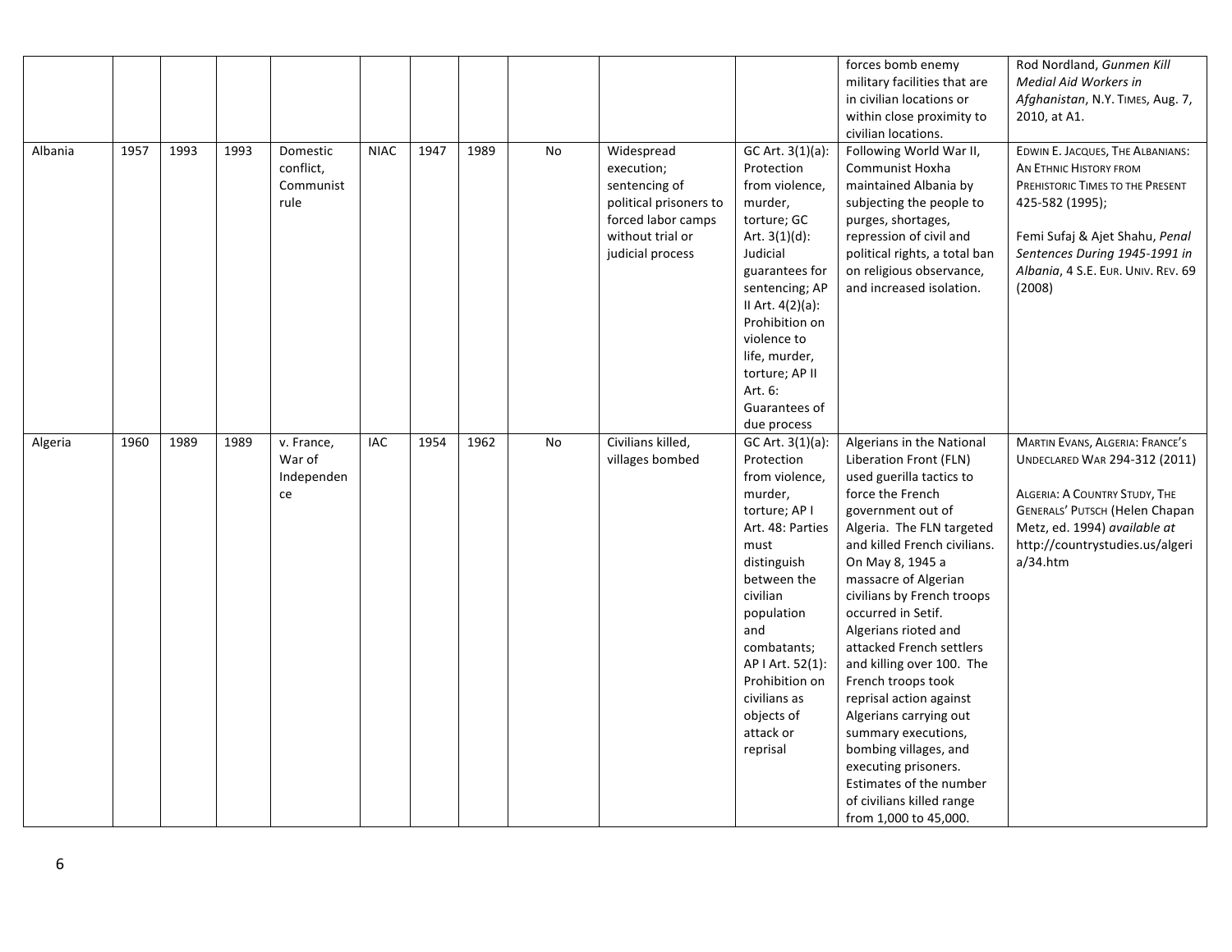|  |  |  |  |  |  |  |  |  |  |  |  |  |
|---|---|---|---|---|---|---|---|---|---|---|---|---|
|  |  |  |  |  |  |  |  |  |  |  | forces bomb enemy military facilities that are in civilian locations or within close proximity to civilian locations. | Rod Nordland, *Gunmen Kill Medial Aid Workers in Afghanistan*, N.Y. TIMES, Aug. 7, 2010, at A1. |
| Albania | 1957 | 1993 | 1993 | Domestic conflict, Communist rule | NIAC | 1947 | 1989 | No | Widespread execution; sentencing of political prisoners to forced labor camps without trial or judicial process | GC Art. 3(1)(a): Protection from violence, murder, torture; GC Art. 3(1)(d): Judicial guarantees for sentencing; AP II Art. 4(2)(a): Prohibition on violence to life, murder, torture; AP II Art. 6: Guarantees of due process | Following World War II, Communist Hoxha maintained Albania by subjecting the people to purges, shortages, repression of civil and political rights, a total ban on religious observance, and increased isolation. | EDWIN E. JACQUES, THE ALBANIANS: AN ETHNIC HISTORY FROM PREHISTORIC TIMES TO THE PRESENT 425-582 (1995); Femi Sufaj & Ajet Shahu, *Penal Sentences During 1945-1991 in Albania*, 4 S.E. EUR. UNIV. REV. 69 (2008) |
| Algeria | 1960 | 1989 | 1989 | v. France, War of Independence | IAC | 1954 | 1962 | No | Civilians killed, villages bombed | GC Art. 3(1)(a): Protection from violence, murder, torture; AP I Art. 48: Parties must distinguish between the civilian population and combatants; AP I Art. 52(1): Prohibition on civilians as objects of attack or reprisal | Algerians in the National Liberation Front (FLN) used guerilla tactics to force the French government out of Algeria. The FLN targeted and killed French civilians. On May 8, 1945 a massacre of Algerian civilians by French troops occurred in Setif. Algerians rioted and attacked French settlers and killing over 100. The French troops took reprisal action against Algerians carrying out summary executions, bombing villages, and executing prisoners. Estimates of the number of civilians killed range from 1,000 to 45,000. | MARTIN EVANS, ALGERIA: FRANCE'S UNDECLARED WAR 294-312 (2011); ALGERIA: A COUNTRY STUDY, THE GENERALS' PUTSCH (Helen Chapan Metz, ed. 1994) *available at* http://countrystudies.us/algeria/34.htm |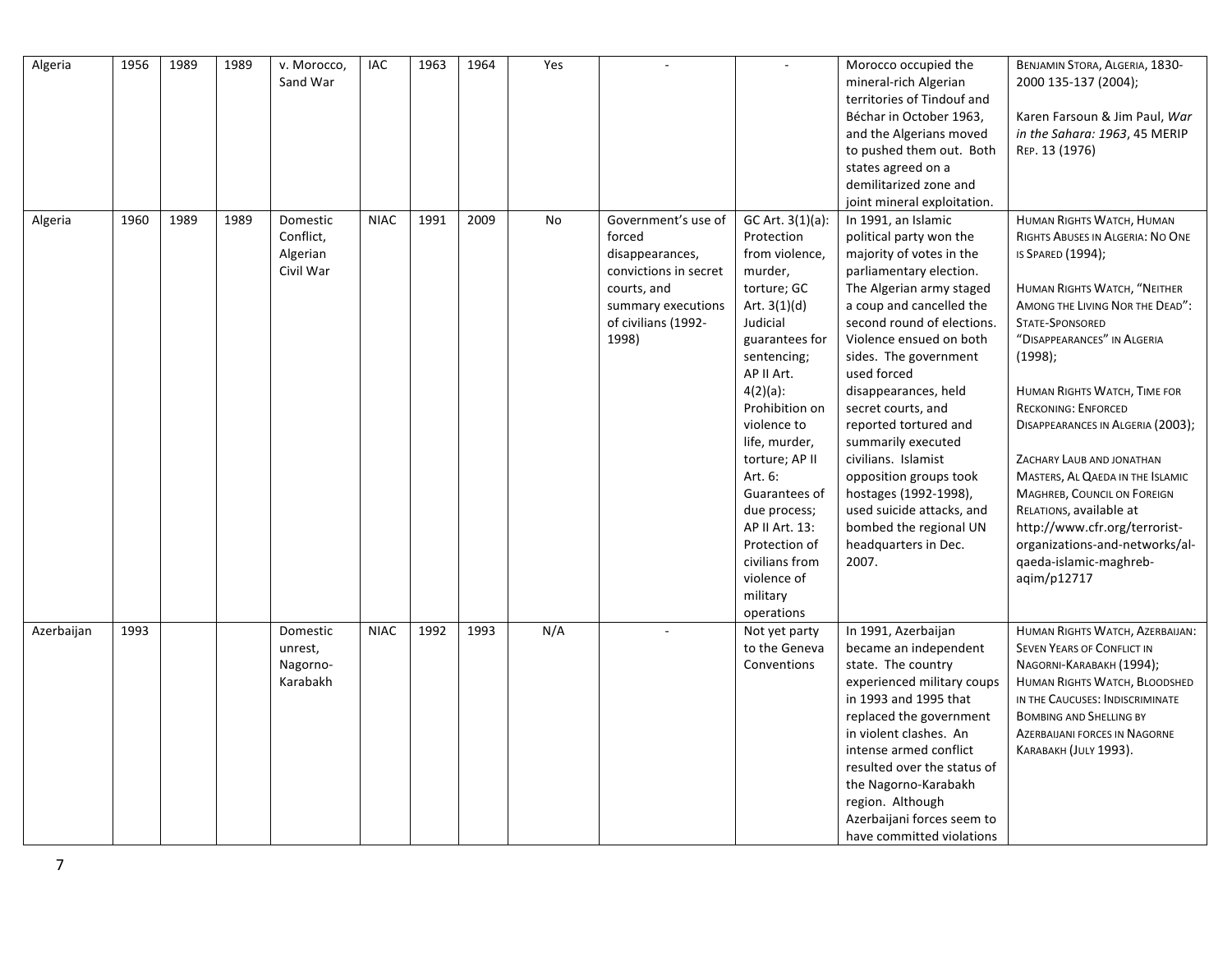| Algeria | 1956 | 1989 | 1989 | v. Morocco, Sand War | IAC | 1963 | 1964 | Yes | - | - | Morocco occupied the mineral-rich Algerian territories of Tindouf and Béchar in October 1963, and the Algerians moved to pushed them out. Both states agreed on a demilitarized zone and joint mineral exploitation. | BENJAMIN STORA, ALGERIA, 1830-2000 135-137 (2004); Karen Farsoun & Jim Paul, *War in the Sahara: 1963*, 45 MERIP REP. 13 (1976) |
|---|---|---|---|---|---|---|---|---|---|---|---|---|
| Algeria | 1960 | 1989 | 1989 | Domestic Conflict, Algerian Civil War | NIAC | 1991 | 2009 | No | Government's use of forced disappearances, convictions in secret courts, and summary executions of civilians (1992-1998) | GC Art. 3(1)(a): Protection from violence, murder, torture; GC Art. 3(1)(d) Judicial guarantees for sentencing; AP II Art. 4(2)(a): Prohibition on violence to life, murder, torture; AP II Art. 6: Guarantees of due process; AP II Art. 13: Protection of civilians from violence of military operations | In 1991, an Islamic political party won the majority of votes in the parliamentary election. The Algerian army staged a coup and cancelled the second round of elections. Violence ensued on both sides. The government used forced disappearances, held secret courts, and reported tortured and summarily executed civilians. Islamist opposition groups took hostages (1992-1998), used suicide attacks, and bombed the regional UN headquarters in Dec. 2007. | HUMAN RIGHTS WATCH, HUMAN RIGHTS ABUSES IN ALGERIA: NO ONE IS SPARED (1994); HUMAN RIGHTS WATCH, "NEITHER AMONG THE LIVING NOR THE DEAD": STATE-SPONSORED "DISAPPEARANCES" IN ALGERIA (1998); HUMAN RIGHTS WATCH, TIME FOR RECKONING: ENFORCED DISAPPEARANCES IN ALGERIA (2003); ZACHARY LAUB AND JONATHAN MASTERS, AL QAEDA IN THE ISLAMIC MAGHREB, COUNCIL ON FOREIGN RELATIONS, available at http://www.cfr.org/terrorist-organizations-and-networks/al-qaeda-islamic-maghreb-aqim/p12717 |
| Azerbaijan | 1993 | | | Domestic unrest, Nagorno-Karabakh | NIAC | 1992 | 1993 | N/A | - | Not yet party to the Geneva Conventions | In 1991, Azerbaijan became an independent state. The country experienced military coups in 1993 and 1995 that replaced the government in violent clashes. An intense armed conflict resulted over the status of the Nagorno-Karabakh region. Although Azerbaijani forces seem to have committed violations | HUMAN RIGHTS WATCH, AZERBAIJAN: SEVEN YEARS OF CONFLICT IN NAGORNI-KARABAKH (1994); HUMAN RIGHTS WATCH, BLOODSHED IN THE CAUCUSES: INDISCRIMINATE BOMBING AND SHELLING BY AZERBAIJANI FORCES IN NAGORNE KARABAKH (JULY 1993). |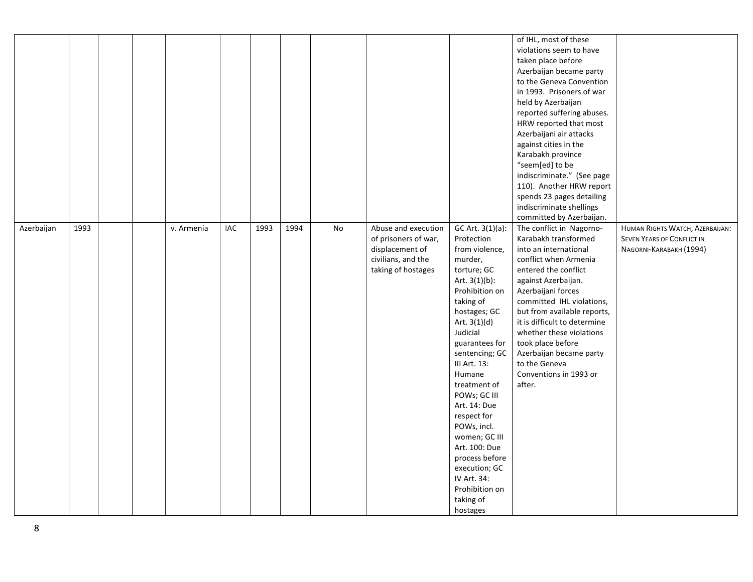| | | | | | | | | | | | | |
|---|---|---|---|---|---|---|---|---|---|---|---|---|
| | | | | | | | | | | | of IHL, most of these violations seem to have taken place before Azerbaijan became party to the Geneva Convention in 1993. Prisoners of war held by Azerbaijan reported suffering abuses. HRW reported that most Azerbaijani air attacks against cities in the Karabakh province "seem[ed] to be indiscriminate." (See page 110). Another HRW report spends 23 pages detailing indiscriminate shellings committed by Azerbaijan. | |
| Azerbaijan | 1993 | | | v. Armenia | IAC | 1993 | 1994 | No | Abuse and execution of prisoners of war, displacement of civilians, and the taking of hostages | GC Art. 3(1)(a): Protection from violence, murder, torture; GC Art. 3(1)(b): Prohibition on taking of hostages; GC Art. 3(1)(d) Judicial guarantees for sentencing; GC III Art. 13: Humane treatment of POWs; GC III Art. 14: Due respect for POWs, incl. women; GC III Art. 100: Due process before execution; GC IV Art. 34: Prohibition on taking of hostages | The conflict in Nagorno-Karabakh transformed into an international conflict when Armenia entered the conflict against Azerbaijan. Azerbaijani forces committed IHL violations, but from available reports, it is difficult to determine whether these violations took place before Azerbaijan became party to the Geneva Conventions in 1993 or after. | HUMAN RIGHTS WATCH, AZERBAIJAN: SEVEN YEARS OF CONFLICT IN NAGORNI-KARABAKH (1994) |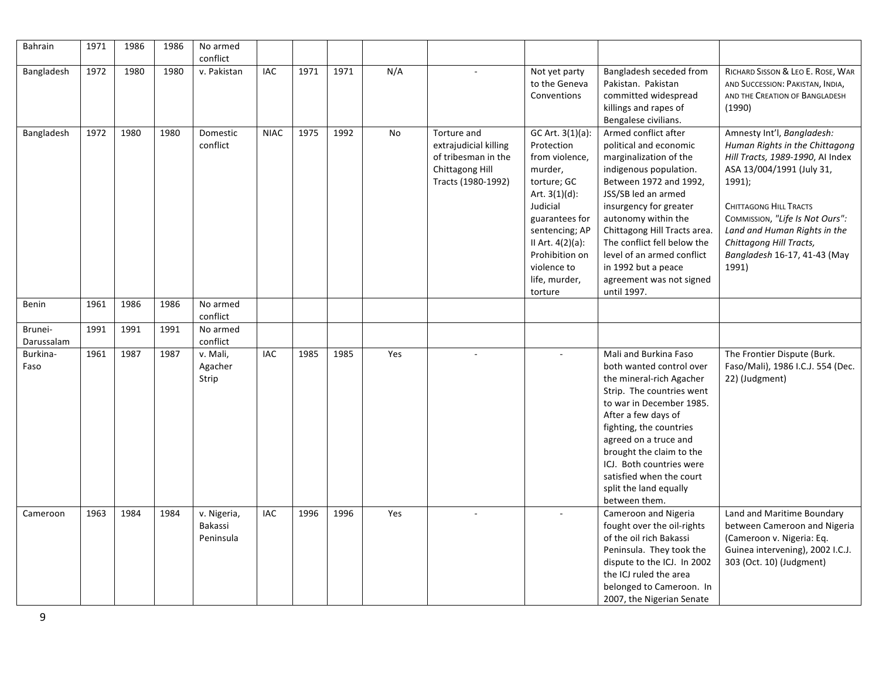| Bahrain | 1971 | 1986 | 1986 | No armed conflict | | | | | | | | |
|---|---|---|---|---|---|---|---|---|---|---|---|---|
| Bangladesh | 1972 | 1980 | 1980 | v. Pakistan | IAC | 1971 | 1971 | N/A | - | Not yet party to the Geneva Conventions | Bangladesh seceded from Pakistan. Pakistan committed widespread killings and rapes of Bengalese civilians. | RICHARD SISSON & LEO E. ROSE, WAR AND SUCCESSION: PAKISTAN, INDIA, AND THE CREATION OF BANGLADESH (1990) |
| Bangladesh | 1972 | 1980 | 1980 | Domestic conflict | NIAC | 1975 | 1992 | No | Torture and extrajudicial killing of tribesman in the Chittagong Hill Tracts (1980-1992) | GC Art. 3(1)(a): Protection from violence, murder, torture; GC Art. 3(1)(d): Judicial guarantees for sentencing; AP II Art. 4(2)(a): Prohibition on violence to life, murder, torture | Armed conflict after political and economic marginalization of the indigenous population. Between 1972 and 1992, JSS/SB led an armed insurgency for greater autonomy within the Chittagong Hill Tracts area. The conflict fell below the level of an armed conflict in 1992 but a peace agreement was not signed until 1997. | Amnesty Int'l, *Bangladesh: Human Rights in the Chittagong Hill Tracts, 1989-1990*, AI Index ASA 13/004/1991 (July 31, 1991); CHITTAGONG HILL TRACTS COMMISSION, *"Life Is Not Ours": Land and Human Rights in the Chittagong Hill Tracts, Bangladesh* 16-17, 41-43 (May 1991) |
| Benin | 1961 | 1986 | 1986 | No armed conflict | | | | | | | | |
| Brunei-Darussalam | 1991 | 1991 | 1991 | No armed conflict | | | | | | | | |
| Burkina-Faso | 1961 | 1987 | 1987 | v. Mali, Agacher Strip | IAC | 1985 | 1985 | Yes | - | - | Mali and Burkina Faso both wanted control over the mineral-rich Agacher Strip. The countries went to war in December 1985. After a few days of fighting, the countries agreed on a truce and brought the claim to the ICJ. Both countries were satisfied when the court split the land equally between them. | The Frontier Dispute (Burk. Faso/Mali), 1986 I.C.J. 554 (Dec. 22) (Judgment) |
| Cameroon | 1963 | 1984 | 1984 | v. Nigeria, Bakassi Peninsula | IAC | 1996 | 1996 | Yes | - | - | Cameroon and Nigeria fought over the oil-rights of the oil rich Bakassi Peninsula. They took the dispute to the ICJ. In 2002 the ICJ ruled the area belonged to Cameroon. In 2007, the Nigerian Senate | Land and Maritime Boundary between Cameroon and Nigeria (Cameroon v. Nigeria: Eq. Guinea intervening), 2002 I.C.J. 303 (Oct. 10) (Judgment) |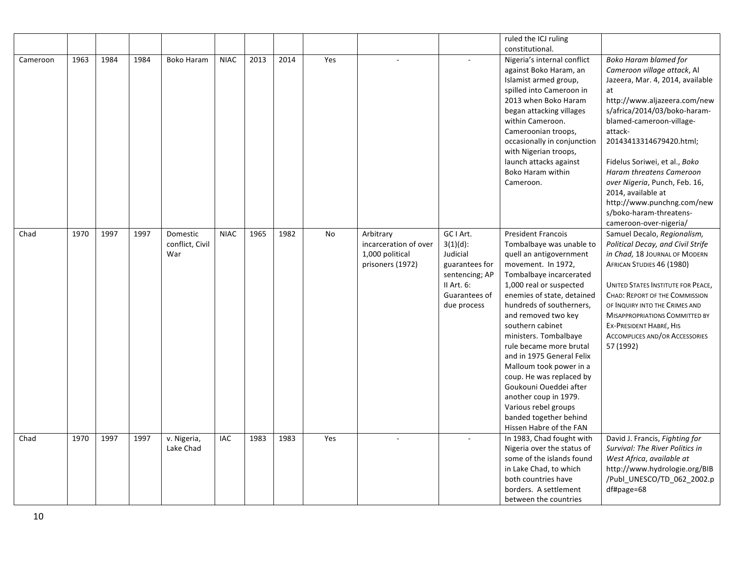| | | | | | | | | | | | | |
|---|---|---|---|---|---|---|---|---|---|---|---|---|
| | | | | | | | | | | | ruled the ICJ ruling constitutional. | |
| Cameroon | 1963 | 1984 | 1984 | Boko Haram | NIAC | 2013 | 2014 | Yes | - | - | Nigeria's internal conflict against Boko Haram, an Islamist armed group, spilled into Cameroon in 2013 when Boko Haram began attacking villages within Cameroon. Cameroonian troops, occasionally in conjunction with Nigerian troops, launch attacks against Boko Haram within Cameroon. | *Boko Haram blamed for Cameroon village attack*, Al Jazeera, Mar. 4, 2014, available at http://www.aljazeera.com/news/africa/2014/03/boko-haram-blamed-cameroon-village-attack-20143413314679420.html; Fidelus Soriwei, et al., *Boko Haram threatens Cameroon over Nigeria*, Punch, Feb. 16, 2014, available at http://www.punchng.com/news/boko-haram-threatens-cameroon-over-nigeria/ |
| Chad | 1970 | 1997 | 1997 | Domestic conflict, Civil War | NIAC | 1965 | 1982 | No | Arbitrary incarceration of over 1,000 political prisoners (1972) | GC I Art. 3(1)(d): Judicial guarantees for sentencing; AP II Art. 6: Guarantees of due process | President Francois Tombalbaye was unable to quell an antigovernment movement. In 1972, Tombalbaye incarcerated 1,000 real or suspected enemies of state, detained hundreds of southerners, and removed two key southern cabinet ministers. Tombalbaye rule became more brutal and in 1975 General Felix Malloum took power in a coup. He was replaced by Goukouni Oueddei after another coup in 1979. Various rebel groups banded together behind Hissen Habre of the FAN | Samuel Decalo, *Regionalism, Political Decay, and Civil Strife in Chad,* 18 JOURNAL OF MODERN AFRICAN STUDIES 46 (1980); UNITED STATES INSTITUTE FOR PEACE, CHAD: REPORT OF THE COMMISSION OF INQUIRY INTO THE CRIMES AND MISAPPROPRIATIONS COMMITTED BY EX-PRESIDENT HABRÉ, HIS ACCOMPLICES AND/OR ACCESSORIES 57 (1992) |
| Chad | 1970 | 1997 | 1997 | v. Nigeria, Lake Chad | IAC | 1983 | 1983 | Yes | - | - | In 1983, Chad fought with Nigeria over the status of some of the islands found in Lake Chad, to which both countries have borders. A settlement between the countries | David J. Francis, *Fighting for Survival: The River Politics in West Africa, available at* http://www.hydrologie.org/BIB/Publ_UNESCO/TD_062_2002.pdf#page=68 |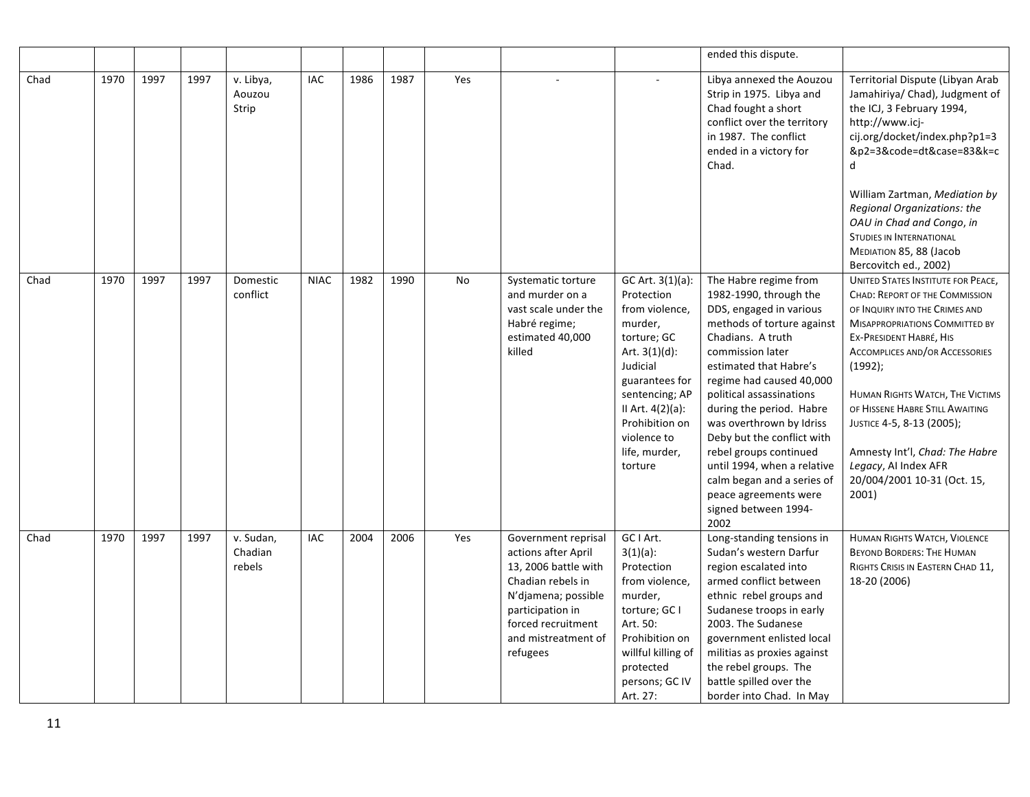| | | | | | | | | | | | | |
|---|---|---|---|---|---|---|---|---|---|---|---|---|
| | | | | | | | | | | | ended this dispute. | |
| Chad | 1970 | 1997 | 1997 | v. Libya, Aouzou Strip | IAC | 1986 | 1987 | Yes | - | - | Libya annexed the Aouzou Strip in 1975. Libya and Chad fought a short conflict over the territory in 1987. The conflict ended in a victory for Chad. | Territorial Dispute (Libyan Arab Jamahiriya/ Chad), Judgment of the ICJ, 3 February 1994, http://www.icj-cij.org/docket/index.php?p1=3&p2=3&code=dt&case=83&k=cd<br><br>William Zartman, *Mediation by Regional Organizations: the OAU in Chad and Congo*, *in* STUDIES IN INTERNATIONAL MEDIATION 85, 88 (Jacob Bercovitch ed., 2002) |
| Chad | 1970 | 1997 | 1997 | Domestic conflict | NIAC | 1982 | 1990 | No | Systematic torture and murder on a vast scale under the Habré regime; estimated 40,000 killed | GC Art. 3(1)(a): Protection from violence, murder, torture; GC Art. 3(1)(d): Judicial guarantees for sentencing; AP II Art. 4(2)(a): Prohibition on violence to life, murder, torture | The Habre regime from 1982-1990, through the DDS, engaged in various methods of torture against Chadians. A truth commission later estimated that Habre's regime had caused 40,000 political assassinations during the period. Habre was overthrown by Idriss Deby but the conflict with rebel groups continued until 1994, when a relative calm began and a series of peace agreements were signed between 1994-2002 | UNITED STATES INSTITUTE FOR PEACE, CHAD: REPORT OF THE COMMISSION OF INQUIRY INTO THE CRIMES AND MISAPPROPRIATIONS COMMITTED BY EX-PRESIDENT HABRÉ, HIS ACCOMPLICES AND/OR ACCESSORIES (1992);<br><br>HUMAN RIGHTS WATCH, THE VICTIMS OF HISSENE HABRE STILL AWAITING JUSTICE 4-5, 8-13 (2005);<br><br>Amnesty Int'l, *Chad: The Habre Legacy*, AI Index AFR 20/004/2001 10-31 (Oct. 15, 2001) |
| Chad | 1970 | 1997 | 1997 | v. Sudan, Chadian rebels | IAC | 2004 | 2006 | Yes | Government reprisal actions after April 13, 2006 battle with Chadian rebels in N'djamena; possible participation in forced recruitment and mistreatment of refugees | GC I Art. 3(1)(a): Protection from violence, murder, torture; GC I Art. 50: Prohibition on willful killing of protected persons; GC IV Art. 27: | Long-standing tensions in Sudan's western Darfur region escalated into armed conflict between ethnic rebel groups and Sudanese troops in early 2003. The Sudanese government enlisted local militias as proxies against the rebel groups. The battle spilled over the border into Chad. In May | HUMAN RIGHTS WATCH, VIOLENCE BEYOND BORDERS: THE HUMAN RIGHTS CRISIS IN EASTERN CHAD 11, 18-20 (2006) |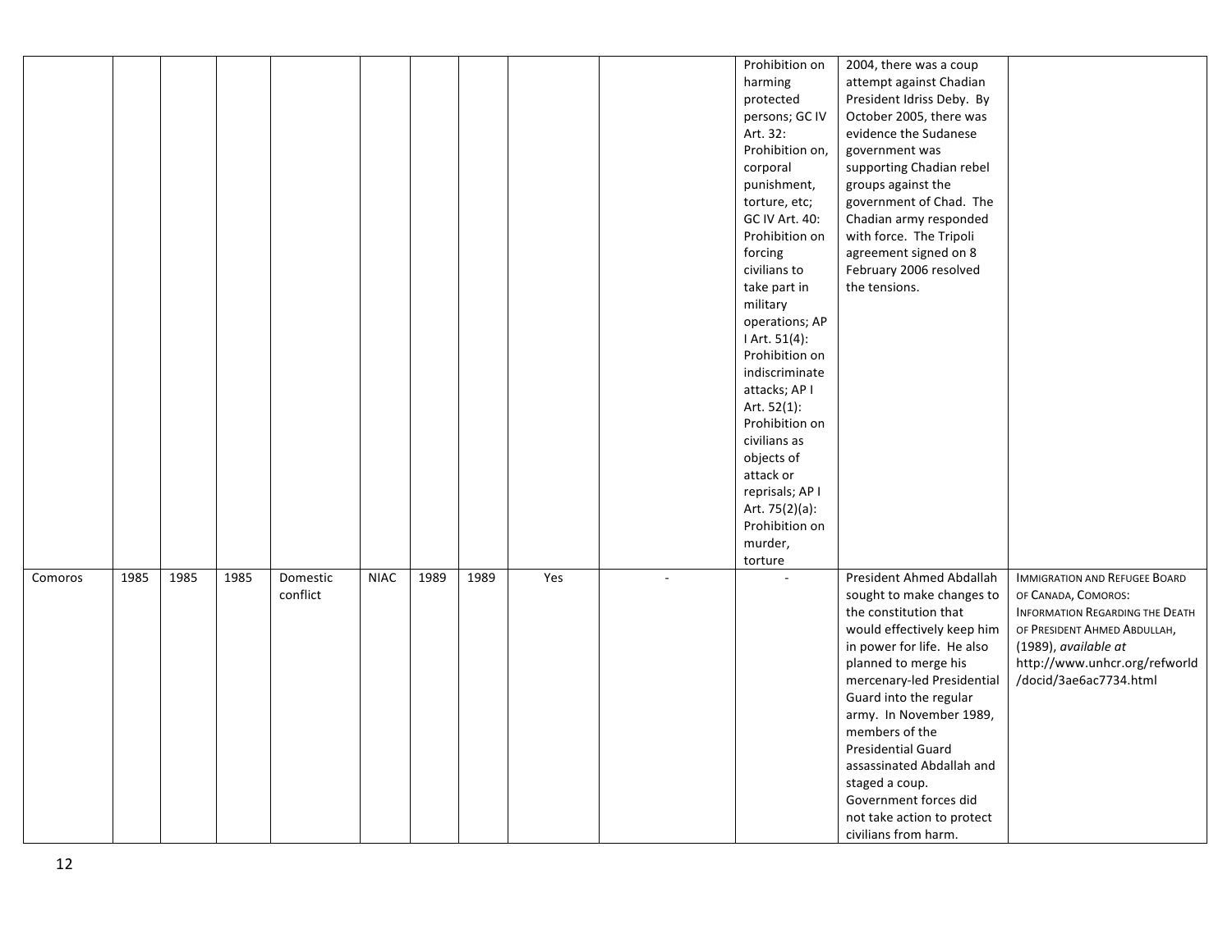|  |  |  |  |  |  |  |  |  |  |  |  |  |
|---|---|---|---|---|---|---|---|---|---|---|---|---|
|  |  |  |  |  |  |  |  |  |  | Prohibition on harming protected persons; GC IV Art. 32: Prohibition on, corporal punishment, torture, etc; GC IV Art. 40: Prohibition on forcing civilians to take part in military operations; AP I Art. 51(4): Prohibition on indiscriminate attacks; AP I Art. 52(1): Prohibition on civilians as objects of attack or reprisals; AP I Art. 75(2)(a): Prohibition on murder, torture | 2004, there was a coup attempt against Chadian President Idriss Deby. By October 2005, there was evidence the Sudanese government was supporting Chadian rebel groups against the government of Chad. The Chadian army responded with force. The Tripoli agreement signed on 8 February 2006 resolved the tensions. |  |
| Comoros | 1985 | 1985 | 1985 | Domestic conflict | NIAC | 1989 | 1989 | Yes | - | - | President Ahmed Abdallah sought to make changes to the constitution that would effectively keep him in power for life. He also planned to merge his mercenary-led Presidential Guard into the regular army. In November 1989, members of the Presidential Guard assassinated Abdallah and staged a coup. Government forces did not take action to protect civilians from harm. | IMMIGRATION AND REFUGEE BOARD OF CANADA, COMOROS: INFORMATION REGARDING THE DEATH OF PRESIDENT AHMED ABDULLAH, (1989), *available at* http://www.unhcr.org/refworld/docid/3ae6ac7734.html |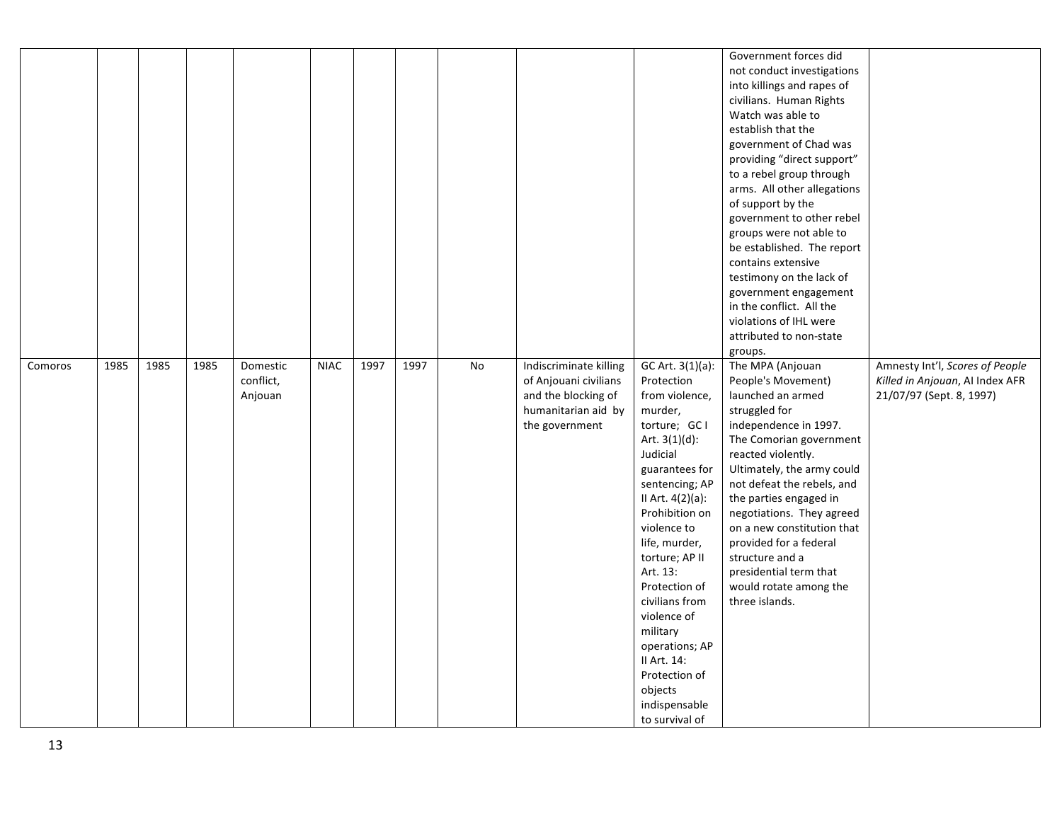| | | | | | | | | | | | | |
|---|---|---|---|---|---|---|---|---|---|---|---|---|
| | | | | | | | | | | | Government forces did not conduct investigations into killings and rapes of civilians. Human Rights Watch was able to establish that the government of Chad was providing "direct support" to a rebel group through arms. All other allegations of support by the government to other rebel groups were not able to be established. The report contains extensive testimony on the lack of government engagement in the conflict. All the violations of IHL were attributed to non-state groups. | |
| Comoros | 1985 | 1985 | 1985 | Domestic conflict, Anjouan | NIAC | 1997 | 1997 | No | Indiscriminate killing of Anjouani civilians and the blocking of humanitarian aid by the government | GC Art. 3(1)(a): Protection from violence, murder, torture; GC I Art. 3(1)(d): Judicial guarantees for sentencing; AP II Art. 4(2)(a): Prohibition on violence to life, murder, torture; AP II Art. 13: Protection of civilians from violence of military operations; AP II Art. 14: Protection of objects indispensable to survival of | The MPA (Anjouan People's Movement) launched an armed struggled for independence in 1997. The Comorian government reacted violently. Ultimately, the army could not defeat the rebels, and the parties engaged in negotiations. They agreed on a new constitution that provided for a federal structure and a presidential term that would rotate among the three islands. | Amnesty Int'l, *Scores of People Killed in Anjouan*, AI Index AFR 21/07/97 (Sept. 8, 1997) |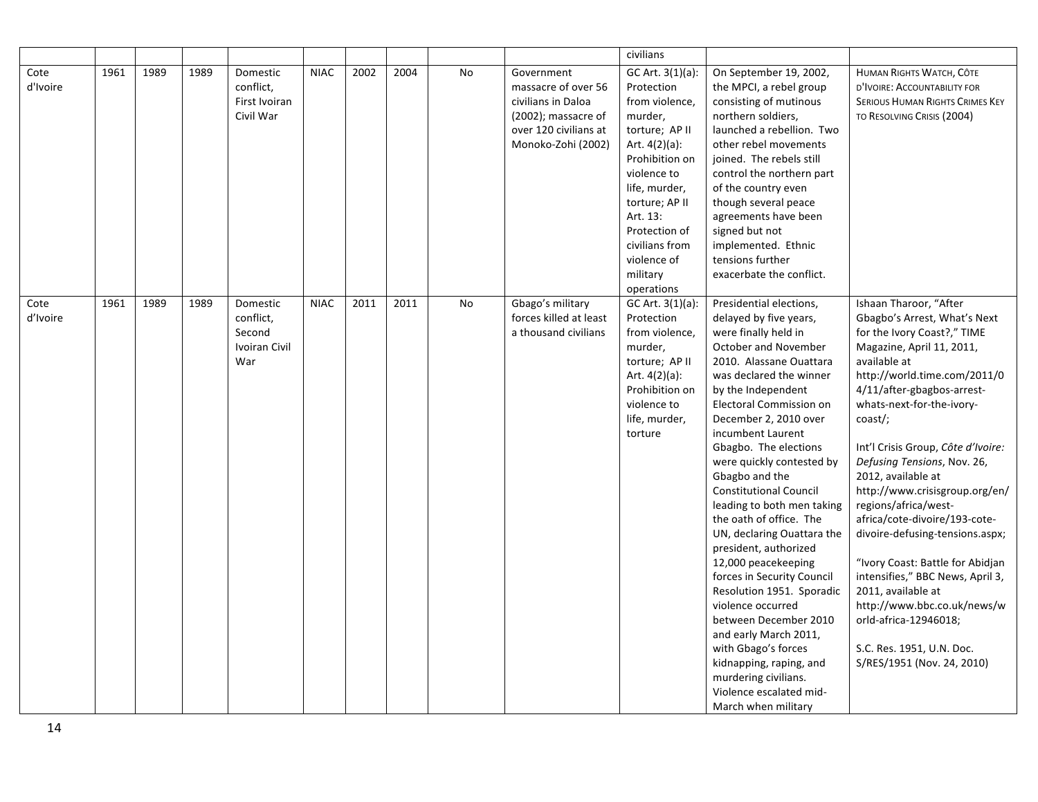| | | | | | | | | | | civilians | | |
|---|---|---|---|---|---|---|---|---|---|---|---|---|
| Cote d'Ivoire | 1961 | 1989 | 1989 | Domestic conflict, First Ivoiran Civil War | NIAC | 2002 | 2004 | No | Government massacre of over 56 civilians in Daloa (2002); massacre of over 120 civilians at Monoko-Zohi (2002) | GC Art. 3(1)(a): Protection from violence, murder, torture; AP II Art. 4(2)(a): Prohibition on violence to life, murder, torture; AP II Art. 13: Protection of civilians from violence of military operations | On September 19, 2002, the MPCI, a rebel group consisting of mutinous northern soldiers, launched a rebellion. Two other rebel movements joined. The rebels still control the northern part of the country even though several peace agreements have been signed but not implemented. Ethnic tensions further exacerbate the conflict. | HUMAN RIGHTS WATCH, CÔTE D'IVOIRE: ACCOUNTABILITY FOR SERIOUS HUMAN RIGHTS CRIMES KEY TO RESOLVING CRISIS (2004) |
| Cote d'Ivoire | 1961 | 1989 | 1989 | Domestic conflict, Second Ivoiran Civil War | NIAC | 2011 | 2011 | No | Gbago's military forces killed at least a thousand civilians | GC Art. 3(1)(a): Protection from violence, murder, torture; AP II Art. 4(2)(a): Prohibition on violence to life, murder, torture | Presidential elections, delayed by five years, were finally held in October and November 2010. Alassane Ouattara was declared the winner by the Independent Electoral Commission on December 2, 2010 over incumbent Laurent Gbagbo. The elections were quickly contested by Gbagbo and the Constitutional Council leading to both men taking the oath of office. The UN, declaring Ouattara the president, authorized 12,000 peacekeeping forces in Security Council Resolution 1951. Sporadic violence occurred between December 2010 and early March 2011, with Gbago's forces kidnapping, raping, and murdering civilians. Violence escalated mid-March when military | Ishaan Tharoor, "After Gbagbo's Arrest, What's Next for the Ivory Coast?," TIME Magazine, April 11, 2011, available at http://world.time.com/2011/04/11/after-gbagbos-arrest-whats-next-for-the-ivory-coast/; Int'l Crisis Group, *Côte d'Ivoire: Defusing Tensions*, Nov. 26, 2012, available at http://www.crisisgroup.org/en/regions/africa/west-africa/cote-divoire/193-cote-divoire-defusing-tensions.aspx; "Ivory Coast: Battle for Abidjan intensifies," BBC News, April 3, 2011, available at http://www.bbc.co.uk/news/world-africa-12946018; S.C. Res. 1951, U.N. Doc. S/RES/1951 (Nov. 24, 2010) |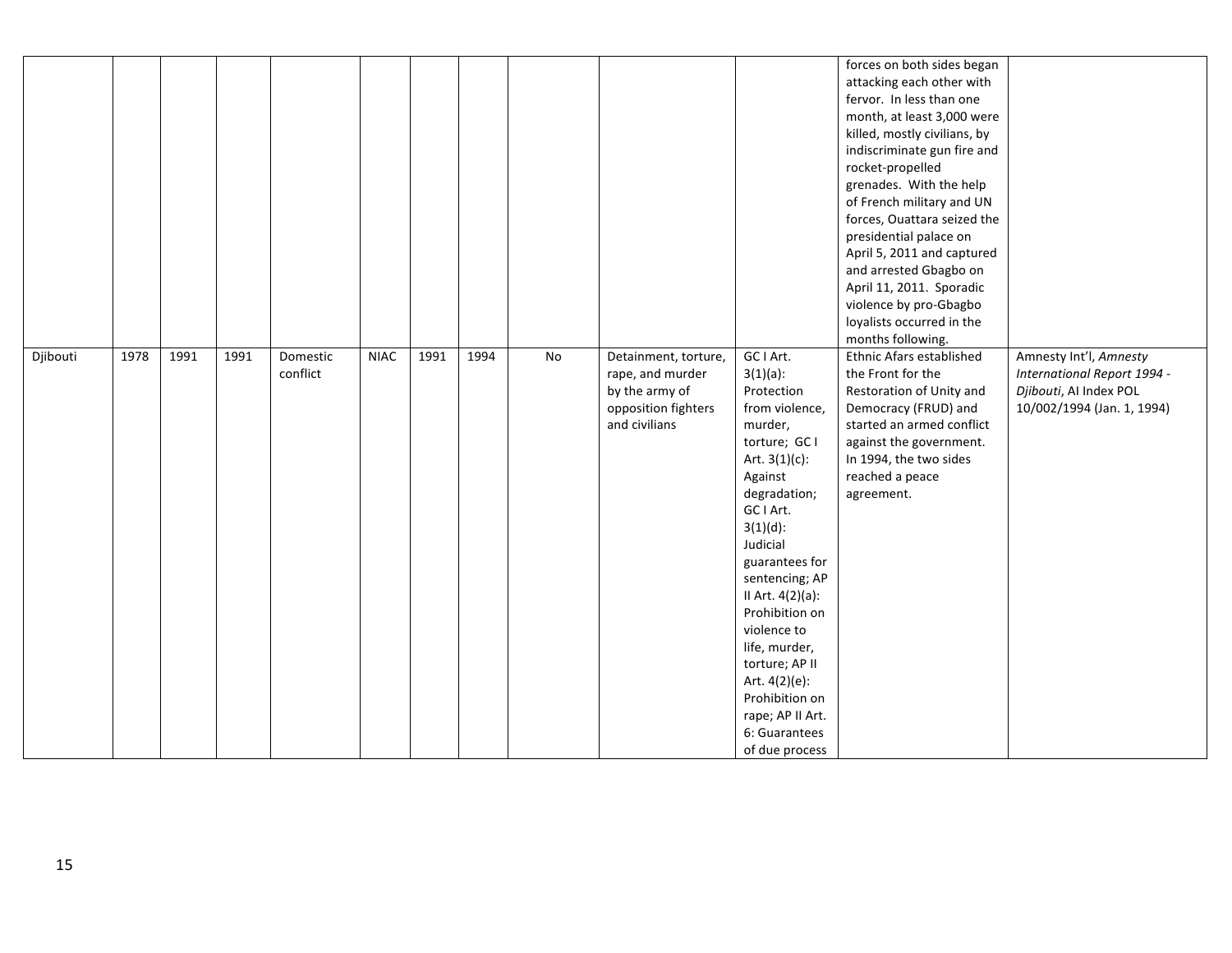| | | | | | | | | | | | | |
|---|---|---|---|---|---|---|---|---|---|---|---|---|
| | | | | | | | | | | | forces on both sides began attacking each other with fervor. In less than one month, at least 3,000 were killed, mostly civilians, by indiscriminate gun fire and rocket-propelled grenades. With the help of French military and UN forces, Ouattara seized the presidential palace on April 5, 2011 and captured and arrested Gbagbo on April 11, 2011. Sporadic violence by pro-Gbagbo loyalists occurred in the months following. | |
| Djibouti | 1978 | 1991 | 1991 | Domestic conflict | NIAC | 1991 | 1994 | No | Detainment, torture, rape, and murder by the army of opposition fighters and civilians | GC I Art. 3(1)(a): Protection from violence, murder, torture; GC I Art. 3(1)(c): Against degradation; GC I Art. 3(1)(d): Judicial guarantees for sentencing; AP II Art. 4(2)(a): Prohibition on violence to life, murder, torture; AP II Art. 4(2)(e): Prohibition on rape; AP II Art. 6: Guarantees of due process | Ethnic Afars established the Front for the Restoration of Unity and Democracy (FRUD) and started an armed conflict against the government. In 1994, the two sides reached a peace agreement. | Amnesty Int'l, *Amnesty International Report 1994 - Djibouti*, AI Index POL 10/002/1994 (Jan. 1, 1994) |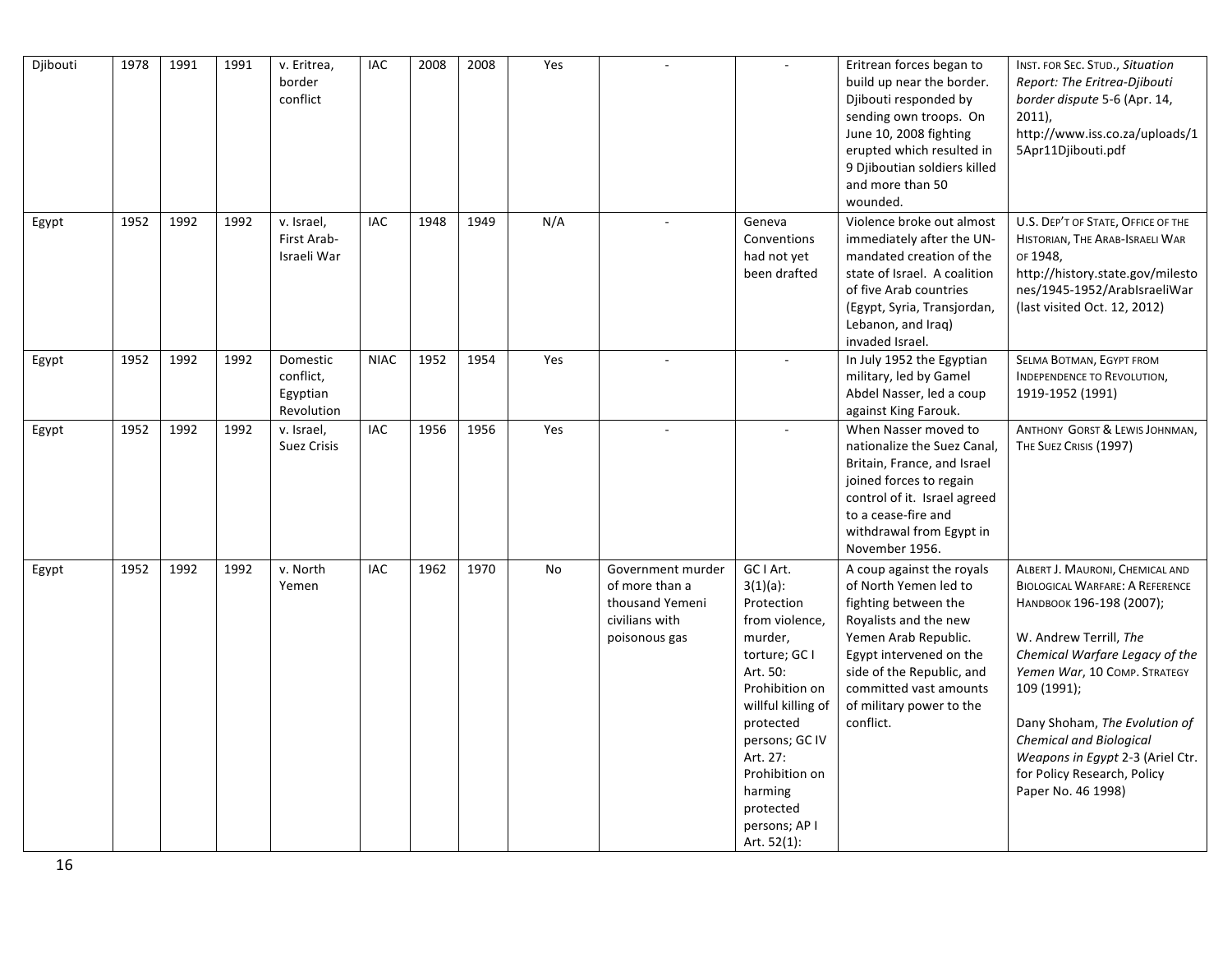| Djibouti | 1978 | 1991 | 1991 | v. Eritrea, border conflict | IAC | 2008 | 2008 | Yes | - | - | Eritrean forces began to build up near the border. Djibouti responded by sending own troops. On June 10, 2008 fighting erupted which resulted in 9 Djiboutian soldiers killed and more than 50 wounded. | INST. FOR SEC. STUD., *Situation Report: The Eritrea-Djibouti border dispute* 5-6 (Apr. 14, 2011), http://www.iss.co.za/uploads/15Apr11Djibouti.pdf |
|---|---|---|---|---|---|---|---|---|---|---|---|---|
| Egypt | 1952 | 1992 | 1992 | v. Israel, First Arab-Israeli War | IAC | 1948 | 1949 | N/A | - | Geneva Conventions had not yet been drafted | Violence broke out almost immediately after the UN-mandated creation of the state of Israel. A coalition of five Arab countries (Egypt, Syria, Transjordan, Lebanon, and Iraq) invaded Israel. | U.S. DEP'T OF STATE, OFFICE OF THE HISTORIAN, THE ARAB-ISRAELI WAR OF 1948, http://history.state.gov/milestones/1945-1952/ArabIsraeliWar (last visited Oct. 12, 2012) |
| Egypt | 1952 | 1992 | 1992 | Domestic conflict, Egyptian Revolution | NIAC | 1952 | 1954 | Yes | - | - | In July 1952 the Egyptian military, led by Gamel Abdel Nasser, led a coup against King Farouk. | SELMA BOTMAN, EGYPT FROM INDEPENDENCE TO REVOLUTION, 1919-1952 (1991) |
| Egypt | 1952 | 1992 | 1992 | v. Israel, Suez Crisis | IAC | 1956 | 1956 | Yes | - | - | When Nasser moved to nationalize the Suez Canal, Britain, France, and Israel joined forces to regain control of it. Israel agreed to a cease-fire and withdrawal from Egypt in November 1956. | ANTHONY GORST & LEWIS JOHNMAN, THE SUEZ CRISIS (1997) |
| Egypt | 1952 | 1992 | 1992 | v. North Yemen | IAC | 1962 | 1970 | No | Government murder of more than a thousand Yemeni civilians with poisonous gas | GC I Art. 3(1)(a): Protection from violence, murder, torture; GC I Art. 50: Prohibition on willful killing of protected persons; GC IV Art. 27: Prohibition on harming protected persons; AP I Art. 52(1): | A coup against the royals of North Yemen led to fighting between the Royalists and the new Yemen Arab Republic. Egypt intervened on the side of the Republic, and committed vast amounts of military power to the conflict. | ALBERT J. MAURONI, CHEMICAL AND BIOLOGICAL WARFARE: A REFERENCE HANDBOOK 196-198 (2007); W. Andrew Terrill, *The Chemical Warfare Legacy of the Yemen War*, 10 COMP. STRATEGY 109 (1991); Dany Shoham, *The Evolution of Chemical and Biological Weapons in Egypt* 2-3 (Ariel Ctr. for Policy Research, Policy Paper No. 46 1998) |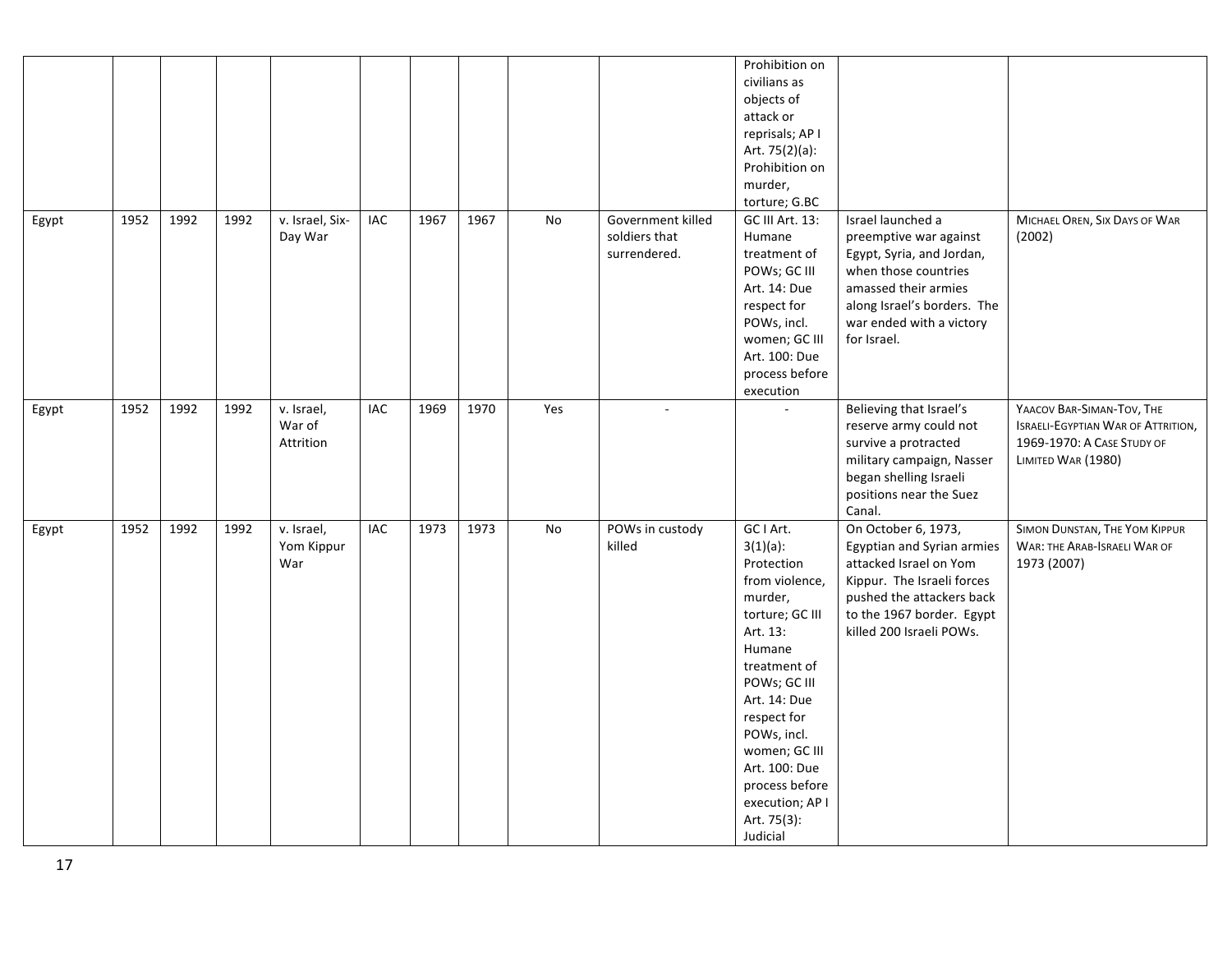| | | | | | | | | | | | | |
|---|---|---|---|---|---|---|---|---|---|---|---|---|
| | | | | | | | | | | Prohibition on civilians as objects of attack or reprisals; AP I Art. 75(2)(a): Prohibition on murder, torture; G.BC | | |
| Egypt | 1952 | 1992 | 1992 | v. Israel, Six-Day War | IAC | 1967 | 1967 | No | Government killed soldiers that surrendered. | GC III Art. 13: Humane treatment of POWs; GC III Art. 14: Due respect for POWs, incl. women; GC III Art. 100: Due process before execution | Israel launched a preemptive war against Egypt, Syria, and Jordan, when those countries amassed their armies along Israel's borders. The war ended with a victory for Israel. | MICHAEL OREN, SIX DAYS OF WAR (2002) |
| Egypt | 1952 | 1992 | 1992 | v. Israel, War of Attrition | IAC | 1969 | 1970 | Yes | - | - | Believing that Israel's reserve army could not survive a protracted military campaign, Nasser began shelling Israeli positions near the Suez Canal. | YAACOV BAR-SIMAN-TOV, THE ISRAELI-EGYPTIAN WAR OF ATTRITION, 1969-1970: A CASE STUDY OF LIMITED WAR (1980) |
| Egypt | 1952 | 1992 | 1992 | v. Israel, Yom Kippur War | IAC | 1973 | 1973 | No | POWs in custody killed | GC I Art. 3(1)(a): Protection from violence, murder, torture; GC III Art. 13: Humane treatment of POWs; GC III Art. 14: Due respect for POWs, incl. women; GC III Art. 100: Due process before execution; AP I Art. 75(3): Judicial | On October 6, 1973, Egyptian and Syrian armies attacked Israel on Yom Kippur. The Israeli forces pushed the attackers back to the 1967 border. Egypt killed 200 Israeli POWs. | SIMON DUNSTAN, THE YOM KIPPUR WAR: THE ARAB-ISRAELI WAR OF 1973 (2007) |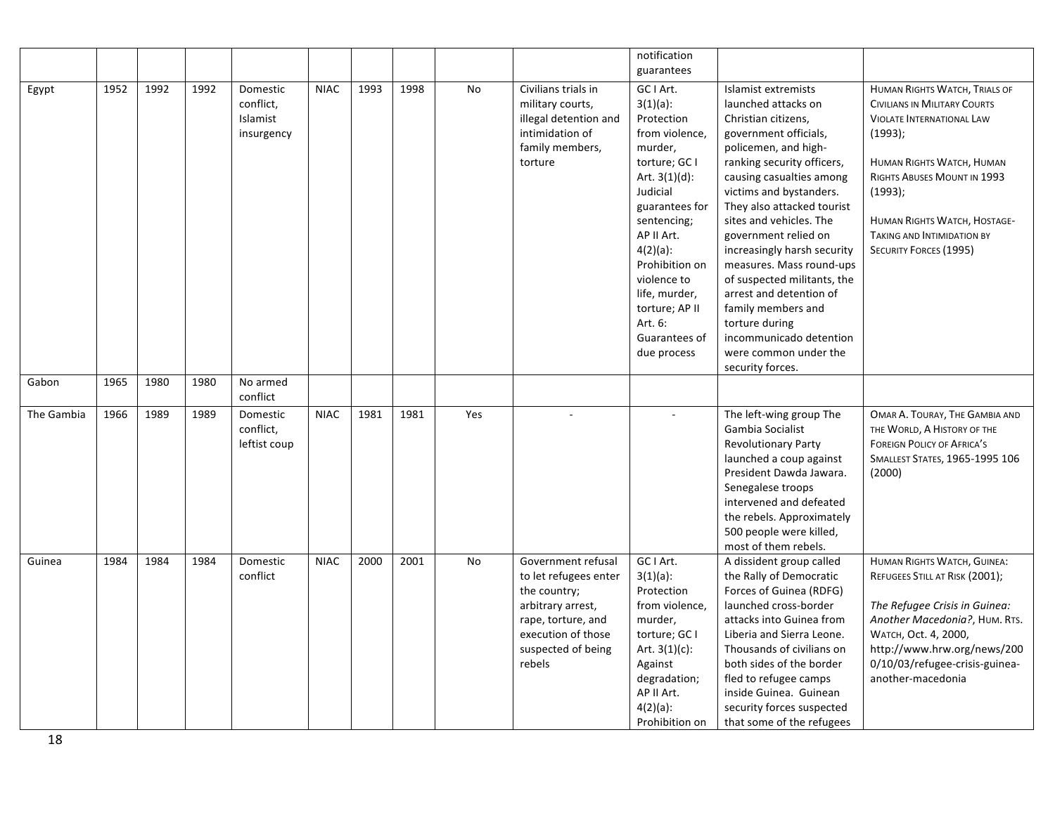| | | | | | | | | | | notification guarantees | | |
|---|---|---|---|---|---|---|---|---|---|---|---|---|
| Egypt | 1952 | 1992 | 1992 | Domestic conflict, Islamist insurgency | NIAC | 1993 | 1998 | No | Civilians trials in military courts, illegal detention and intimidation of family members, torture | GC I Art. 3(1)(a): Protection from violence, murder, torture; GC I Art. 3(1)(d): Judicial guarantees for sentencing; AP II Art. 4(2)(a): Prohibition on violence to life, murder, torture; AP II Art. 6: Guarantees of due process | Islamist extremists launched attacks on Christian citizens, government officials, policemen, and high-ranking security officers, causing casualties among victims and bystanders. They also attacked tourist sites and vehicles. The government relied on increasingly harsh security measures. Mass round-ups of suspected militants, the arrest and detention of family members and torture during incommunicado detention were common under the security forces. | HUMAN RIGHTS WATCH, TRIALS OF CIVILIANS IN MILITARY COURTS VIOLATE INTERNATIONAL LAW (1993); HUMAN RIGHTS WATCH, HUMAN RIGHTS ABUSES MOUNT IN 1993 (1993); HUMAN RIGHTS WATCH, HOSTAGE-TAKING AND INTIMIDATION BY SECURITY FORCES (1995) |
| Gabon | 1965 | 1980 | 1980 | No armed conflict | | | | | | | | |
| The Gambia | 1966 | 1989 | 1989 | Domestic conflict, leftist coup | NIAC | 1981 | 1981 | Yes | - | - | The left-wing group The Gambia Socialist Revolutionary Party launched a coup against President Dawda Jawara. Senegalese troops intervened and defeated the rebels. Approximately 500 people were killed, most of them rebels. | OMAR A. TOURAY, THE GAMBIA AND THE WORLD, A HISTORY OF THE FOREIGN POLICY OF AFRICA'S SMALLEST STATES, 1965-1995 106 (2000) |
| Guinea | 1984 | 1984 | 1984 | Domestic conflict | NIAC | 2000 | 2001 | No | Government refusal to let refugees enter the country; arbitrary arrest, rape, torture, and execution of those suspected of being rebels | GC I Art. 3(1)(a): Protection from violence, murder, torture; GC I Art. 3(1)(c): Against degradation; AP II Art. 4(2)(a): Prohibition on | A dissident group called the Rally of Democratic Forces of Guinea (RDFG) launched cross-border attacks into Guinea from Liberia and Sierra Leone. Thousands of civilians on both sides of the border fled to refugee camps inside Guinea. Guinean security forces suspected that some of the refugees | HUMAN RIGHTS WATCH, GUINEA: REFUGEES STILL AT RISK (2001); *The Refugee Crisis in Guinea: Another Macedonia?*, HUM. RTS. WATCH, Oct. 4, 2000, http://www.hrw.org/news/2000/10/03/refugee-crisis-guinea-another-macedonia |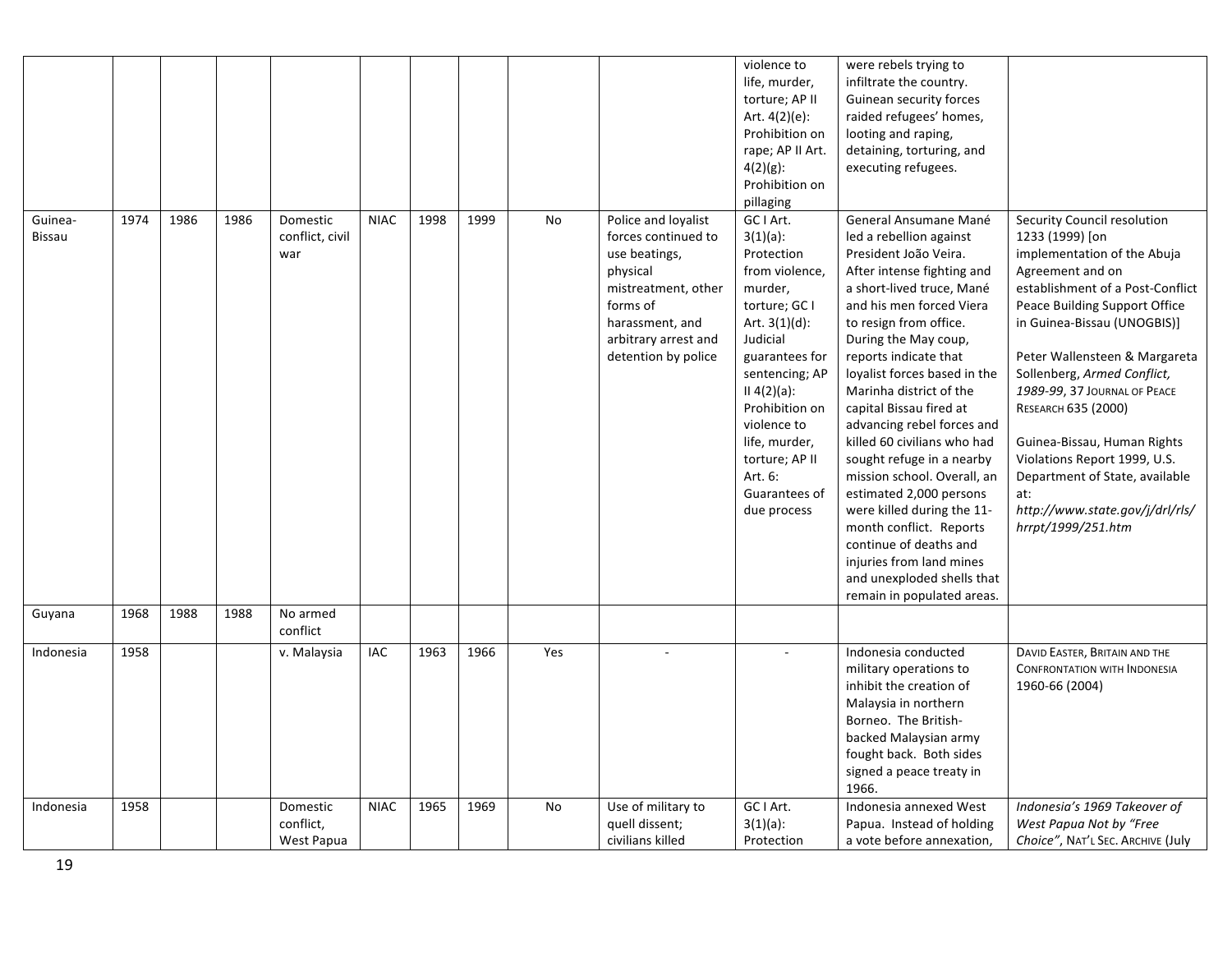| | | | | | | | | | | | | |
|---|---|---|---|---|---|---|---|---|---|---|---|---|
| | | | | | | | | | | violence to life, murder, torture; AP II Art. 4(2)(e): Prohibition on rape; AP II Art. 4(2)(g): Prohibition on pillaging | were rebels trying to infiltrate the country. Guinean security forces raided refugees' homes, looting and raping, detaining, torturing, and executing refugees. | |
| Guinea-Bissau | 1974 | 1986 | 1986 | Domestic conflict, civil war | NIAC | 1998 | 1999 | No | Police and loyalist forces continued to use beatings, physical mistreatment, other forms of harassment, and arbitrary arrest and detention by police | GC I Art. 3(1)(a): Protection from violence, murder, torture; GC I Art. 3(1)(d): Judicial guarantees for sentencing; AP II 4(2)(a): Prohibition on violence to life, murder, torture; AP II Art. 6: Guarantees of due process | General Ansumane Mané led a rebellion against President João Veira. After intense fighting and a short-lived truce, Mané and his men forced Viera to resign from office. During the May coup, reports indicate that loyalist forces based in the Marinha district of the capital Bissau fired at advancing rebel forces and killed 60 civilians who had sought refuge in a nearby mission school. Overall, an estimated 2,000 persons were killed during the 11-month conflict. Reports continue of deaths and injuries from land mines and unexploded shells that remain in populated areas. | Security Council resolution 1233 (1999) [on implementation of the Abuja Agreement and on establishment of a Post-Conflict Peace Building Support Office in Guinea-Bissau (UNOGBIS)]<br><br>Peter Wallensteen & Margareta Sollenberg, *Armed Conflict, 1989-99*, 37 JOURNAL OF PEACE RESEARCH 635 (2000)<br><br>Guinea-Bissau, Human Rights Violations Report 1999, U.S. Department of State, available at: *http://www.state.gov/j/drl/rls/hrrpt/1999/251.htm* |
| Guyana | 1968 | 1988 | 1988 | No armed conflict | | | | | | | | |
| Indonesia | 1958 | | | v. Malaysia | IAC | 1963 | 1966 | Yes | - | - | Indonesia conducted military operations to inhibit the creation of Malaysia in northern Borneo. The British-backed Malaysian army fought back. Both sides signed a peace treaty in 1966. | DAVID EASTER, BRITAIN AND THE CONFRONTATION WITH INDONESIA 1960-66 (2004) |
| Indonesia | 1958 | | | Domestic conflict, West Papua | NIAC | 1965 | 1969 | No | Use of military to quell dissent; civilians killed | GC I Art. 3(1)(a): Protection | Indonesia annexed West Papua. Instead of holding a vote before annexation, | *Indonesia's 1969 Takeover of West Papua Not by "Free Choice"*, NAT'L SEC. ARCHIVE (July |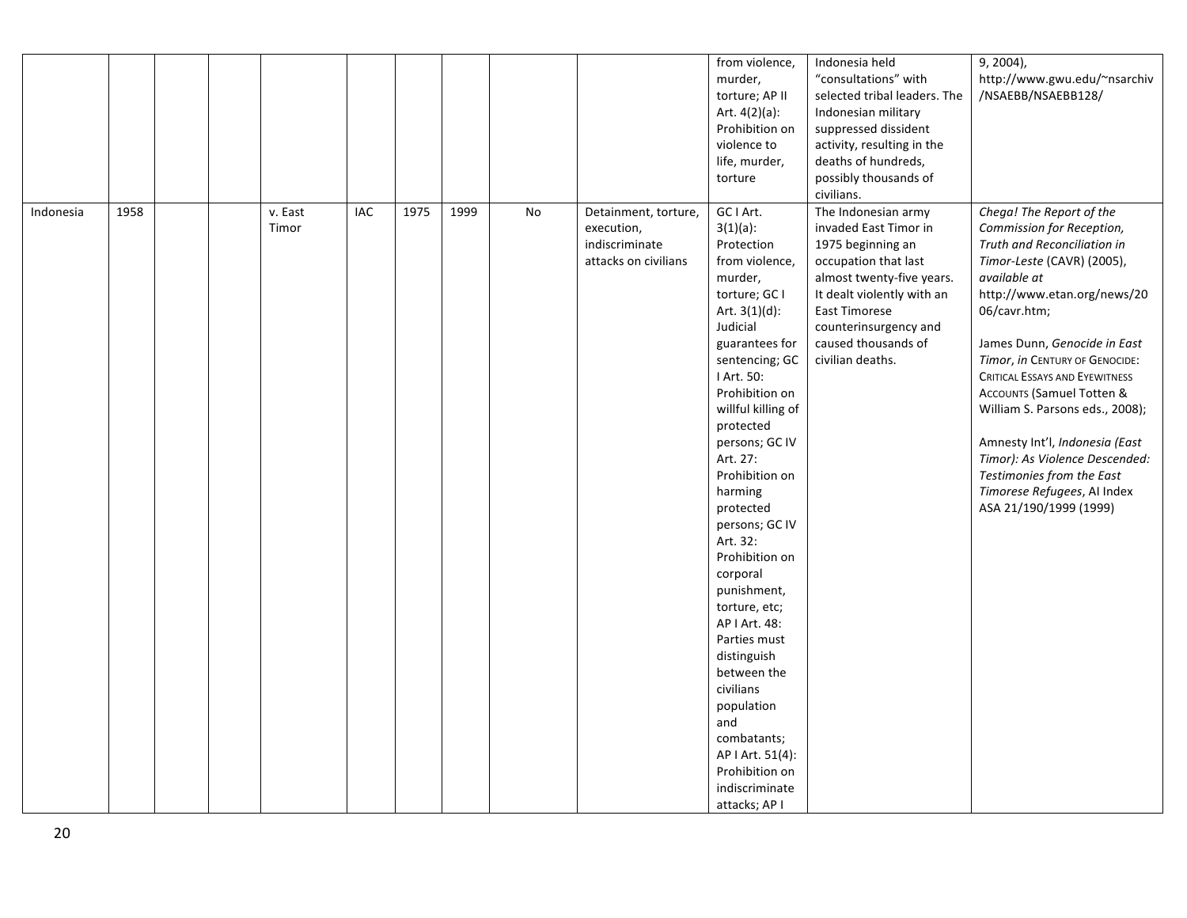|  |  |  |  |  |  |  |  |  |  |  |  |  |
|---|---|---|---|---|---|---|---|---|---|---|---|---|
|  |  |  |  |  |  |  |  |  |  | from violence, murder, torture; AP II Art. 4(2)(a): Prohibition on violence to life, murder, torture | Indonesia held "consultations" with selected tribal leaders. The Indonesian military suppressed dissident activity, resulting in the deaths of hundreds, possibly thousands of civilians. | 9, 2004), http://www.gwu.edu/~nsarchiv/NSAEBB/NSAEBB128/ |
| Indonesia | 1958 |  |  | v. East Timor | IAC | 1975 | 1999 | No | Detainment, torture, execution, indiscriminate attacks on civilians | GC I Art. 3(1)(a): Protection from violence, murder, torture; GC I Art. 3(1)(d): Judicial guarantees for sentencing; GC I Art. 50: Prohibition on willful killing of protected persons; GC IV Art. 27: Prohibition on harming protected persons; GC IV Art. 32: Prohibition on corporal punishment, torture, etc; AP I Art. 48: Parties must distinguish between the civilians population and combatants; AP I Art. 51(4): Prohibition on indiscriminate attacks; AP I | The Indonesian army invaded East Timor in 1975 beginning an occupation that last almost twenty-five years. It dealt violently with an East Timorese counterinsurgency and caused thousands of civilian deaths. | *Chega! The Report of the Commission for Reception, Truth and Reconciliation in Timor-Leste* (CAVR) (2005), *available at* http://www.etan.org/news/2006/cavr.htm; James Dunn, *Genocide in East Timor*, *in* CENTURY OF GENOCIDE: CRITICAL ESSAYS AND EYEWITNESS ACCOUNTS (Samuel Totten & William S. Parsons eds., 2008); Amnesty Int'l, *Indonesia (East Timor): As Violence Descended: Testimonies from the East Timorese Refugees*, AI Index ASA 21/190/1999 (1999) |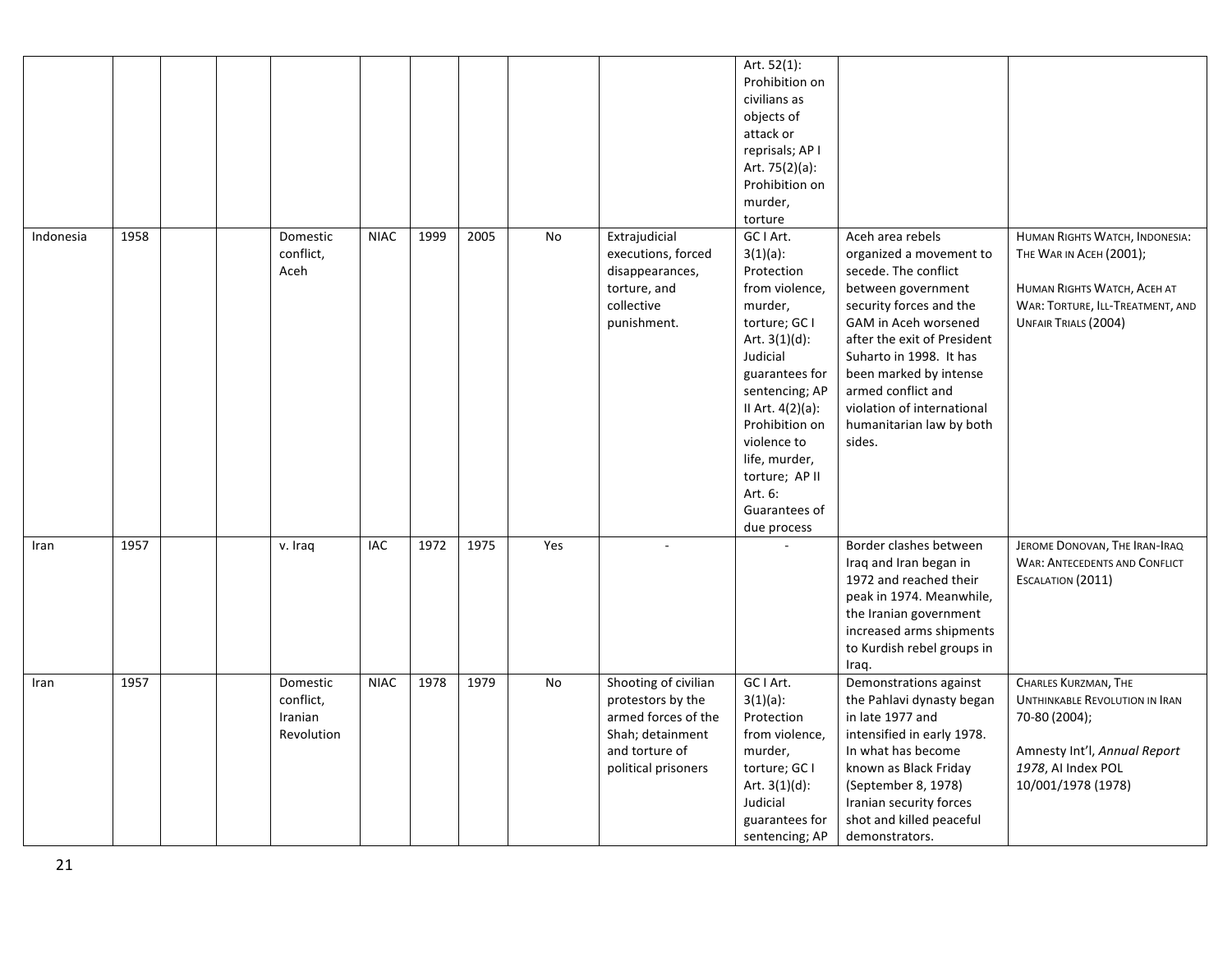| | | | | | | | | | | | | |
|---|---|---|---|---|---|---|---|---|---|---|---|---|
| | | | | | | | | | | Art. 52(1): Prohibition on civilians as objects of attack or reprisals; AP I Art. 75(2)(a): Prohibition on murder, torture | | |
| Indonesia | 1958 | | | Domestic conflict, Aceh | NIAC | 1999 | 2005 | No | Extrajudicial executions, forced disappearances, torture, and collective punishment. | GC I Art. 3(1)(a): Protection from violence, murder, torture; GC I Art. 3(1)(d): Judicial guarantees for sentencing; AP II Art. 4(2)(a): Prohibition on violence to life, murder, torture; AP II Art. 6: Guarantees of due process | Aceh area rebels organized a movement to secede. The conflict between government security forces and the GAM in Aceh worsened after the exit of President Suharto in 1998. It has been marked by intense armed conflict and violation of international humanitarian law by both sides. | HUMAN RIGHTS WATCH, INDONESIA: THE WAR IN ACEH (2001); HUMAN RIGHTS WATCH, ACEH AT WAR: TORTURE, ILL-TREATMENT, AND UNFAIR TRIALS (2004) |
| Iran | 1957 | | | v. Iraq | IAC | 1972 | 1975 | Yes | - | - | Border clashes between Iraq and Iran began in 1972 and reached their peak in 1974. Meanwhile, the Iranian government increased arms shipments to Kurdish rebel groups in Iraq. | JEROME DONOVAN, THE IRAN-IRAQ WAR: ANTECEDENTS AND CONFLICT ESCALATION (2011) |
| Iran | 1957 | | | Domestic conflict, Iranian Revolution | NIAC | 1978 | 1979 | No | Shooting of civilian protestors by the armed forces of the Shah; detainment and torture of political prisoners | GC I Art. 3(1)(a): Protection from violence, murder, torture; GC I Art. 3(1)(d): Judicial guarantees for sentencing; AP | Demonstrations against the Pahlavi dynasty began in late 1977 and intensified in early 1978. In what has become known as Black Friday (September 8, 1978) Iranian security forces shot and killed peaceful demonstrators. | CHARLES KURZMAN, THE UNTHINKABLE REVOLUTION IN IRAN 70-80 (2004); Amnesty Int'l, *Annual Report 1978*, AI Index POL 10/001/1978 (1978) |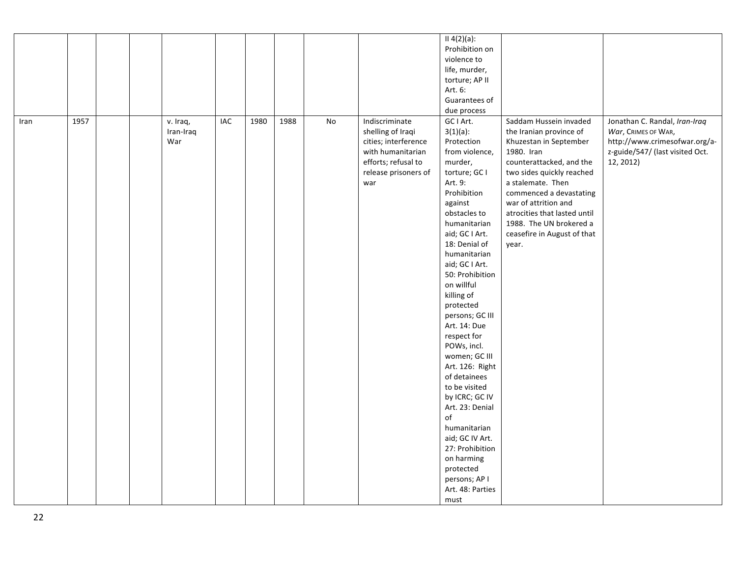| | | | | | | | | | | II 4(2)(a): Prohibition on violence to life, murder, torture; AP II Art. 6: Guarantees of due process | | |
|---|---|---|---|---|---|---|---|---|---|---|---|---|
| Iran | 1957 | | | v. Iraq, Iran-Iraq War | IAC | 1980 | 1988 | No | Indiscriminate shelling of Iraqi cities; interference with humanitarian efforts; refusal to release prisoners of war | GC I Art. 3(1)(a): Protection from violence, murder, torture; GC I Art. 9: Prohibition against obstacles to humanitarian aid; GC I Art. 18: Denial of humanitarian aid; GC I Art. 50: Prohibition on willful killing of protected persons; GC III Art. 14: Due respect for POWs, incl. women; GC III Art. 126: Right of detainees to be visited by ICRC; GC IV Art. 23: Denial of humanitarian aid; GC IV Art. 27: Prohibition on harming protected persons; AP I Art. 48: Parties must | Saddam Hussein invaded the Iranian province of Khuzestan in September 1980. Iran counterattacked, and the two sides quickly reached a stalemate. Then commenced a devastating war of attrition and atrocities that lasted until 1988. The UN brokered a ceasefire in August of that year. | Jonathan C. Randal, *Iran-Iraq War*, CRIMES OF WAR, http://www.crimesofwar.org/a-z-guide/547/ (last visited Oct. 12, 2012) |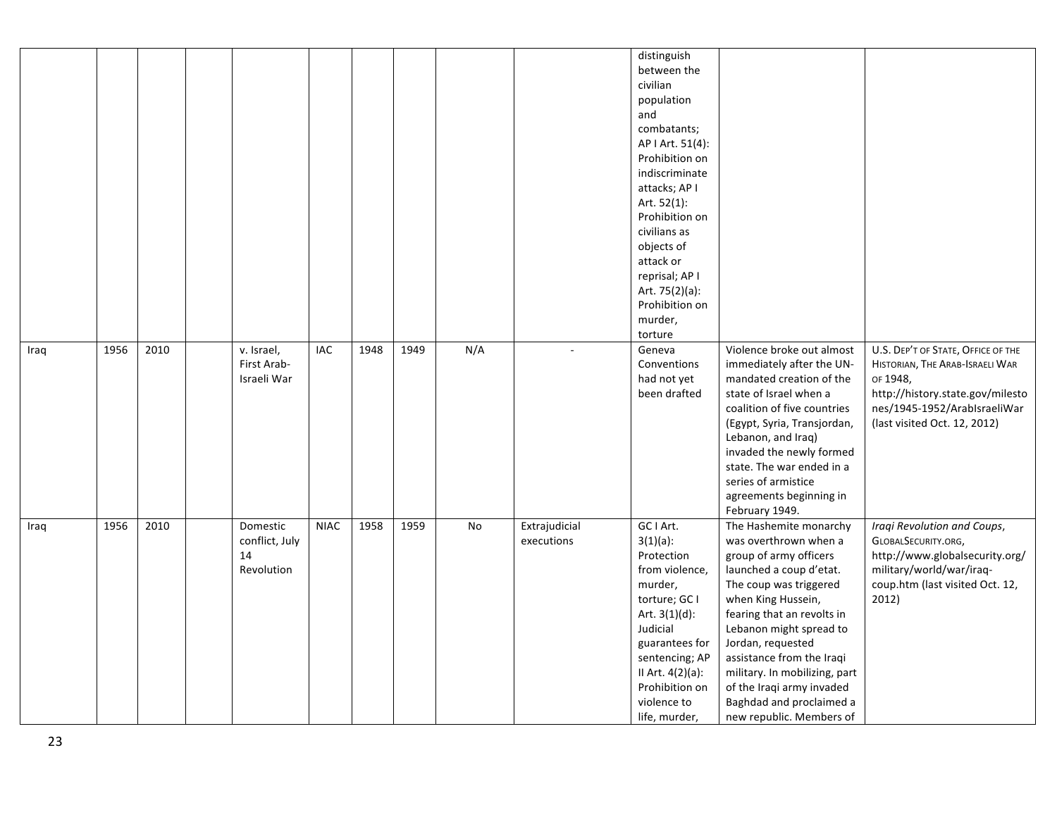| | | | | | | | | | | | | |
|---|---|---|---|---|---|---|---|---|---|---|---|---|
| | | | | | | | | | | distinguish between the civilian population and combatants; AP I Art. 51(4): Prohibition on indiscriminate attacks; AP I Art. 52(1): Prohibition on civilians as objects of attack or reprisal; AP I Art. 75(2)(a): Prohibition on murder, torture | | |
| Iraq | 1956 | 2010 | | v. Israel, First Arab-Israeli War | IAC | 1948 | 1949 | N/A | - | Geneva Conventions had not yet been drafted | Violence broke out almost immediately after the UN-mandated creation of the state of Israel when a coalition of five countries (Egypt, Syria, Transjordan, Lebanon, and Iraq) invaded the newly formed state. The war ended in a series of armistice agreements beginning in February 1949. | U.S. DEP'T OF STATE, OFFICE OF THE HISTORIAN, THE ARAB-ISRAELI WAR OF 1948, http://history.state.gov/milestones/1945-1952/ArabIsraeliWar (last visited Oct. 12, 2012) |
| Iraq | 1956 | 2010 | | Domestic conflict, July 14 Revolution | NIAC | 1958 | 1959 | No | Extrajudicial executions | GC I Art. 3(1)(a): Protection from violence, murder, torture; GC I Art. 3(1)(d): Judicial guarantees for sentencing; AP II Art. 4(2)(a): Prohibition on violence to life, murder, | The Hashemite monarchy was overthrown when a group of army officers launched a coup d'etat. The coup was triggered when King Hussein, fearing that an revolts in Lebanon might spread to Jordan, requested assistance from the Iraqi military. In mobilizing, part of the Iraqi army invaded Baghdad and proclaimed a new republic. Members of | *Iraqi Revolution and Coups*, GLOBALSECURITY.ORG, http://www.globalsecurity.org/military/world/war/iraq-coup.htm (last visited Oct. 12, 2012) |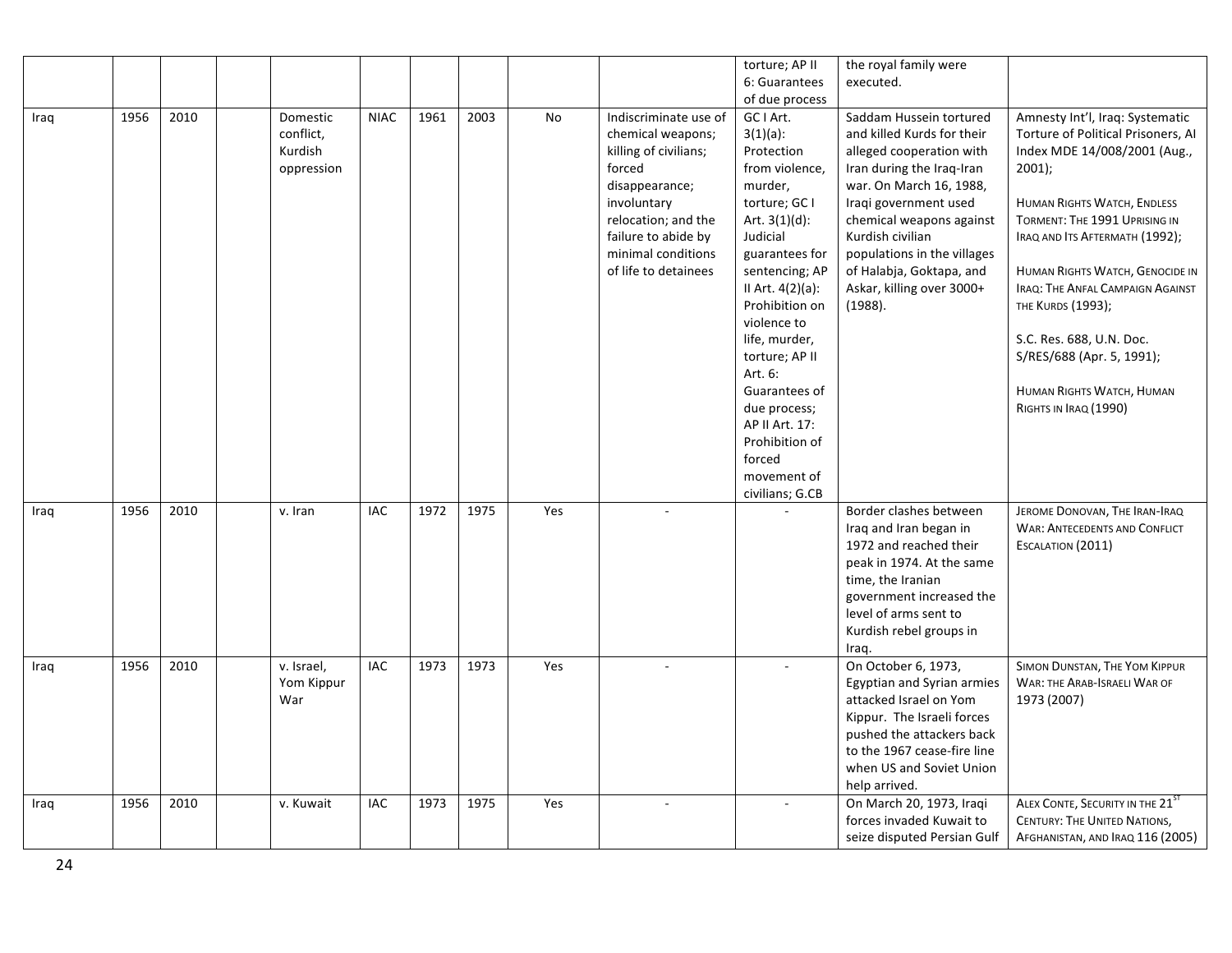| | | | | | | | | | | | | |
|---|---|---|---|---|---|---|---|---|---|---|---|---|
| | | | | | | | | | | torture; AP II 6: Guarantees of due process | the royal family were executed. | |
| Iraq | 1956 | 2010 | | Domestic conflict, Kurdish oppression | NIAC | 1961 | 2003 | No | Indiscriminate use of chemical weapons; killing of civilians; forced disappearance; involuntary relocation; and the failure to abide by minimal conditions of life to detainees | GC I Art. 3(1)(a): Protection from violence, murder, torture; GC I Art. 3(1)(d): Judicial guarantees for sentencing; AP II Art. 4(2)(a): Prohibition on violence to life, murder, torture; AP II Art. 6: Guarantees of due process; AP II Art. 17: Prohibition of forced movement of civilians; G.CB | Saddam Hussein tortured and killed Kurds for their alleged cooperation with Iran during the Iraq-Iran war. On March 16, 1988, Iraqi government used chemical weapons against Kurdish civilian populations in the villages of Halabja, Goktapa, and Askar, killing over 3000+ (1988). | Amnesty Int'l, Iraq: Systematic Torture of Political Prisoners, AI Index MDE 14/008/2001 (Aug., 2001); HUMAN RIGHTS WATCH, ENDLESS TORMENT: THE 1991 UPRISING IN IRAQ AND ITS AFTERMATH (1992); HUMAN RIGHTS WATCH, GENOCIDE IN IRAQ: THE ANFAL CAMPAIGN AGAINST THE KURDS (1993); S.C. Res. 688, U.N. Doc. S/RES/688 (Apr. 5, 1991); HUMAN RIGHTS WATCH, HUMAN RIGHTS IN IRAQ (1990) |
| Iraq | 1956 | 2010 | | v. Iran | IAC | 1972 | 1975 | Yes | - | - | Border clashes between Iraq and Iran began in 1972 and reached their peak in 1974. At the same time, the Iranian government increased the level of arms sent to Kurdish rebel groups in Iraq. | JEROME DONOVAN, THE IRAN-IRAQ WAR: ANTECEDENTS AND CONFLICT ESCALATION (2011) |
| Iraq | 1956 | 2010 | | v. Israel, Yom Kippur War | IAC | 1973 | 1973 | Yes | - | - | On October 6, 1973, Egyptian and Syrian armies attacked Israel on Yom Kippur. The Israeli forces pushed the attackers back to the 1967 cease-fire line when US and Soviet Union help arrived. | SIMON DUNSTAN, THE YOM KIPPUR WAR: THE ARAB-ISRAELI WAR OF 1973 (2007) |
| Iraq | 1956 | 2010 | | v. Kuwait | IAC | 1973 | 1975 | Yes | - | - | On March 20, 1973, Iraqi forces invaded Kuwait to seize disputed Persian Gulf | ALEX CONTE, SECURITY IN THE 21ST CENTURY: THE UNITED NATIONS, AFGHANISTAN, AND IRAQ 116 (2005) |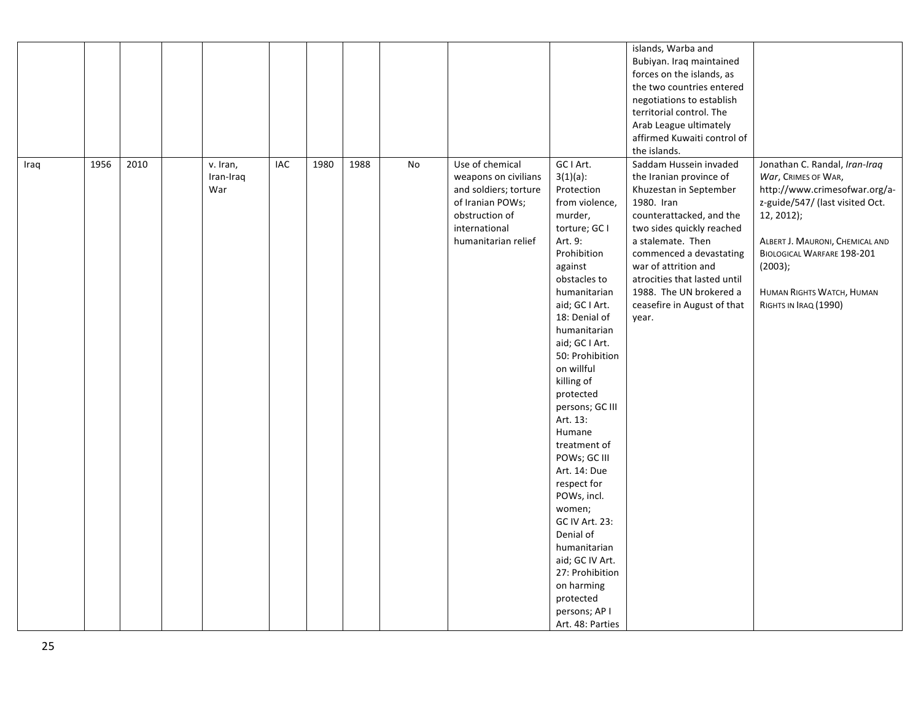| | | | | | | | | | | | | |
|---|---|---|---|---|---|---|---|---|---|---|---|---|
| | | | | | | | | | | | islands, Warba and Bubiyan. Iraq maintained forces on the islands, as the two countries entered negotiations to establish territorial control. The Arab League ultimately affirmed Kuwaiti control of the islands. | |
| Iraq | 1956 | 2010 | | v. Iran, Iran-Iraq War | IAC | 1980 | 1988 | No | Use of chemical weapons on civilians and soldiers; torture of Iranian POWs; obstruction of international humanitarian relief | GC I Art. 3(1)(a): Protection from violence, murder, torture; GC I Art. 9: Prohibition against obstacles to humanitarian aid; GC I Art. 18: Denial of humanitarian aid; GC I Art. 50: Prohibition on willful killing of protected persons; GC III Art. 13: Humane treatment of POWs; GC III Art. 14: Due respect for POWs, incl. women; GC IV Art. 23: Denial of humanitarian aid; GC IV Art. 27: Prohibition on harming protected persons; AP I Art. 48: Parties | Saddam Hussein invaded the Iranian province of Khuzestan in September 1980. Iran counterattacked, and the two sides quickly reached a stalemate. Then commenced a devastating war of attrition and atrocities that lasted until 1988. The UN brokered a ceasefire in August of that year. | Jonathan C. Randal, *Iran-Iraq War*, CRIMES OF WAR, http://www.crimesofwar.org/a-z-guide/547/ (last visited Oct. 12, 2012); ALBERT J. MAURONI, CHEMICAL AND BIOLOGICAL WARFARE 198-201 (2003); HUMAN RIGHTS WATCH, HUMAN RIGHTS IN IRAQ (1990) |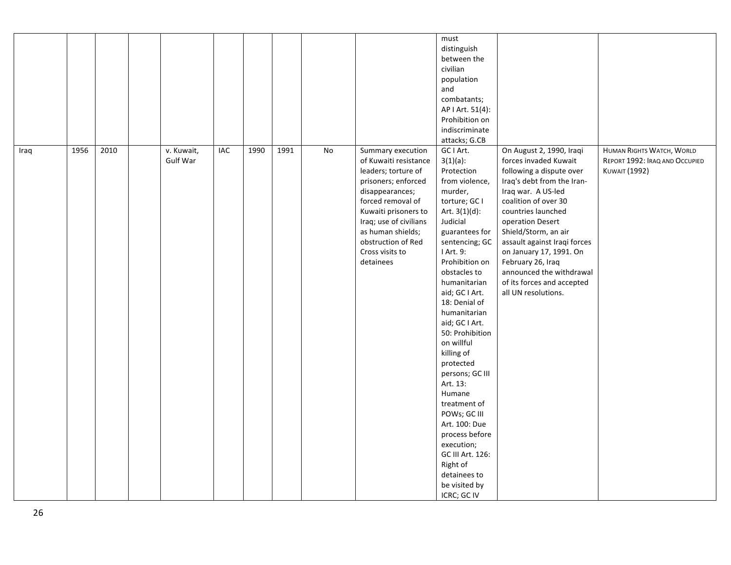| | | | | | | | | | | must distinguish between the civilian population and combatants; AP I Art. 51(4): Prohibition on indiscriminate attacks; G.CB | | |
|---|---|---|---|---|---|---|---|---|---|---|---|---|
| Iraq | 1956 | 2010 | | v. Kuwait, Gulf War | IAC | 1990 | 1991 | No | Summary execution of Kuwaiti resistance leaders; torture of prisoners; enforced disappearances; forced removal of Kuwaiti prisoners to Iraq; use of civilians as human shields; obstruction of Red Cross visits to detainees | GC I Art. 3(1)(a): Protection from violence, murder, torture; GC I Art. 3(1)(d): Judicial guarantees for sentencing; GC I Art. 9: Prohibition on obstacles to humanitarian aid; GC I Art. 18: Denial of humanitarian aid; GC I Art. 50: Prohibition on willful killing of protected persons; GC III Art. 13: Humane treatment of POWs; GC III Art. 100: Due process before execution; GC III Art. 126: Right of detainees to be visited by ICRC; GC IV | On August 2, 1990, Iraqi forces invaded Kuwait following a dispute over Iraq's debt from the Iran-Iraq war. A US-led coalition of over 30 countries launched operation Desert Shield/Storm, an air assault against Iraqi forces on January 17, 1991. On February 26, Iraq announced the withdrawal of its forces and accepted all UN resolutions. | HUMAN RIGHTS WATCH, WORLD REPORT 1992: IRAQ AND OCCUPIED KUWAIT (1992) |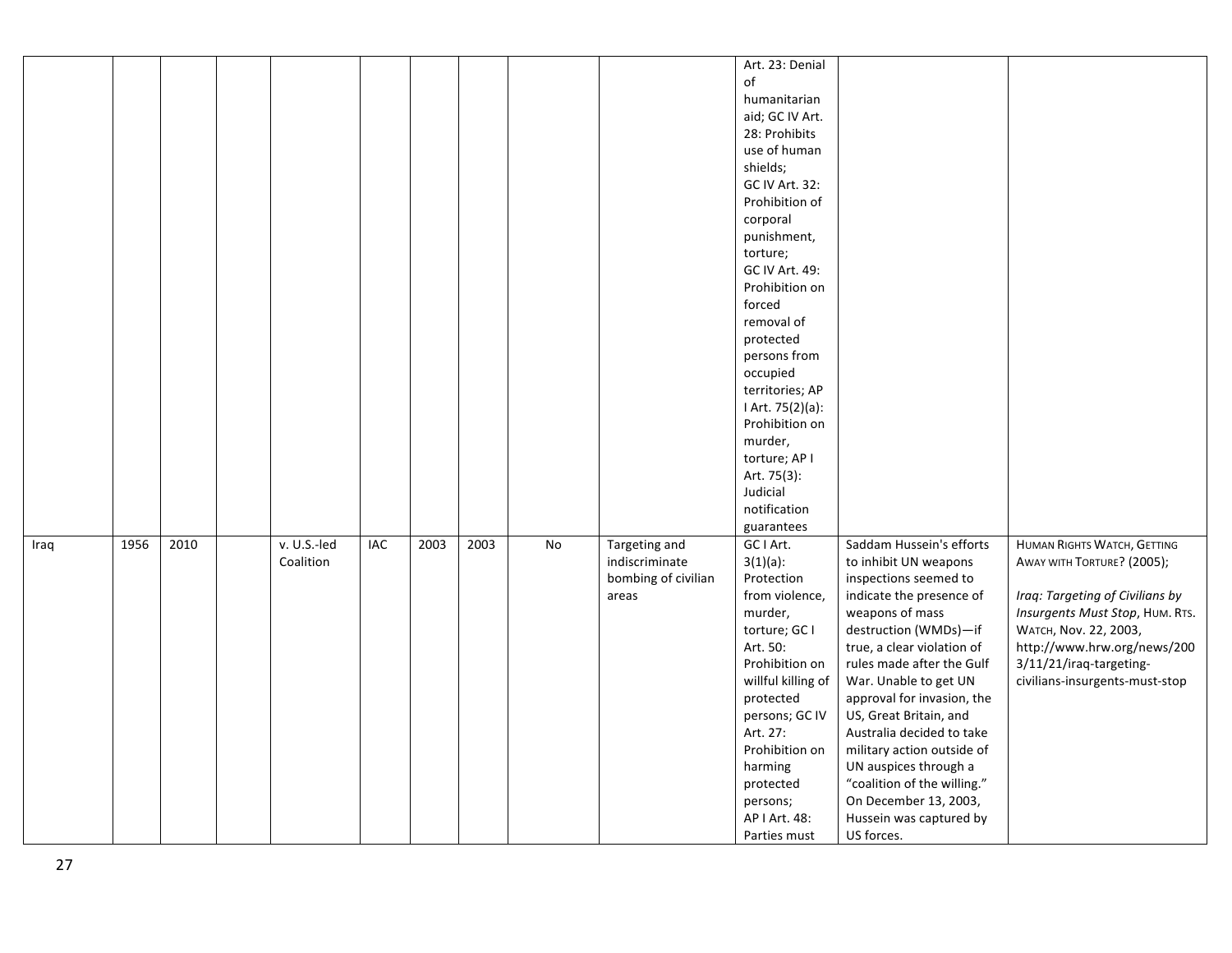| | | | | | | | | | | | | |
|---|---|---|---|---|---|---|---|---|---|---|---|---|
| | | | | | | | | | | Art. 23: Denial of humanitarian aid; GC IV Art. 28: Prohibits use of human shields; GC IV Art. 32: Prohibition of corporal punishment, torture; GC IV Art. 49: Prohibition on forced removal of protected persons from occupied territories; AP I Art. 75(2)(a): Prohibition on murder, torture; AP I Art. 75(3): Judicial notification guarantees | | |
| Iraq | 1956 | 2010 | | v. U.S.-led Coalition | IAC | 2003 | 2003 | No | Targeting and indiscriminate bombing of civilian areas | GC I Art. 3(1)(a): Protection from violence, murder, torture; GC I Art. 50: Prohibition on willful killing of protected persons; GC IV Art. 27: Prohibition on harming protected persons; AP I Art. 48: Parties must | Saddam Hussein's efforts to inhibit UN weapons inspections seemed to indicate the presence of weapons of mass destruction (WMDs)—if true, a clear violation of rules made after the Gulf War. Unable to get UN approval for invasion, the US, Great Britain, and Australia decided to take military action outside of UN auspices through a "coalition of the willing." On December 13, 2003, Hussein was captured by US forces. | HUMAN RIGHTS WATCH, GETTING AWAY WITH TORTURE? (2005); *Iraq: Targeting of Civilians by Insurgents Must Stop*, HUM. RTS. WATCH, Nov. 22, 2003, http://www.hrw.org/news/2003/11/21/iraq-targeting-civilians-insurgents-must-stop |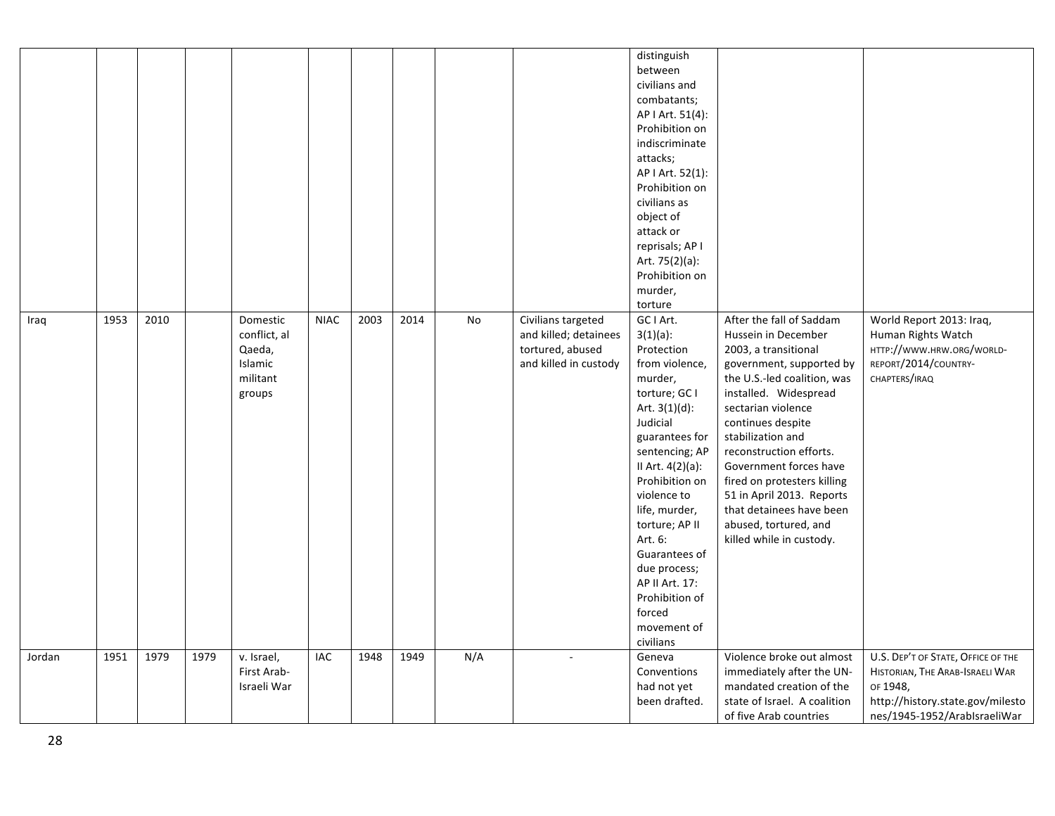| | | | | | | | | | | | | |
|---|---|---|---|---|---|---|---|---|---|---|---|---|
| | | | | | | | | | | distinguish between civilians and combatants; AP I Art. 51(4): Prohibition on indiscriminate attacks; AP I Art. 52(1): Prohibition on civilians as object of attack or reprisals; AP I Art. 75(2)(a): Prohibition on murder, torture | | |
| Iraq | 1953 | 2010 | | Domestic conflict, al Qaeda, Islamic militant groups | NIAC | 2003 | 2014 | No | Civilians targeted and killed; detainees tortured, abused and killed in custody | GC I Art. 3(1)(a): Protection from violence, murder, torture; GC I Art. 3(1)(d): Judicial guarantees for sentencing; AP II Art. 4(2)(a): Prohibition on violence to life, murder, torture; AP II Art. 6: Guarantees of due process; AP II Art. 17: Prohibition of forced movement of civilians | After the fall of Saddam Hussein in December 2003, a transitional government, supported by the U.S.-led coalition, was installed. Widespread sectarian violence continues despite stabilization and reconstruction efforts. Government forces have fired on protesters killing 51 in April 2013. Reports that detainees have been abused, tortured, and killed while in custody. | World Report 2013: Iraq, Human Rights Watch HTTP://WWW.HRW.ORG/WORLD-REPORT/2014/COUNTRY-CHAPTERS/IRAQ |
| Jordan | 1951 | 1979 | 1979 | v. Israel, First Arab-Israeli War | IAC | 1948 | 1949 | N/A | - | Geneva Conventions had not yet been drafted. | Violence broke out almost immediately after the UN-mandated creation of the state of Israel. A coalition of five Arab countries | U.S. DEP'T OF STATE, OFFICE OF THE HISTORIAN, THE ARAB-ISRAELI WAR OF 1948, http://history.state.gov/milestones/1945-1952/ArabIsraeliWar |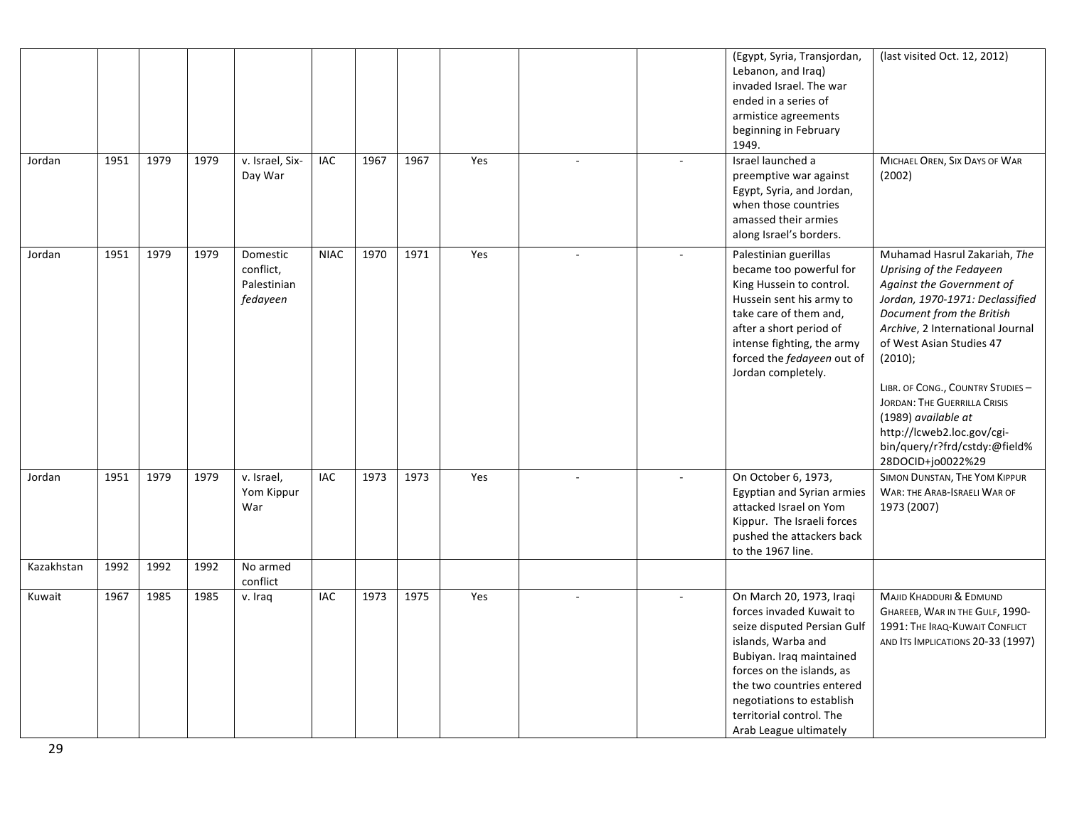| | | | | | | | | | | | | |
|---|---|---|---|---|---|---|---|---|---|---|---|---|
| | | | | | | | | | | | (Egypt, Syria, Transjordan, Lebanon, and Iraq) invaded Israel. The war ended in a series of armistice agreements beginning in February 1949. | (last visited Oct. 12, 2012) |
| Jordan | 1951 | 1979 | 1979 | v. Israel, Six-Day War | IAC | 1967 | 1967 | Yes | - | - | Israel launched a preemptive war against Egypt, Syria, and Jordan, when those countries amassed their armies along Israel's borders. | MICHAEL OREN, SIX DAYS OF WAR (2002) |
| Jordan | 1951 | 1979 | 1979 | Domestic conflict, Palestinian *fedayeen* | NIAC | 1970 | 1971 | Yes | - | - | Palestinian guerillas became too powerful for King Hussein to control. Hussein sent his army to take care of them and, after a short period of intense fighting, the army forced the *fedayeen* out of Jordan completely. | Muhamad Hasrul Zakariah, *The Uprising of the Fedayeen Against the Government of Jordan, 1970-1971: Declassified Document from the British Archive*, 2 International Journal of West Asian Studies 47 (2010); LIBR. OF CONG., COUNTRY STUDIES – JORDAN: THE GUERRILLA CRISIS (1989) *available at* http://lcweb2.loc.gov/cgi-bin/query/r?frd/cstdy:@field%28DOCID+jo0022%29 |
| Jordan | 1951 | 1979 | 1979 | v. Israel, Yom Kippur War | IAC | 1973 | 1973 | Yes | - | - | On October 6, 1973, Egyptian and Syrian armies attacked Israel on Yom Kippur. The Israeli forces pushed the attackers back to the 1967 line. | SIMON DUNSTAN, THE YOM KIPPUR WAR: THE ARAB-ISRAELI WAR OF 1973 (2007) |
| Kazakhstan | 1992 | 1992 | 1992 | No armed conflict | | | | | | | | |
| Kuwait | 1967 | 1985 | 1985 | v. Iraq | IAC | 1973 | 1975 | Yes | - | - | On March 20, 1973, Iraqi forces invaded Kuwait to seize disputed Persian Gulf islands, Warba and Bubiyan. Iraq maintained forces on the islands, as the two countries entered negotiations to establish territorial control. The Arab League ultimately | MAJID KHADDURI & EDMUND GHAREEB, WAR IN THE GULF, 1990-1991: THE IRAQ-KUWAIT CONFLICT AND ITS IMPLICATIONS 20-33 (1997) |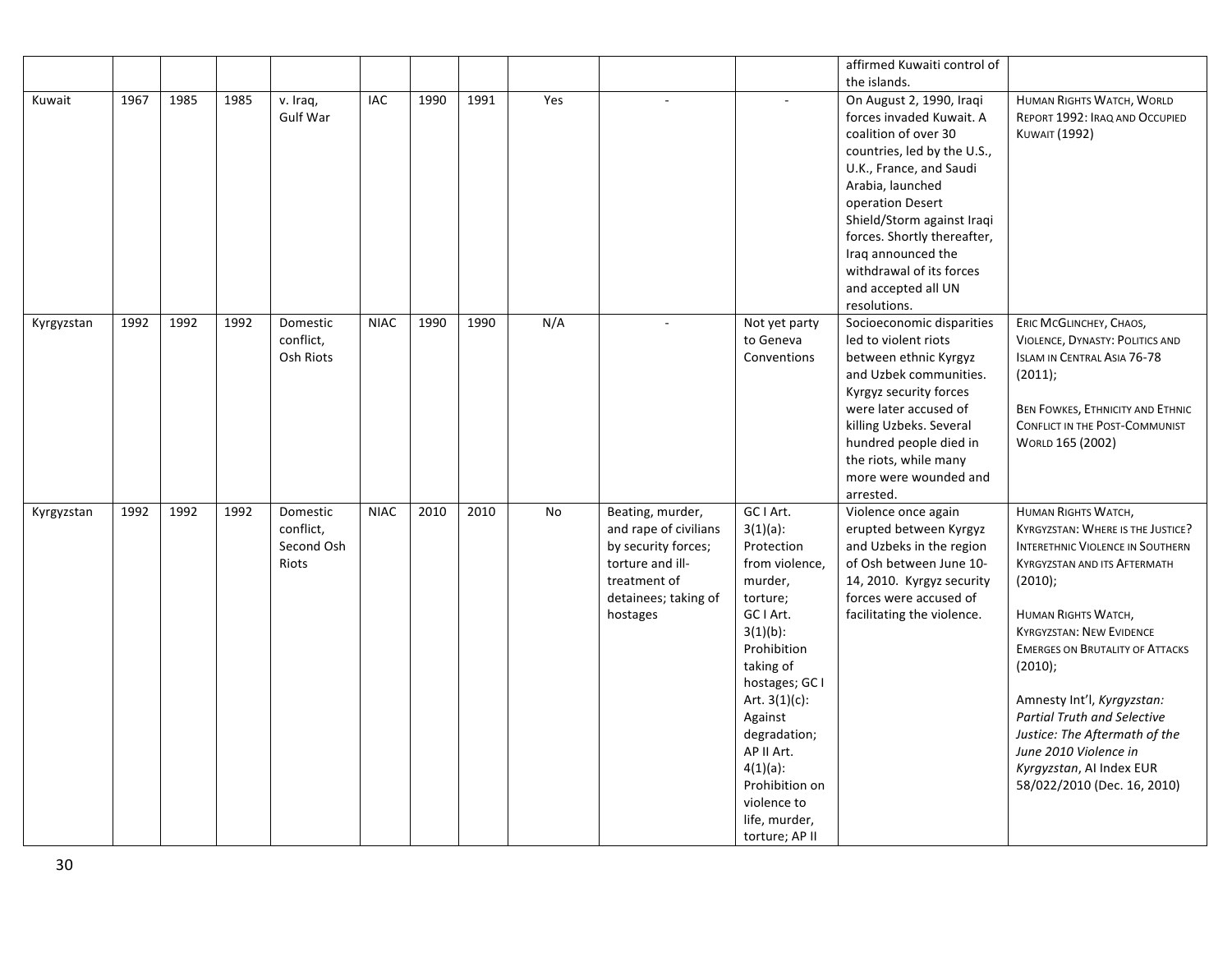| | | | | | | | | | | | affirmed Kuwaiti control of the islands. | |
|---|---|---|---|---|---|---|---|---|---|---|---|---|
| Kuwait | 1967 | 1985 | 1985 | v. Iraq, Gulf War | IAC | 1990 | 1991 | Yes | - | - | On August 2, 1990, Iraqi forces invaded Kuwait. A coalition of over 30 countries, led by the U.S., U.K., France, and Saudi Arabia, launched operation Desert Shield/Storm against Iraqi forces. Shortly thereafter, Iraq announced the withdrawal of its forces and accepted all UN resolutions. | HUMAN RIGHTS WATCH, WORLD REPORT 1992: IRAQ AND OCCUPIED KUWAIT (1992) |
| Kyrgyzstan | 1992 | 1992 | 1992 | Domestic conflict, Osh Riots | NIAC | 1990 | 1990 | N/A | - | Not yet party to Geneva Conventions | Socioeconomic disparities led to violent riots between ethnic Kyrgyz and Uzbek communities. Kyrgyz security forces were later accused of killing Uzbeks. Several hundred people died in the riots, while many more were wounded and arrested. | ERIC MCGLINCHEY, CHAOS, VIOLENCE, DYNASTY: POLITICS AND ISLAM IN CENTRAL ASIA 76-78 (2011); BEN FOWKES, ETHNICITY AND ETHNIC CONFLICT IN THE POST-COMMUNIST WORLD 165 (2002) |
| Kyrgyzstan | 1992 | 1992 | 1992 | Domestic conflict, Second Osh Riots | NIAC | 2010 | 2010 | No | Beating, murder, and rape of civilians by security forces; torture and ill-treatment of detainees; taking of hostages | GC I Art. 3(1)(a): Protection from violence, murder, torture; GC I Art. 3(1)(b): Prohibition taking of hostages; GC I Art. 3(1)(c): Against degradation; AP II Art. 4(1)(a): Prohibition on violence to life, murder, torture; AP II | Violence once again erupted between Kyrgyz and Uzbeks in the region of Osh between June 10-14, 2010. Kyrgyz security forces were accused of facilitating the violence. | HUMAN RIGHTS WATCH, KYRGYZSTAN: WHERE IS THE JUSTICE? INTERETHNIC VIOLENCE IN SOUTHERN KYRGYZSTAN AND ITS AFTERMATH (2010); HUMAN RIGHTS WATCH, KYRGYZSTAN: NEW EVIDENCE EMERGES ON BRUTALITY OF ATTACKS (2010); Amnesty Int'l, *Kyrgyzstan: Partial Truth and Selective Justice: The Aftermath of the June 2010 Violence in Kyrgyzstan*, AI Index EUR 58/022/2010 (Dec. 16, 2010) |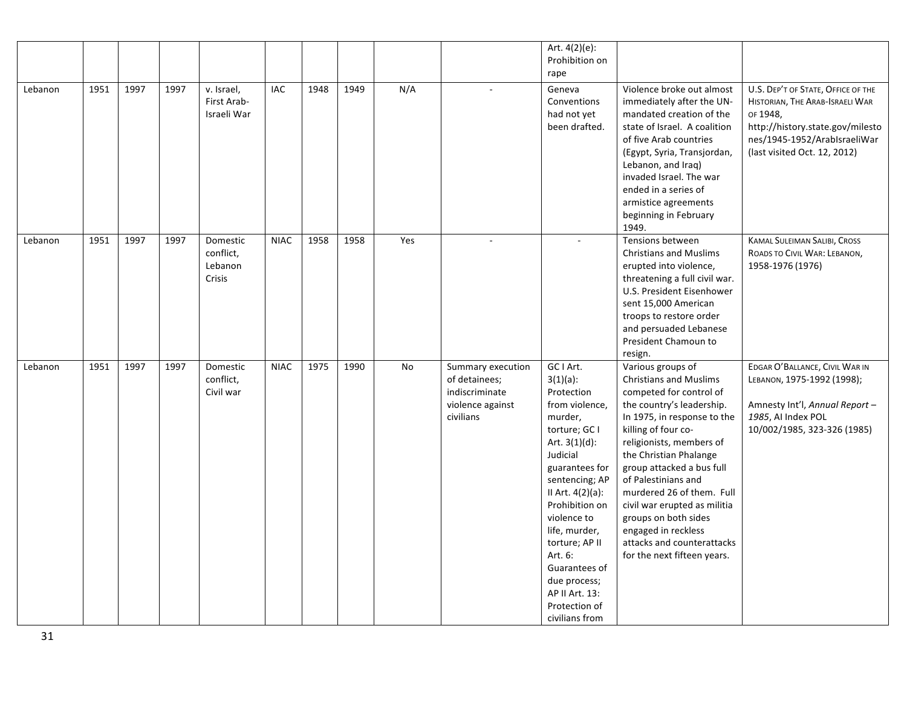| | | | | | | | | | | | | |
|---|---|---|---|---|---|---|---|---|---|---|---|---|
| | | | | | | | | | | Art. 4(2)(e): Prohibition on rape | | |
| Lebanon | 1951 | 1997 | 1997 | v. Israel, First Arab-Israeli War | IAC | 1948 | 1949 | N/A | - | Geneva Conventions had not yet been drafted. | Violence broke out almost immediately after the UN-mandated creation of the state of Israel. A coalition of five Arab countries (Egypt, Syria, Transjordan, Lebanon, and Iraq) invaded Israel. The war ended in a series of armistice agreements beginning in February 1949. | U.S. DEP'T OF STATE, OFFICE OF THE HISTORIAN, THE ARAB-ISRAELI WAR OF 1948, http://history.state.gov/milestones/1945-1952/ArabIsraeliWar (last visited Oct. 12, 2012) |
| Lebanon | 1951 | 1997 | 1997 | Domestic conflict, Lebanon Crisis | NIAC | 1958 | 1958 | Yes | - | - | Tensions between Christians and Muslims erupted into violence, threatening a full civil war. U.S. President Eisenhower sent 15,000 American troops to restore order and persuaded Lebanese President Chamoun to resign. | KAMAL SULEIMAN SALIBI, CROSS ROADS TO CIVIL WAR: LEBANON, 1958-1976 (1976) |
| Lebanon | 1951 | 1997 | 1997 | Domestic conflict, Civil war | NIAC | 1975 | 1990 | No | Summary execution of detainees; indiscriminate violence against civilians | GC I Art. 3(1)(a): Protection from violence, murder, torture; GC I Art. 3(1)(d): Judicial guarantees for sentencing; AP II Art. 4(2)(a): Prohibition on violence to life, murder, torture; AP II Art. 6: Guarantees of due process; AP II Art. 13: Protection of civilians from | Various groups of Christians and Muslims competed for control of the country's leadership. In 1975, in response to the killing of four co-religionists, members of the Christian Phalange group attacked a bus full of Palestinians and murdered 26 of them. Full civil war erupted as militia groups on both sides engaged in reckless attacks and counterattacks for the next fifteen years. | EDGAR O'BALLANCE, CIVIL WAR IN LEBANON, 1975-1992 (1998); Amnesty Int'l, *Annual Report – 1985*, AI Index POL 10/002/1985, 323-326 (1985) |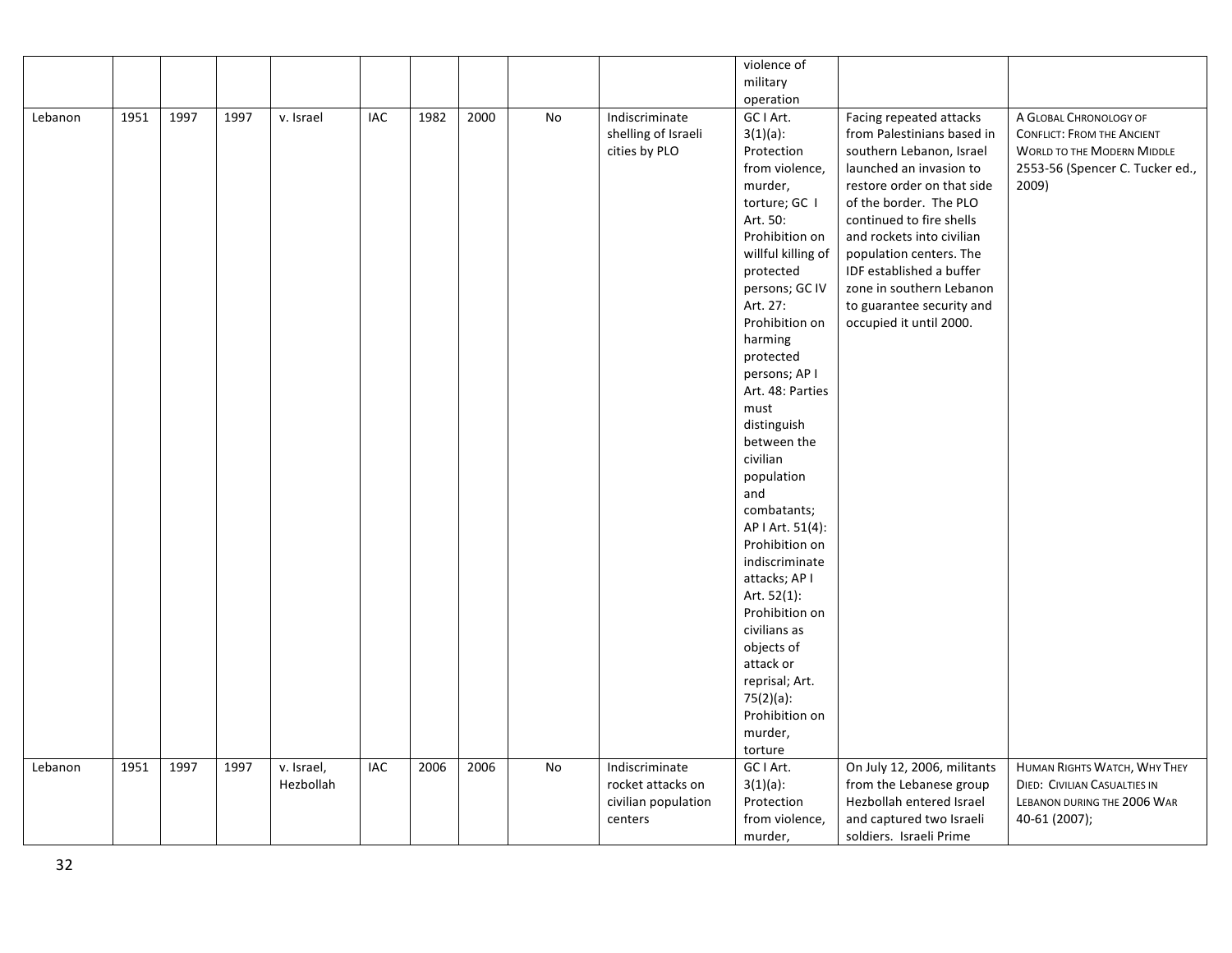| | | | | | | | | | | violence of military operation | | |
|---|---|---|---|---|---|---|---|---|---|---|---|---|
| Lebanon | 1951 | 1997 | 1997 | v. Israel | IAC | 1982 | 2000 | No | Indiscriminate shelling of Israeli cities by PLO | GC I Art. 3(1)(a): Protection from violence, murder, torture; GC I Art. 50: Prohibition on willful killing of protected persons; GC IV Art. 27: Prohibition on harming protected persons; AP I Art. 48: Parties must distinguish between the civilian population and combatants; AP I Art. 51(4): Prohibition on indiscriminate attacks; AP I Art. 52(1): Prohibition on civilians as objects of attack or reprisal; Art. 75(2)(a): Prohibition on murder, torture | Facing repeated attacks from Palestinians based in southern Lebanon, Israel launched an invasion to restore order on that side of the border. The PLO continued to fire shells and rockets into civilian population centers. The IDF established a buffer zone in southern Lebanon to guarantee security and occupied it until 2000. | A GLOBAL CHRONOLOGY OF CONFLICT: FROM THE ANCIENT WORLD TO THE MODERN MIDDLE 2553-56 (Spencer C. Tucker ed., 2009) |
| Lebanon | 1951 | 1997 | 1997 | v. Israel, Hezbollah | IAC | 2006 | 2006 | No | Indiscriminate rocket attacks on civilian population centers | GC I Art. 3(1)(a): Protection from violence, murder, | On July 12, 2006, militants from the Lebanese group Hezbollah entered Israel and captured two Israeli soldiers. Israeli Prime | HUMAN RIGHTS WATCH, WHY THEY DIED: CIVILIAN CASUALTIES IN LEBANON DURING THE 2006 WAR 40-61 (2007); |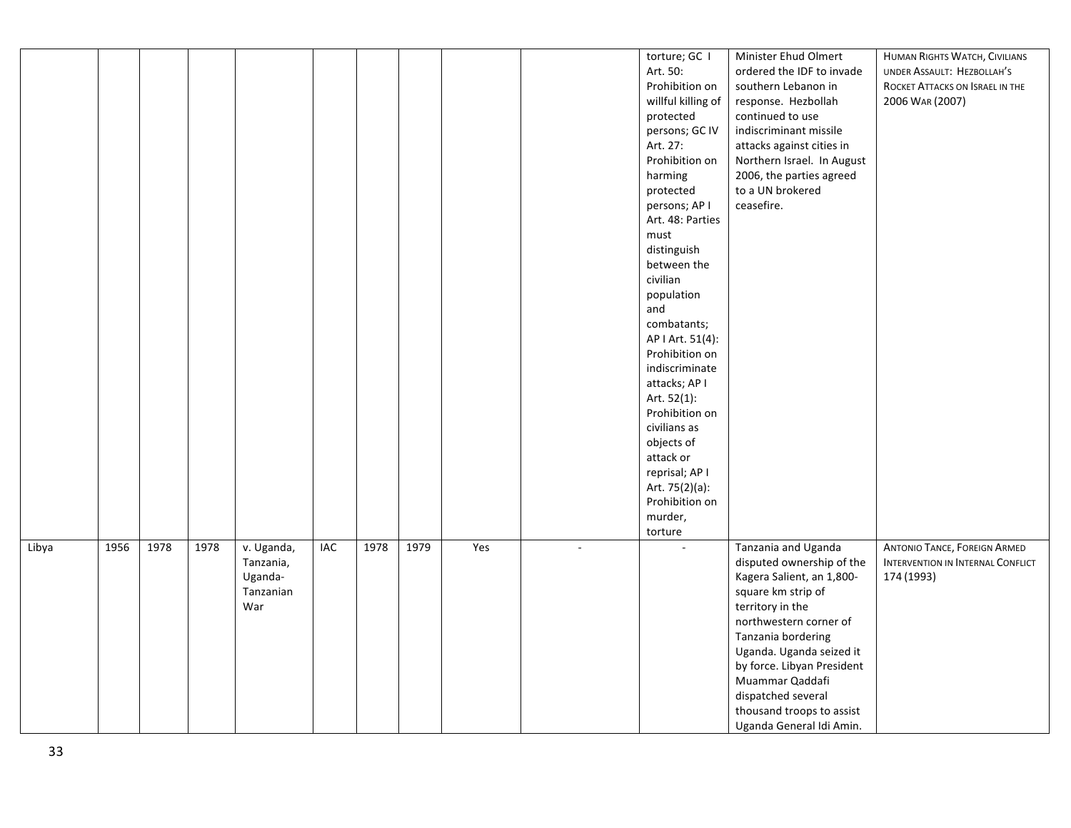| | | | | | | | | | | | | |
|---|---|---|---|---|---|---|---|---|---|---|---|---|
| | | | | | | | | | | torture; GC I Art. 50: Prohibition on willful killing of protected persons; GC IV Art. 27: Prohibition on harming protected persons; AP I Art. 48: Parties must distinguish between the civilian population and combatants; AP I Art. 51(4): Prohibition on indiscriminate attacks; AP I Art. 52(1): Prohibition on civilians as objects of attack or reprisal; AP I Art. 75(2)(a): Prohibition on murder, torture | Minister Ehud Olmert ordered the IDF to invade southern Lebanon in response. Hezbollah continued to use indiscriminant missile attacks against cities in Northern Israel. In August 2006, the parties agreed to a UN brokered ceasefire. | HUMAN RIGHTS WATCH, CIVILIANS UNDER ASSAULT: HEZBOLLAH'S ROCKET ATTACKS ON ISRAEL IN THE 2006 WAR (2007) |
| Libya | 1956 | 1978 | 1978 | v. Uganda, Tanzania, Uganda-Tanzanian War | IAC | 1978 | 1979 | Yes | - | - | Tanzania and Uganda disputed ownership of the Kagera Salient, an 1,800-square km strip of territory in the northwestern corner of Tanzania bordering Uganda. Uganda seized it by force. Libyan President Muammar Qaddafi dispatched several thousand troops to assist Uganda General Idi Amin. | ANTONIO TANCE, FOREIGN ARMED INTERVENTION IN INTERNAL CONFLICT 174 (1993) |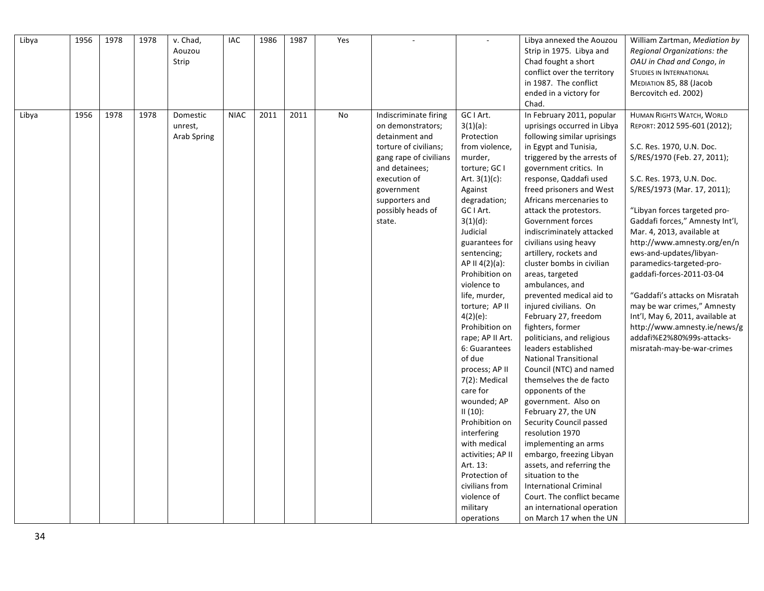| Libya | 1956 | 1978 | 1978 | v. Chad, Aouzou Strip | IAC | 1986 | 1987 | Yes | - | - | Libya annexed the Aouzou Strip in 1975. Libya and Chad fought a short conflict over the territory in 1987. The conflict ended in a victory for Chad. | William Zartman, *Mediation by Regional Organizations: the OAU in Chad and Congo*, *in* STUDIES IN INTERNATIONAL MEDIATION 85, 88 (Jacob Bercovitch ed. 2002) |
|---|---|---|---|---|---|---|---|---|---|---|---|---|
| Libya | 1956 | 1978 | 1978 | Domestic unrest, Arab Spring | NIAC | 2011 | 2011 | No | Indiscriminate firing on demonstrators; detainment and torture of civilians; gang rape of civilians and detainees; execution of government supporters and possibly heads of state. | GC I Art. 3(1)(a): Protection from violence, murder, torture; GC I Art. 3(1)(c): Against degradation; GC I Art. 3(1)(d): Judicial guarantees for sentencing; AP II 4(2)(a): Prohibition on violence to life, murder, torture; AP II 4(2)(e): Prohibition on rape; AP II Art. 6: Guarantees of due process; AP II 7(2): Medical care for wounded; AP II (10): Prohibition on interfering with medical activities; AP II Art. 13: Protection of civilians from violence of military operations | In February 2011, popular uprisings occurred in Libya following similar uprisings in Egypt and Tunisia, triggered by the arrests of government critics. In response, Qaddafi used freed prisoners and West Africans mercenaries to attack the protestors. Government forces indiscriminately attacked civilians using heavy artillery, rockets and cluster bombs in civilian areas, targeted ambulances, and prevented medical aid to injured civilians. On February 27, freedom fighters, former politicians, and religious leaders established National Transitional Council (NTC) and named themselves the de facto opponents of the government. Also on February 27, the UN Security Council passed resolution 1970 implementing an arms embargo, freezing Libyan assets, and referring the situation to the International Criminal Court. The conflict became an international operation on March 17 when the UN | HUMAN RIGHTS WATCH, WORLD REPORT: 2012 595-601 (2012); <br><br> S.C. Res. 1970, U.N. Doc. S/RES/1970 (Feb. 27, 2011); <br><br> S.C. Res. 1973, U.N. Doc. S/RES/1973 (Mar. 17, 2011); <br><br> "Libyan forces targeted pro-Gaddafi forces," Amnesty Int'l, Mar. 4, 2013, available at http://www.amnesty.org/en/news-and-updates/libyan-paramedics-targeted-pro-gaddafi-forces-2011-03-04 <br><br> "Gaddafi's attacks on Misratah may be war crimes," Amnesty Int'l, May 6, 2011, available at http://www.amnesty.ie/news/gaddafi%E2%80%99s-attacks-misratah-may-be-war-crimes |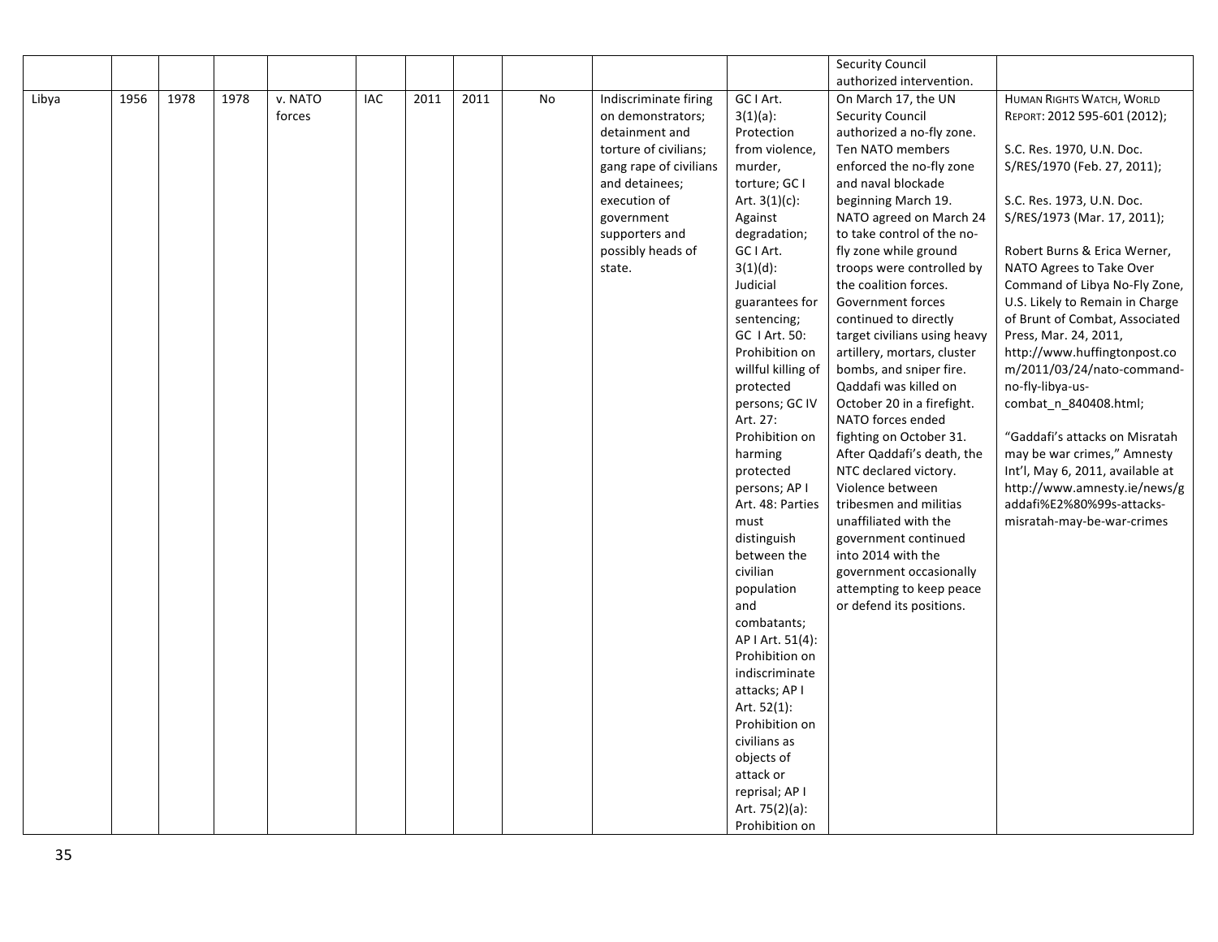| | | | | | | | | | | | | |
|---|---|---|---|---|---|---|---|---|---|---|---|---|
| | | | | | | | | | | | Security Council authorized intervention. | |
| Libya | 1956 | 1978 | 1978 | v. NATO forces | IAC | 2011 | 2011 | No | Indiscriminate firing on demonstrators; detainment and torture of civilians; gang rape of civilians and detainees; execution of government supporters and possibly heads of state. | GC I Art. 3(1)(a): Protection from violence, murder, torture; GC I Art. 3(1)(c): Against degradation; GC I Art. 3(1)(d): Judicial guarantees for sentencing; GC I Art. 50: Prohibition on willful killing of protected persons; GC IV Art. 27: Prohibition on harming protected persons; AP I Art. 48: Parties must distinguish between the civilian population and combatants; AP I Art. 51(4): Prohibition on indiscriminate attacks; AP I Art. 52(1): Prohibition on civilians as objects of attack or reprisal; AP I Art. 75(2)(a): Prohibition on | On March 17, the UN Security Council authorized a no-fly zone. Ten NATO members enforced the no-fly zone and naval blockade beginning March 19. NATO agreed on March 24 to take control of the no-fly zone while ground troops were controlled by the coalition forces. Government forces continued to directly target civilians using heavy artillery, mortars, cluster bombs, and sniper fire. Qaddafi was killed on October 20 in a firefight. NATO forces ended fighting on October 31. After Qaddafi's death, the NTC declared victory. Violence between tribesmen and militias unaffiliated with the government continued into 2014 with the government occasionally attempting to keep peace or defend its positions. | HUMAN RIGHTS WATCH, WORLD REPORT: 2012 595-601 (2012); S.C. Res. 1970, U.N. Doc. S/RES/1970 (Feb. 27, 2011); S.C. Res. 1973, U.N. Doc. S/RES/1973 (Mar. 17, 2011); Robert Burns & Erica Werner, NATO Agrees to Take Over Command of Libya No-Fly Zone, U.S. Likely to Remain in Charge of Brunt of Combat, Associated Press, Mar. 24, 2011, http://www.huffingtonpost.com/2011/03/24/nato-command-no-fly-libya-us-combat_n_840408.html; "Gaddafi's attacks on Misratah may be war crimes," Amnesty Int'l, May 6, 2011, available at http://www.amnesty.ie/news/gaddafi%E2%80%99s-attacks-misratah-may-be-war-crimes |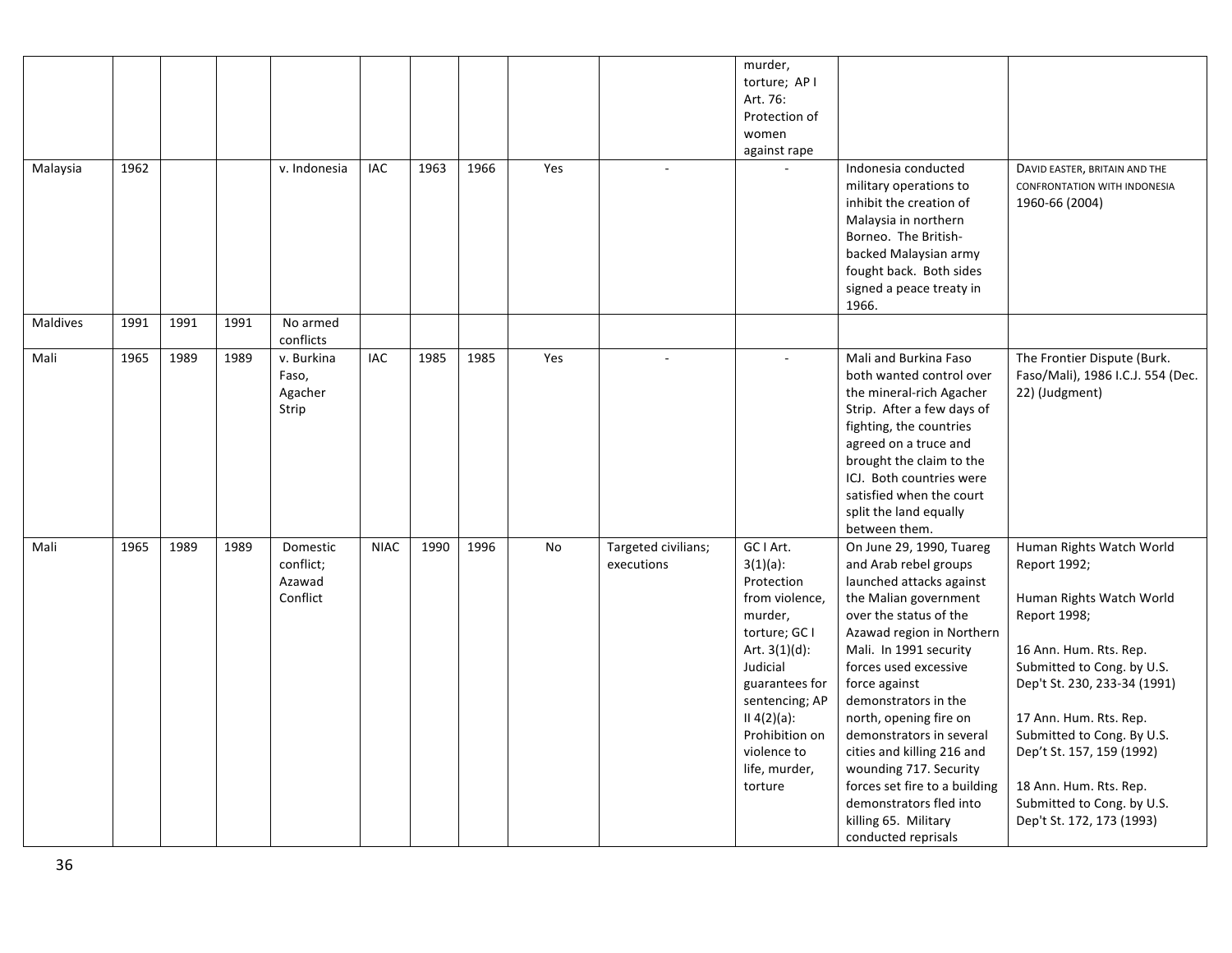| | | | | | | | | | | | | |
|---|---|---|---|---|---|---|---|---|---|---|---|---|
| | | | | | | | | | | murder, torture; AP I Art. 76: Protection of women against rape | | |
| Malaysia | 1962 | | | v. Indonesia | IAC | 1963 | 1966 | Yes | - | - | Indonesia conducted military operations to inhibit the creation of Malaysia in northern Borneo. The British-backed Malaysian army fought back. Both sides signed a peace treaty in 1966. | DAVID EASTER, BRITAIN AND THE CONFRONTATION WITH INDONESIA 1960-66 (2004) |
| Maldives | 1991 | 1991 | 1991 | No armed conflicts | | | | | | | | |
| Mali | 1965 | 1989 | 1989 | v. Burkina Faso, Agacher Strip | IAC | 1985 | 1985 | Yes | - | - | Mali and Burkina Faso both wanted control over the mineral-rich Agacher Strip. After a few days of fighting, the countries agreed on a truce and brought the claim to the ICJ. Both countries were satisfied when the court split the land equally between them. | The Frontier Dispute (Burk. Faso/Mali), 1986 I.C.J. 554 (Dec. 22) (Judgment) |
| Mali | 1965 | 1989 | 1989 | Domestic conflict; Azawad Conflict | NIAC | 1990 | 1996 | No | Targeted civilians; executions | GC I Art. 3(1)(a): Protection from violence, murder, torture; GC I Art. 3(1)(d): Judicial guarantees for sentencing; AP II 4(2)(a): Prohibition on violence to life, murder, torture | On June 29, 1990, Tuareg and Arab rebel groups launched attacks against the Malian government over the status of the Azawad region in Northern Mali. In 1991 security forces used excessive force against demonstrators in the north, opening fire on demonstrators in several cities and killing 216 and wounding 717. Security forces set fire to a building demonstrators fled into killing 65. Military conducted reprisals | Human Rights Watch World Report 1992;<br><br>Human Rights Watch World Report 1998;<br><br>16 Ann. Hum. Rts. Rep. Submitted to Cong. by U.S. Dep't St. 230, 233-34 (1991)<br><br>17 Ann. Hum. Rts. Rep. Submitted to Cong. By U.S. Dep't St. 157, 159 (1992)<br><br>18 Ann. Hum. Rts. Rep. Submitted to Cong. by U.S. Dep't St. 172, 173 (1993) |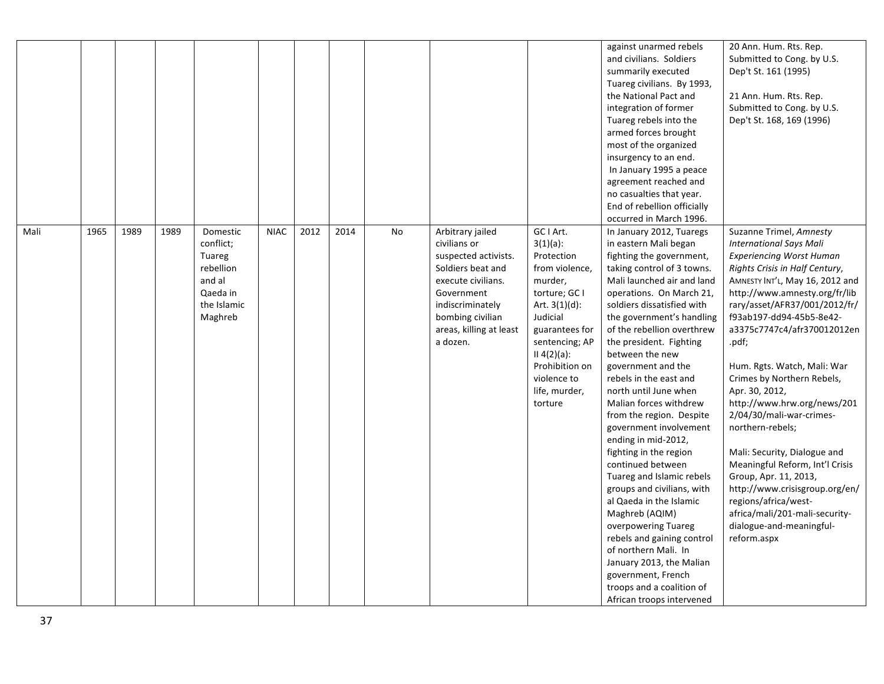| | | | | | | | | | | | | |
|---|---|---|---|---|---|---|---|---|---|---|---|---|
| | | | | | | | | | | | against unarmed rebels and civilians. Soldiers summarily executed Tuareg civilians. By 1993, the National Pact and integration of former Tuareg rebels into the armed forces brought most of the organized insurgency to an end. In January 1995 a peace agreement reached and no casualties that year. End of rebellion officially occurred in March 1996. | 20 Ann. Hum. Rts. Rep. Submitted to Cong. by U.S. Dep't St. 161 (1995)<br><br>21 Ann. Hum. Rts. Rep. Submitted to Cong. by U.S. Dep't St. 168, 169 (1996) |
| Mali | 1965 | 1989 | 1989 | Domestic conflict; Tuareg rebellion and al Qaeda in the Islamic Maghreb | NIAC | 2012 | 2014 | No | Arbitrary jailed civilians or suspected activists. Soldiers beat and execute civilians. Government indiscriminately bombing civilian areas, killing at least a dozen. | GC I Art. 3(1)(a): Protection from violence, murder, torture; GC I Art. 3(1)(d): Judicial guarantees for sentencing; AP II 4(2)(a): Prohibition on violence to life, murder, torture | In January 2012, Tuaregs in eastern Mali began fighting the government, taking control of 3 towns. Mali launched air and land operations. On March 21, soldiers dissatisfied with the government's handling of the rebellion overthrew the president. Fighting between the new government and the rebels in the east and north until June when Malian forces withdrew from the region. Despite government involvement ending in mid-2012, fighting in the region continued between Tuareg and Islamic rebels groups and civilians, with al Qaeda in the Islamic Maghreb (AQIM) overpowering Tuareg rebels and gaining control of northern Mali. In January 2013, the Malian government, French troops and a coalition of African troops intervened | Suzanne Trimel, *Amnesty International Says Mali Experiencing Worst Human Rights Crisis in Half Century*, AMNESTY INT'L, May 16, 2012 and http://www.amnesty.org/fr/library/asset/AFR37/001/2012/fr/f93ab197-dd94-45b5-8e42-a3375c7747c4/afr370012012en.pdf;<br><br>Hum. Rgts. Watch, Mali: War Crimes by Northern Rebels, Apr. 30, 2012, http://www.hrw.org/news/2012/04/30/mali-war-crimes-northern-rebels;<br><br>Mali: Security, Dialogue and Meaningful Reform, Int'l Crisis Group, Apr. 11, 2013, http://www.crisisgroup.org/en/regions/africa/west-africa/mali/201-mali-security-dialogue-and-meaningful-reform.aspx |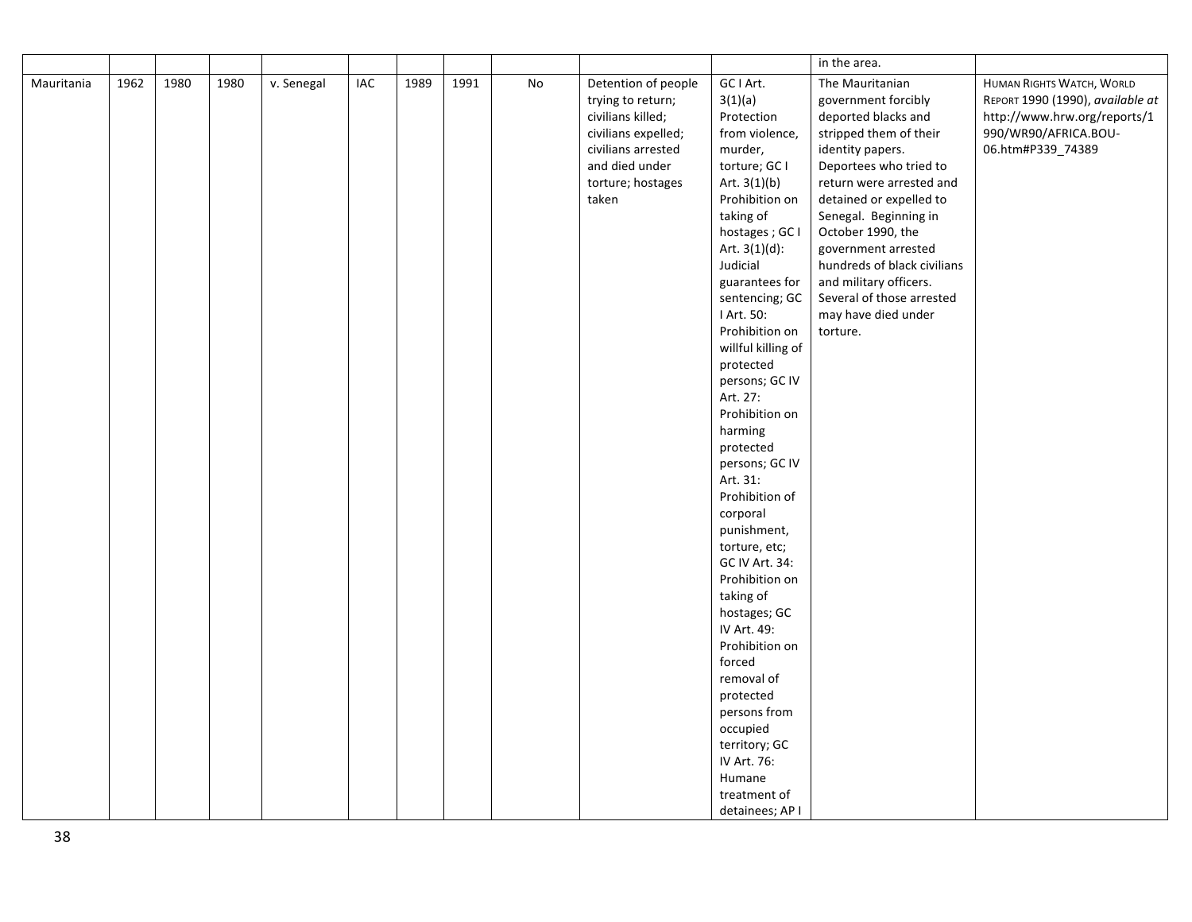|  |  |  |  |  |  |  |  |  |  |  |  |  |
|---|---|---|---|---|---|---|---|---|---|---|---|---|
|  |  |  |  |  |  |  |  |  |  |  | in the area. |  |
| Mauritania | 1962 | 1980 | 1980 | v. Senegal | IAC | 1989 | 1991 | No | Detention of people trying to return; civilians killed; civilians expelled; civilians arrested and died under torture; hostages taken | GC I Art. 3(1)(a) Protection from violence, murder, torture; GC I Art. 3(1)(b) Prohibition on taking of hostages ; GC I Art. 3(1)(d): Judicial guarantees for sentencing; GC I Art. 50: Prohibition on willful killing of protected persons; GC IV Art. 27: Prohibition on harming protected persons; GC IV Art. 31: Prohibition of corporal punishment, torture, etc; GC IV Art. 34: Prohibition on taking of hostages; GC IV Art. 49: Prohibition on forced removal of protected persons from occupied territory; GC IV Art. 76: Humane treatment of detainees; AP I | The Mauritanian government forcibly deported blacks and stripped them of their identity papers. Deportees who tried to return were arrested and detained or expelled to Senegal. Beginning in October 1990, the government arrested hundreds of black civilians and military officers. Several of those arrested may have died under torture. | HUMAN RIGHTS WATCH, WORLD REPORT 1990 (1990), *available at* http://www.hrw.org/reports/1990/WR90/AFRICA.BOU-06.htm#P339_74389 |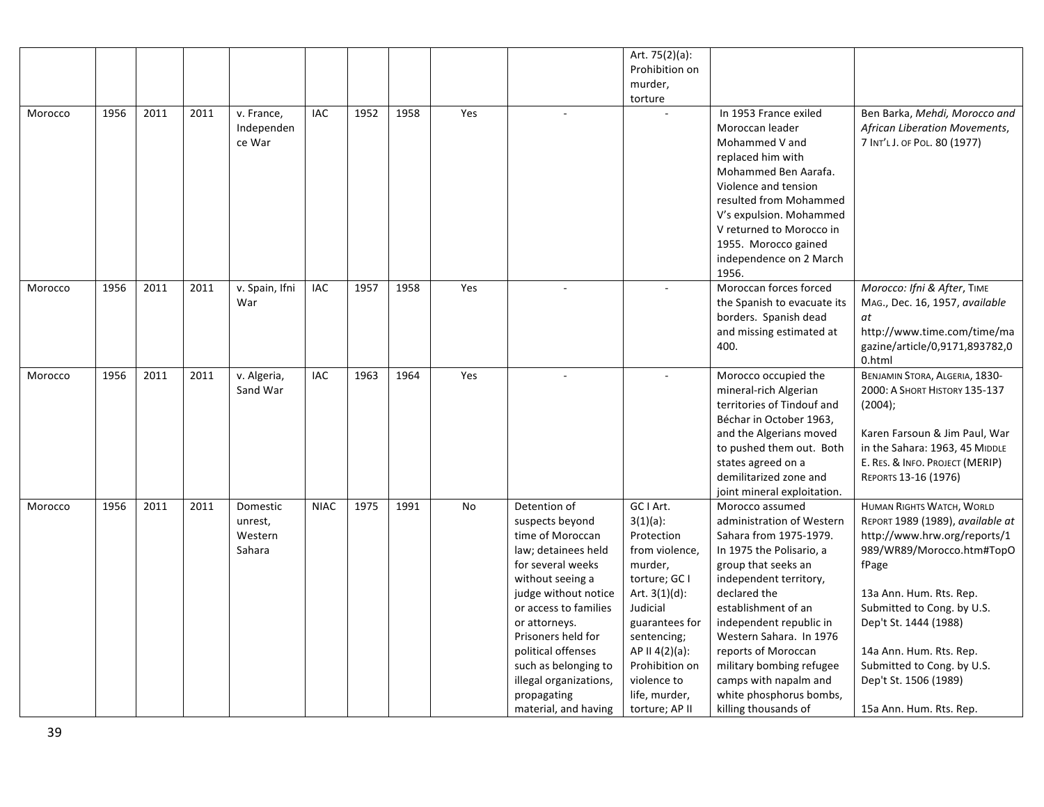| | | | | | | | | | | | | |
|---|---|---|---|---|---|---|---|---|---|---|---|---|
| | | | | | | | | | | Art. 75(2)(a): Prohibition on murder, torture | | |
| Morocco | 1956 | 2011 | 2011 | v. France, Independence War | IAC | 1952 | 1958 | Yes | - | - | In 1953 France exiled Moroccan leader Mohammed V and replaced him with Mohammed Ben Aarafa. Violence and tension resulted from Mohammed V's expulsion. Mohammed V returned to Morocco in 1955. Morocco gained independence on 2 March 1956. | Ben Barka, *Mehdi, Morocco and African Liberation Movements*, 7 INT'L J. OF POL. 80 (1977) |
| Morocco | 1956 | 2011 | 2011 | v. Spain, Ifni War | IAC | 1957 | 1958 | Yes | - | - | Moroccan forces forced the Spanish to evacuate its borders. Spanish dead and missing estimated at 400. | *Morocco: Ifni & After*, TIME MAG., Dec. 16, 1957, *available at* http://www.time.com/time/magazine/article/0,9171,893782,00.html |
| Morocco | 1956 | 2011 | 2011 | v. Algeria, Sand War | IAC | 1963 | 1964 | Yes | - | - | Morocco occupied the mineral-rich Algerian territories of Tindouf and Béchar in October 1963, and the Algerians moved to pushed them out. Both states agreed on a demilitarized zone and joint mineral exploitation. | BENJAMIN STORA, ALGERIA, 1830-2000: A SHORT HISTORY 135-137 (2004);<br><br>Karen Farsoun & Jim Paul, War in the Sahara: 1963, 45 MIDDLE E. RES. & INFO. PROJECT (MERIP) REPORTS 13-16 (1976) |
| Morocco | 1956 | 2011 | 2011 | Domestic unrest, Western Sahara | NIAC | 1975 | 1991 | No | Detention of suspects beyond time of Moroccan law; detainees held for several weeks without seeing a judge without notice or access to families or attorneys. Prisoners held for political offenses such as belonging to illegal organizations, propagating material, and having | GC I Art. 3(1)(a): Protection from violence, murder, torture; GC I Art. 3(1)(d): Judicial guarantees for sentencing; AP II 4(2)(a): Prohibition on violence to life, murder, torture; AP II | Morocco assumed administration of Western Sahara from 1975-1979. In 1975 the Polisario, a group that seeks an independent territory, declared the establishment of an independent republic in Western Sahara. In 1976 reports of Moroccan military bombing refugee camps with napalm and white phosphorus bombs, killing thousands of | HUMAN RIGHTS WATCH, WORLD REPORT 1989 (1989), *available at* http://www.hrw.org/reports/1989/WR89/Morocco.htm#TopOfPage<br><br>13a Ann. Hum. Rts. Rep. Submitted to Cong. by U.S. Dep't St. 1444 (1988)<br><br>14a Ann. Hum. Rts. Rep. Submitted to Cong. by U.S. Dep't St. 1506 (1989)<br><br>15a Ann. Hum. Rts. Rep. |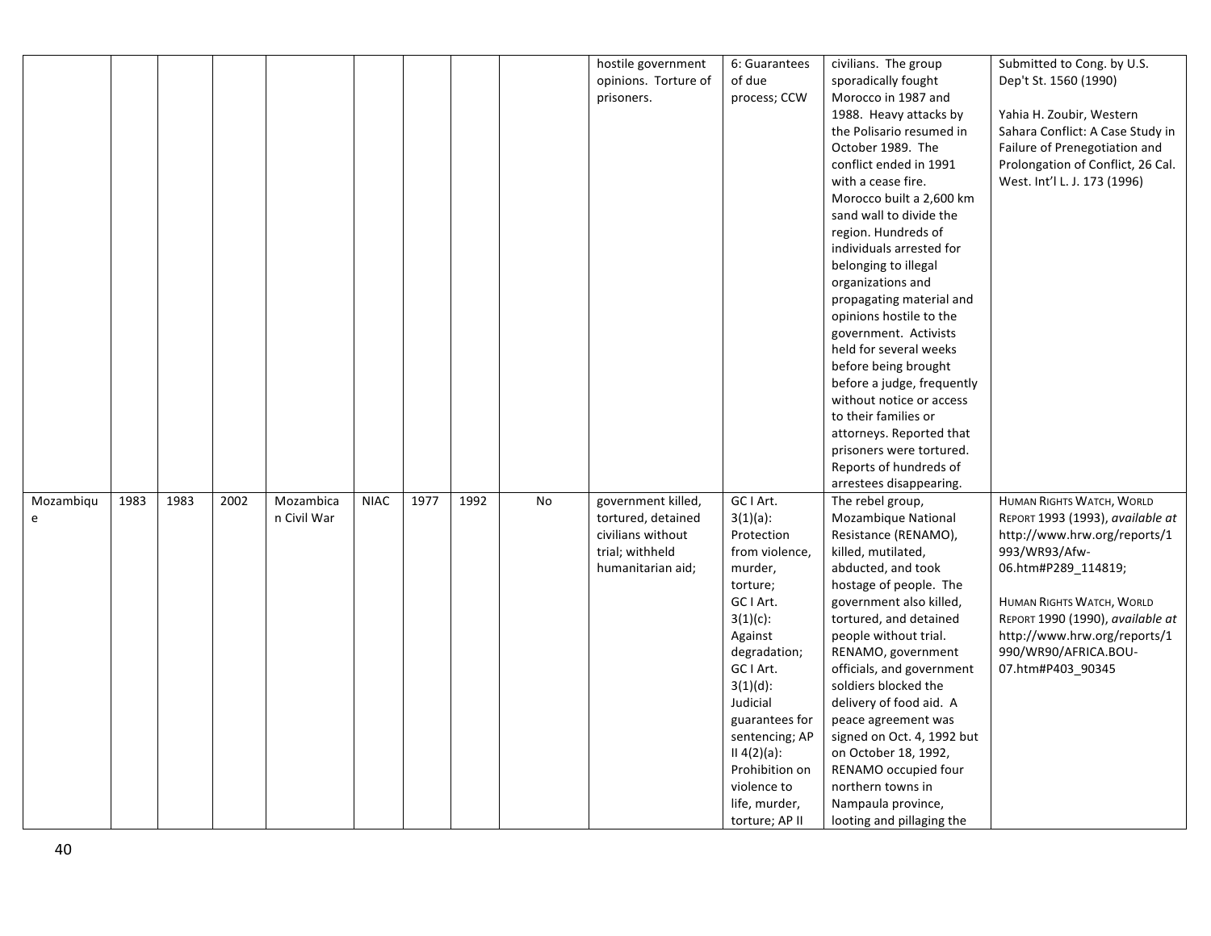| | | | | | | | | | | | | |
|---|---|---|---|---|---|---|---|---|---|---|---|---|
| | | | | | | | | | hostile government opinions. Torture of prisoners. | 6: Guarantees of due process; CCW | civilians. The group sporadically fought Morocco in 1987 and 1988. Heavy attacks by the Polisario resumed in October 1989. The conflict ended in 1991 with a cease fire. Morocco built a 2,600 km sand wall to divide the region. Hundreds of individuals arrested for belonging to illegal organizations and propagating material and opinions hostile to the government. Activists held for several weeks before being brought before a judge, frequently without notice or access to their families or attorneys. Reported that prisoners were tortured. Reports of hundreds of arrestees disappearing. | Submitted to Cong. by U.S. Dep't St. 1560 (1990)<br><br>Yahia H. Zoubir, Western Sahara Conflict: A Case Study in Failure of Prenegotiation and Prolongation of Conflict, 26 Cal. West. Int'l L. J. 173 (1996) |
| Mozambique | 1983 | 1983 | 2002 | Mozambican Civil War | NIAC | 1977 | 1992 | No | government killed, tortured, detained civilians without trial; withheld humanitarian aid; | GC I Art. 3(1)(a): Protection from violence, murder, torture; GC I Art. 3(1)(c): Against degradation; GC I Art. 3(1)(d): Judicial guarantees for sentencing; AP II 4(2)(a): Prohibition on violence to life, murder, torture; AP II | The rebel group, Mozambique National Resistance (RENAMO), killed, mutilated, abducted, and took hostage of people. The government also killed, tortured, and detained people without trial. RENAMO, government officials, and government soldiers blocked the delivery of food aid. A peace agreement was signed on Oct. 4, 1992 but on October 18, 1992, RENAMO occupied four northern towns in Nampaula province, looting and pillaging the | HUMAN RIGHTS WATCH, WORLD REPORT 1993 (1993), *available at* http://www.hrw.org/reports/1993/WR93/Afw-06.htm#P289_114819;<br><br>HUMAN RIGHTS WATCH, WORLD REPORT 1990 (1990), *available at* http://www.hrw.org/reports/1990/WR90/AFRICA.BOU-07.htm#P403_90345 |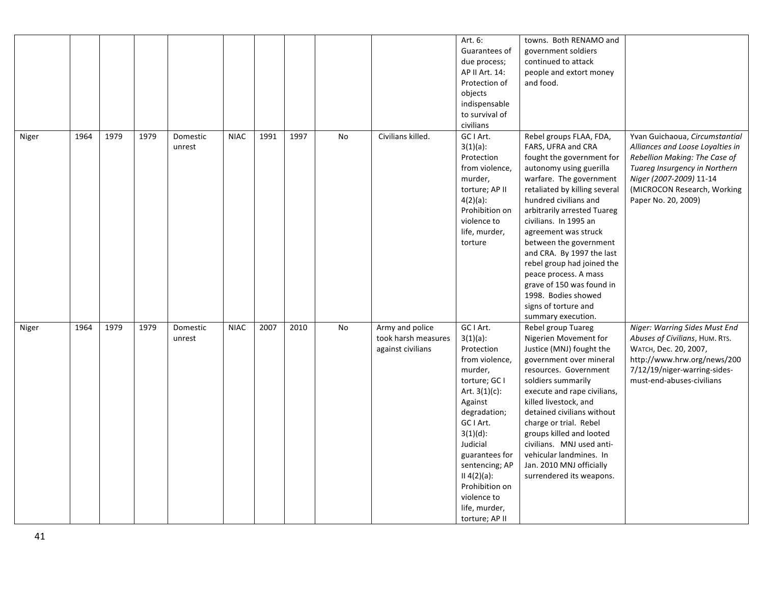| | | | | | | | | | | Art. 6: Guarantees of due process; AP II Art. 14: Protection of objects indispensable to survival of civilians | towns. Both RENAMO and government soldiers continued to attack people and extort money and food. | |
|---|---|---|---|---|---|---|---|---|---|---|---|---|
| Niger | 1964 | 1979 | 1979 | Domestic unrest | NIAC | 1991 | 1997 | No | Civilians killed. | GC I Art. 3(1)(a): Protection from violence, murder, torture; AP II 4(2)(a): Prohibition on violence to life, murder, torture | Rebel groups FLAA, FDA, FARS, UFRA and CRA fought the government for autonomy using guerilla warfare. The government retaliated by killing several hundred civilians and arbitrarily arrested Tuareg civilians. In 1995 an agreement was struck between the government and CRA. By 1997 the last rebel group had joined the peace process. A mass grave of 150 was found in 1998. Bodies showed signs of torture and summary execution. | Yvan Guichaoua, *Circumstantial Alliances and Loose Loyalties in Rebellion Making: The Case of Tuareg Insurgency in Northern Niger (2007-2009)* 11-14 (MICROCON Research, Working Paper No. 20, 2009) |
| Niger | 1964 | 1979 | 1979 | Domestic unrest | NIAC | 2007 | 2010 | No | Army and police took harsh measures against civilians | GC I Art. 3(1)(a): Protection from violence, murder, torture; GC I Art. 3(1)(c): Against degradation; GC I Art. 3(1)(d): Judicial guarantees for sentencing; AP II 4(2)(a): Prohibition on violence to life, murder, torture; AP II | Rebel group Tuareg Nigerien Movement for Justice (MNJ) fought the government over mineral resources. Government soldiers summarily execute and rape civilians, killed livestock, and detained civilians without charge or trial. Rebel groups killed and looted civilians. MNJ used anti-vehicular landmines. In Jan. 2010 MNJ officially surrendered its weapons. | *Niger: Warring Sides Must End Abuses of Civilians*, HUM. RTS. WATCH, Dec. 20, 2007, http://www.hrw.org/news/2007/12/19/niger-warring-sides-must-end-abuses-civilians |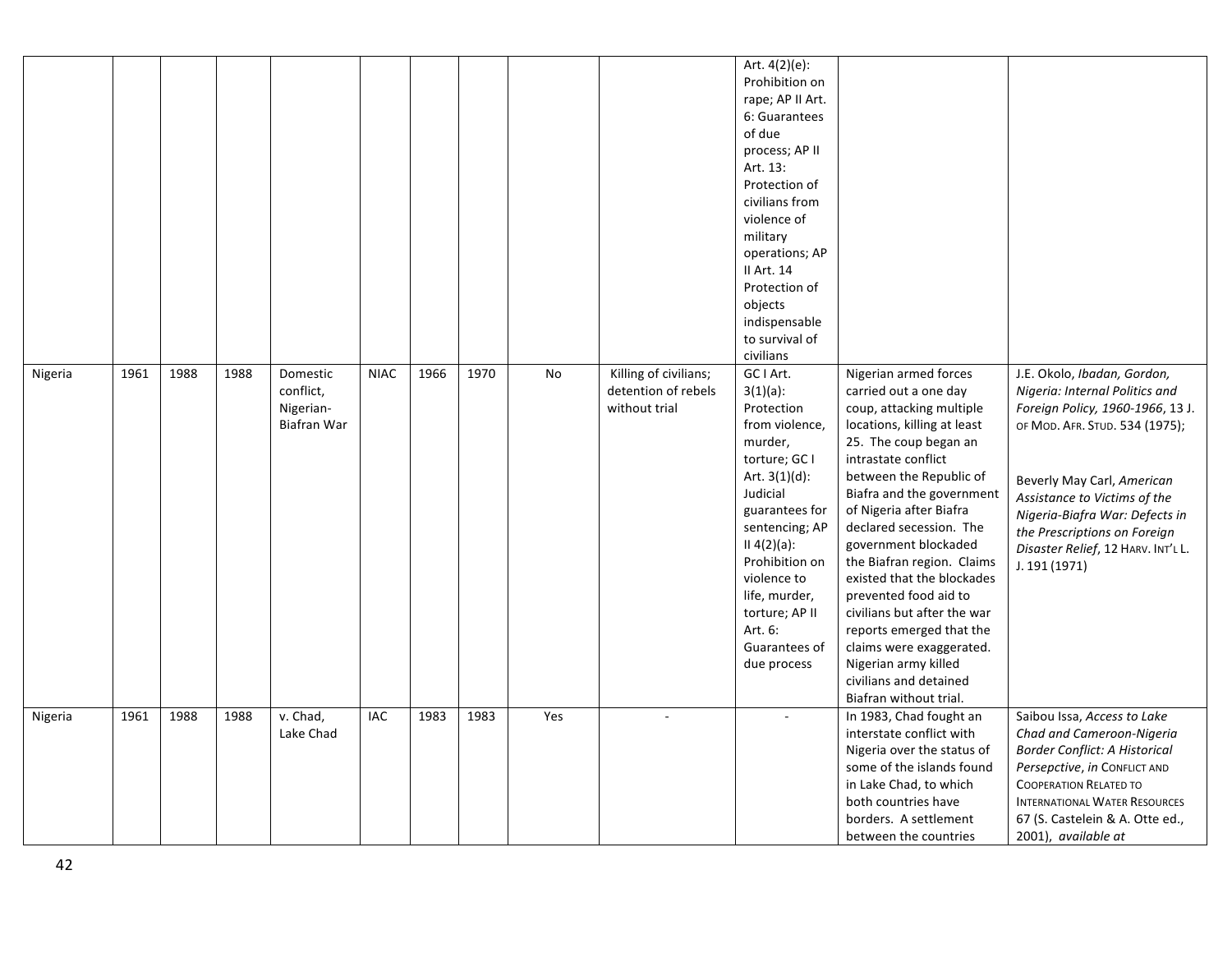| | | | | | | | | | | | | |
|---|---|---|---|---|---|---|---|---|---|---|---|---|
| | | | | | | | | | | Art. 4(2)(e): Prohibition on rape; AP II Art. 6: Guarantees of due process; AP II Art. 13: Protection of civilians from violence of military operations; AP II Art. 14 Protection of objects indispensable to survival of civilians | | |
| Nigeria | 1961 | 1988 | 1988 | Domestic conflict, Nigerian-Biafran War | NIAC | 1966 | 1970 | No | Killing of civilians; detention of rebels without trial | GC I Art. 3(1)(a): Protection from violence, murder, torture; GC I Art. 3(1)(d): Judicial guarantees for sentencing; AP II 4(2)(a): Prohibition on violence to life, murder, torture; AP II Art. 6: Guarantees of due process | Nigerian armed forces carried out a one day coup, attacking multiple locations, killing at least 25. The coup began an intrastate conflict between the Republic of Biafra and the government of Nigeria after Biafra declared secession. The government blockaded the Biafran region. Claims existed that the blockades prevented food aid to civilians but after the war reports emerged that the claims were exaggerated. Nigerian army killed civilians and detained Biafran without trial. | J.E. Okolo, *Ibadan, Gordon, Nigeria: Internal Politics and Foreign Policy, 1960-1966*, 13 J. OF MOD. AFR. STUD. 534 (1975); Beverly May Carl, *American Assistance to Victims of the Nigeria-Biafra War: Defects in the Prescriptions on Foreign Disaster Relief*, 12 HARV. INT'L L. J. 191 (1971) |
| Nigeria | 1961 | 1988 | 1988 | v. Chad, Lake Chad | IAC | 1983 | 1983 | Yes | - | - | In 1983, Chad fought an interstate conflict with Nigeria over the status of some of the islands found in Lake Chad, to which both countries have borders. A settlement between the countries | Saibou Issa, *Access to Lake Chad and Cameroon-Nigeria Border Conflict: A Historical Persepctive*, *in* CONFLICT AND COOPERATION RELATED TO INTERNATIONAL WATER RESOURCES 67 (S. Castelein & A. Otte ed., 2001), *available at* |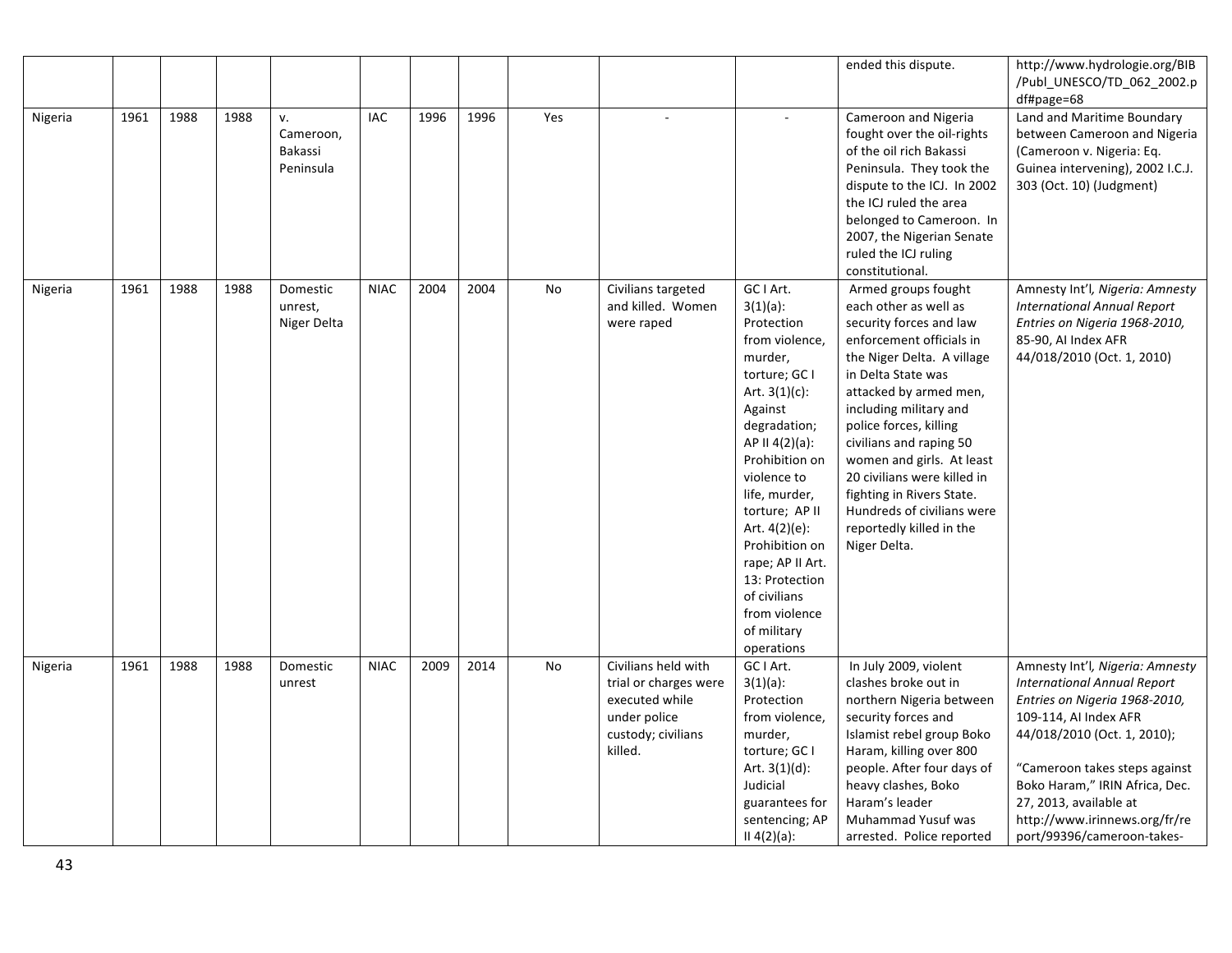| | | | | | | | | | | | ended this dispute. | http://www.hydrologie.org/BIB/Publ_UNESCO/TD_062_2002.pdf#page=68 |
|---|---|---|---|---|---|---|---|---|---|---|---|---|
| Nigeria | 1961 | 1988 | 1988 | v. Cameroon, Bakassi Peninsula | IAC | 1996 | 1996 | Yes | - | - | Cameroon and Nigeria fought over the oil-rights of the oil rich Bakassi Peninsula. They took the dispute to the ICJ. In 2002 the ICJ ruled the area belonged to Cameroon. In 2007, the Nigerian Senate ruled the ICJ ruling constitutional. | Land and Maritime Boundary between Cameroon and Nigeria (Cameroon v. Nigeria: Eq. Guinea intervening), 2002 I.C.J. 303 (Oct. 10) (Judgment) |
| Nigeria | 1961 | 1988 | 1988 | Domestic unrest, Niger Delta | NIAC | 2004 | 2004 | No | Civilians targeted and killed. Women were raped | GC I Art. 3(1)(a): Protection from violence, murder, torture; GC I Art. 3(1)(c): Against degradation; AP II 4(2)(a): Prohibition on violence to life, murder, torture; AP II Art. 4(2)(e): Prohibition on rape; AP II Art. 13: Protection of civilians from violence of military operations | Armed groups fought each other as well as security forces and law enforcement officials in the Niger Delta. A village in Delta State was attacked by armed men, including military and police forces, killing civilians and raping 50 women and girls. At least 20 civilians were killed in fighting in Rivers State. Hundreds of civilians were reportedly killed in the Niger Delta. | Amnesty Int'l, *Nigeria: Amnesty International Annual Report Entries on Nigeria 1968-2010*, 85-90, AI Index AFR 44/018/2010 (Oct. 1, 2010) |
| Nigeria | 1961 | 1988 | 1988 | Domestic unrest | NIAC | 2009 | 2014 | No | Civilians held with trial or charges were executed while under police custody; civilians killed. | GC I Art. 3(1)(a): Protection from violence, murder, torture; GC I Art. 3(1)(d): Judicial guarantees for sentencing; AP II 4(2)(a): | In July 2009, violent clashes broke out in northern Nigeria between security forces and Islamist rebel group Boko Haram, killing over 800 people. After four days of heavy clashes, Boko Haram's leader Muhammad Yusuf was arrested. Police reported | Amnesty Int'l, *Nigeria: Amnesty International Annual Report Entries on Nigeria 1968-2010*, 109-114, AI Index AFR 44/018/2010 (Oct. 1, 2010); "Cameroon takes steps against Boko Haram," IRIN Africa, Dec. 27, 2013, available at http://www.irinnews.org/fr/report/99396/cameroon-takes- |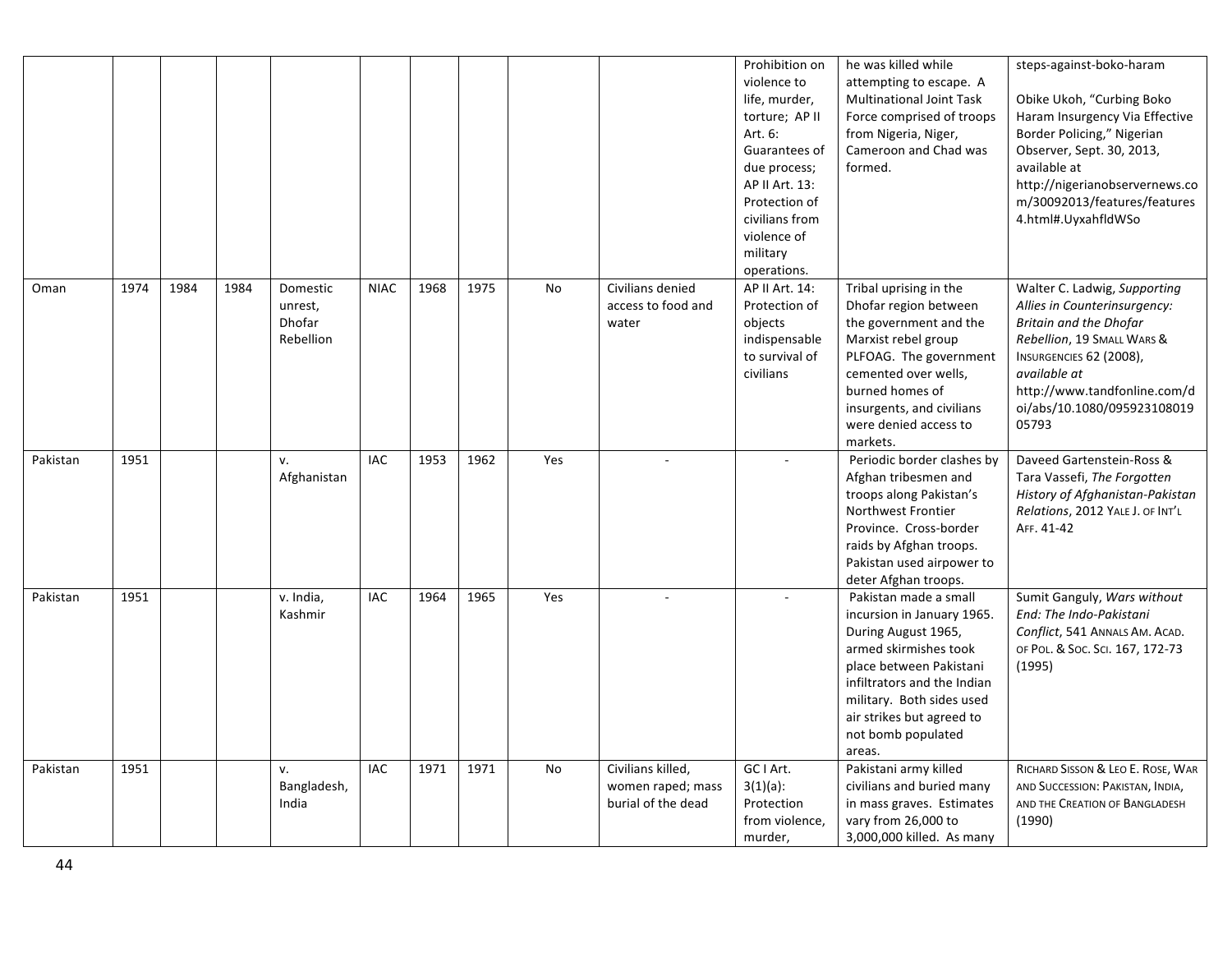| | | | | | | | | | | | | |
|---|---|---|---|---|---|---|---|---|---|---|---|---|
| | | | | | | | | | | Prohibition on violence to life, murder, torture; AP II Art. 6: Guarantees of due process; AP II Art. 13: Protection of civilians from violence of military operations. | he was killed while attempting to escape. A Multinational Joint Task Force comprised of troops from Nigeria, Niger, Cameroon and Chad was formed. | steps-against-boko-haram<br><br>Obike Ukoh, "Curbing Boko Haram Insurgency Via Effective Border Policing," Nigerian Observer, Sept. 30, 2013, available at http://nigerianobservernews.com/30092013/features/features4.html#.UyxahfldWSo |
| Oman | 1974 | 1984 | 1984 | Domestic unrest, Dhofar Rebellion | NIAC | 1968 | 1975 | No | Civilians denied access to food and water | AP II Art. 14: Protection of objects indispensable to survival of civilians | Tribal uprising in the Dhofar region between the government and the Marxist rebel group PLFOAG. The government cemented over wells, burned homes of insurgents, and civilians were denied access to markets. | Walter C. Ladwig, *Supporting Allies in Counterinsurgency: Britain and the Dhofar Rebellion*, 19 SMALL WARS & INSURGENCIES 62 (2008), *available at* http://www.tandfonline.com/doi/abs/10.1080/09592310801905793 |
| Pakistan | 1951 | | | v. Afghanistan | IAC | 1953 | 1962 | Yes | - | - | Periodic border clashes by Afghan tribesmen and troops along Pakistan's Northwest Frontier Province. Cross-border raids by Afghan troops. Pakistan used airpower to deter Afghan troops. | Daveed Gartenstein-Ross & Tara Vassefi, *The Forgotten History of Afghanistan-Pakistan Relations*, 2012 YALE J. OF INT'L AFF. 41-42 |
| Pakistan | 1951 | | | v. India, Kashmir | IAC | 1964 | 1965 | Yes | - | - | Pakistan made a small incursion in January 1965. During August 1965, armed skirmishes took place between Pakistani infiltrators and the Indian military. Both sides used air strikes but agreed to not bomb populated areas. | Sumit Ganguly, *Wars without End: The Indo-Pakistani Conflict*, 541 ANNALS AM. ACAD. OF POL. & SOC. SCI. 167, 172-73 (1995) |
| Pakistan | 1951 | | | v. Bangladesh, India | IAC | 1971 | 1971 | No | Civilians killed, women raped; mass burial of the dead | GC I Art. 3(1)(a): Protection from violence, murder, | Pakistani army killed civilians and buried many in mass graves. Estimates vary from 26,000 to 3,000,000 killed. As many | RICHARD SISSON & LEO E. ROSE, WAR AND SUCCESSION: PAKISTAN, INDIA, AND THE CREATION OF BANGLADESH (1990) |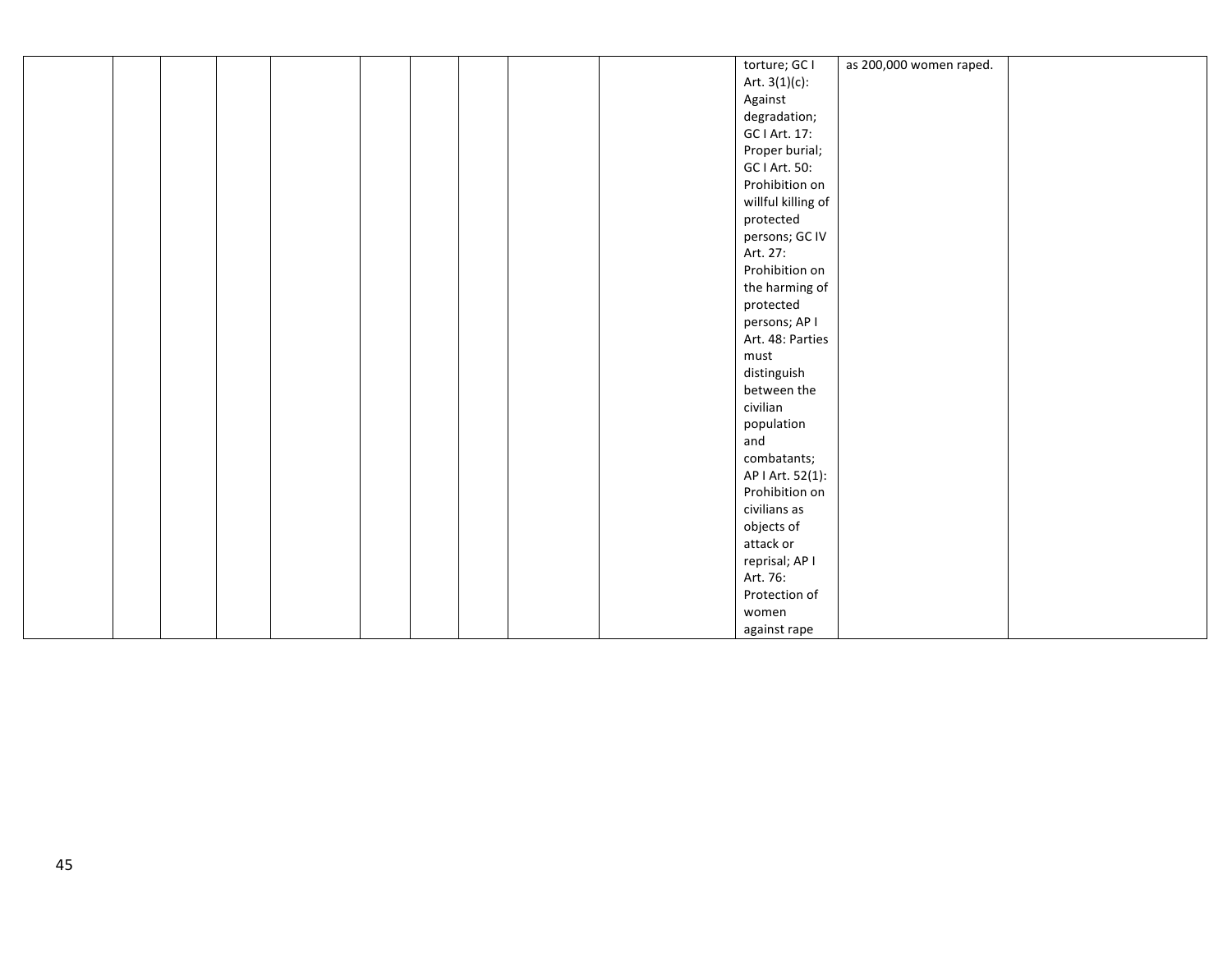| | | | | | | | | | | | | |
|---|---|---|---|---|---|---|---|---|---|---|---|---|
| | | | | | | | | | | torture; GC I Art. 3(1)(c): Against degradation; GC I Art. 17: Proper burial; GC I Art. 50: Prohibition on willful killing of protected persons; GC IV Art. 27: Prohibition on the harming of protected persons; AP I Art. 48: Parties must distinguish between the civilian population and combatants; AP I Art. 52(1): Prohibition on civilians as objects of attack or reprisal; AP I Art. 76: Protection of women against rape | as 200,000 women raped. | |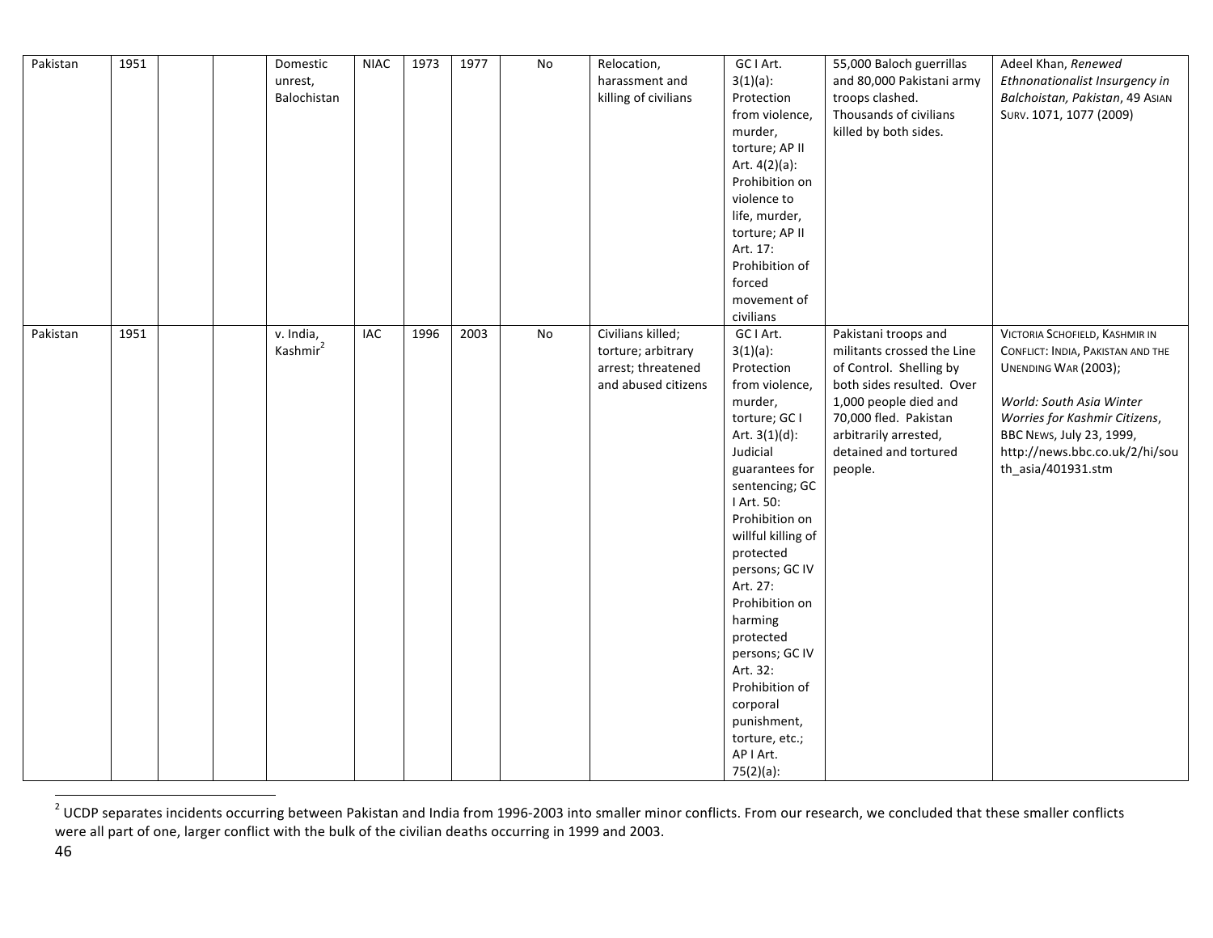| Pakistan | 1951 | | | Domestic unrest, Balochistan | NIAC | 1973 | 1977 | No | Relocation, harassment and killing of civilians | GC I Art. 3(1)(a): Protection from violence, murder, torture; AP II Art. 4(2)(a): Prohibition on violence to life, murder, torture; AP II Art. 17: Prohibition of forced movement of civilians | 55,000 Baloch guerrillas and 80,000 Pakistani army troops clashed. Thousands of civilians killed by both sides. | Adeel Khan, *Renewed Ethnonationalist Insurgency in Balchoistan, Pakistan*, 49 ASIAN SURV. 1071, 1077 (2009) |
|---|---|---|---|---|---|---|---|---|---|---|---|---|
| Pakistan | 1951 | | | v. India, Kashmir[2] | IAC | 1996 | 2003 | No | Civilians killed; torture; arbitrary arrest; threatened and abused citizens | GC I Art. 3(1)(a): Protection from violence, murder, torture; GC I Art. 3(1)(d): Judicial guarantees for sentencing; GC I Art. 50: Prohibition on willful killing of protected persons; GC IV Art. 27: Prohibition on harming protected persons; GC IV Art. 32: Prohibition of corporal punishment, torture, etc.; AP I Art. 75(2)(a): | Pakistani troops and militants crossed the Line of Control. Shelling by both sides resulted. Over 1,000 people died and 70,000 fled. Pakistan arbitrarily arrested, detained and tortured people. | VICTORIA SCHOFIELD, KASHMIR IN CONFLICT: INDIA, PAKISTAN AND THE UNENDING WAR (2003); *World: South Asia Winter Worries for Kashmir Citizens*, BBC NEWS, July 23, 1999, http://news.bbc.co.uk/2/hi/south_asia/401931.stm |

[2] UCDP separates incidents occurring between Pakistan and India from 1996-2003 into smaller minor conflicts. From our research, we concluded that these smaller conflicts were all part of one, larger conflict with the bulk of the civilian deaths occurring in 1999 and 2003.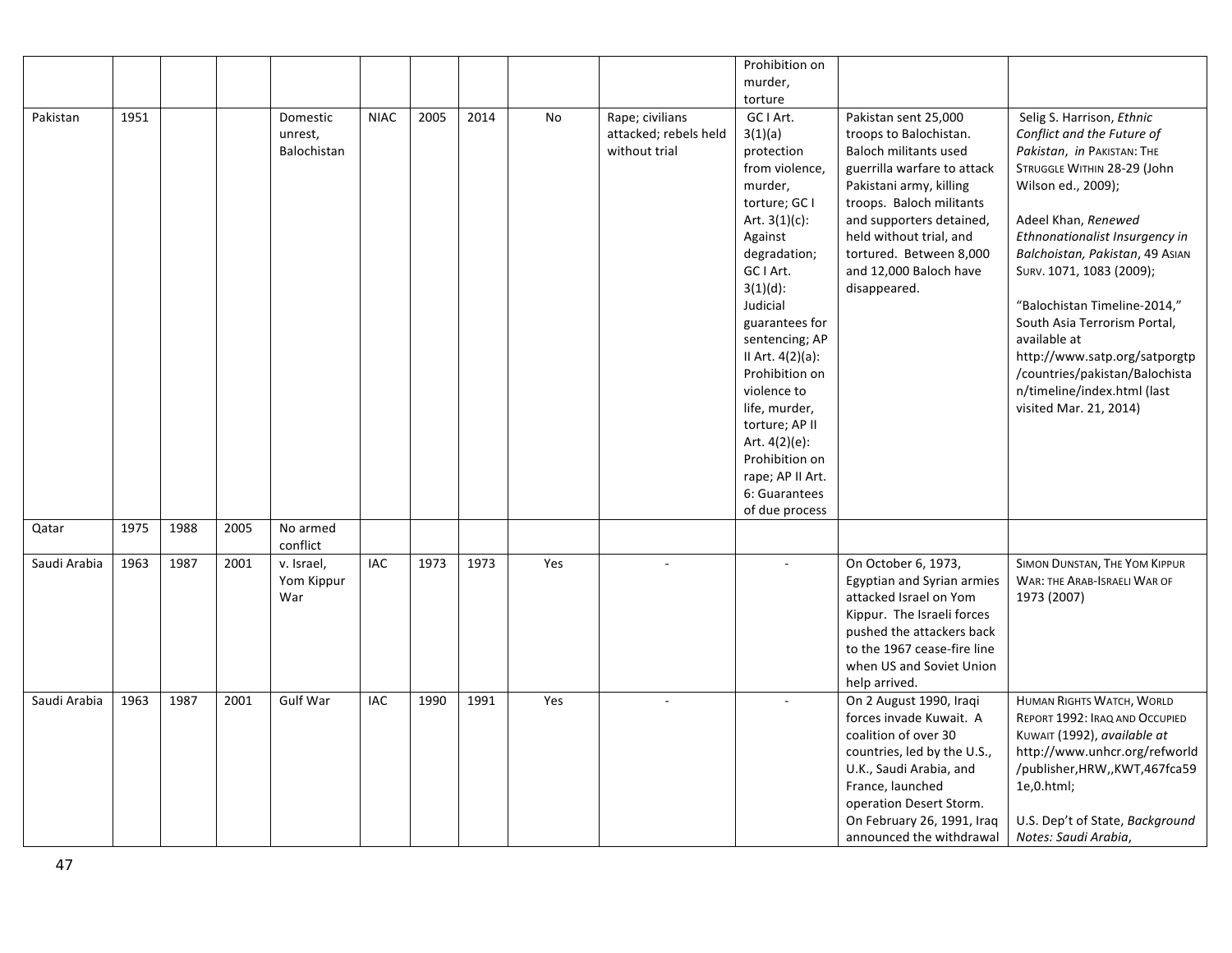| | | | | | | | | | | | | |
|---|---|---|---|---|---|---|---|---|---|---|---|---|
| | | | | | | | | | | Prohibition on murder, torture | | |
| Pakistan | 1951 | | | Domestic unrest, Balochistan | NIAC | 2005 | 2014 | No | Rape; civilians attacked; rebels held without trial | GC I Art. 3(1)(a) protection from violence, murder, torture; GC I Art. 3(1)(c): Against degradation; GC I Art. 3(1)(d): Judicial guarantees for sentencing; AP II Art. 4(2)(a): Prohibition on violence to life, murder, torture; AP II Art. 4(2)(e): Prohibition on rape; AP II Art. 6: Guarantees of due process | Pakistan sent 25,000 troops to Balochistan. Baloch militants used guerrilla warfare to attack Pakistani army, killing troops. Baloch militants and supporters detained, held without trial, and tortured. Between 8,000 and 12,000 Baloch have disappeared. | Selig S. Harrison, *Ethnic Conflict and the Future of Pakistan*, *in* PAKISTAN: THE STRUGGLE WITHIN 28-29 (John Wilson ed., 2009); Adeel Khan, *Renewed Ethnonationalist Insurgency in Balchoistan, Pakistan*, 49 ASIAN SURV. 1071, 1083 (2009); "Balochistan Timeline-2014," South Asia Terrorism Portal, available at http://www.satp.org/satporgtp/countries/pakistan/Balochistan/timeline/index.html (last visited Mar. 21, 2014) |
| Qatar | 1975 | 1988 | 2005 | No armed conflict | | | | | | | | |
| Saudi Arabia | 1963 | 1987 | 2001 | v. Israel, Yom Kippur War | IAC | 1973 | 1973 | Yes | - | - | On October 6, 1973, Egyptian and Syrian armies attacked Israel on Yom Kippur. The Israeli forces pushed the attackers back to the 1967 cease-fire line when US and Soviet Union help arrived. | SIMON DUNSTAN, THE YOM KIPPUR WAR: THE ARAB-ISRAELI WAR OF 1973 (2007) |
| Saudi Arabia | 1963 | 1987 | 2001 | Gulf War | IAC | 1990 | 1991 | Yes | - | - | On 2 August 1990, Iraqi forces invade Kuwait. A coalition of over 30 countries, led by the U.S., U.K., Saudi Arabia, and France, launched operation Desert Storm. On February 26, 1991, Iraq announced the withdrawal | HUMAN RIGHTS WATCH, WORLD REPORT 1992: IRAQ AND OCCUPIED KUWAIT (1992), *available at* http://www.unhcr.org/refworld/publisher,HRW,,KWT,467fca591e,0.html; U.S. Dep't of State, *Background Notes: Saudi Arabia*, |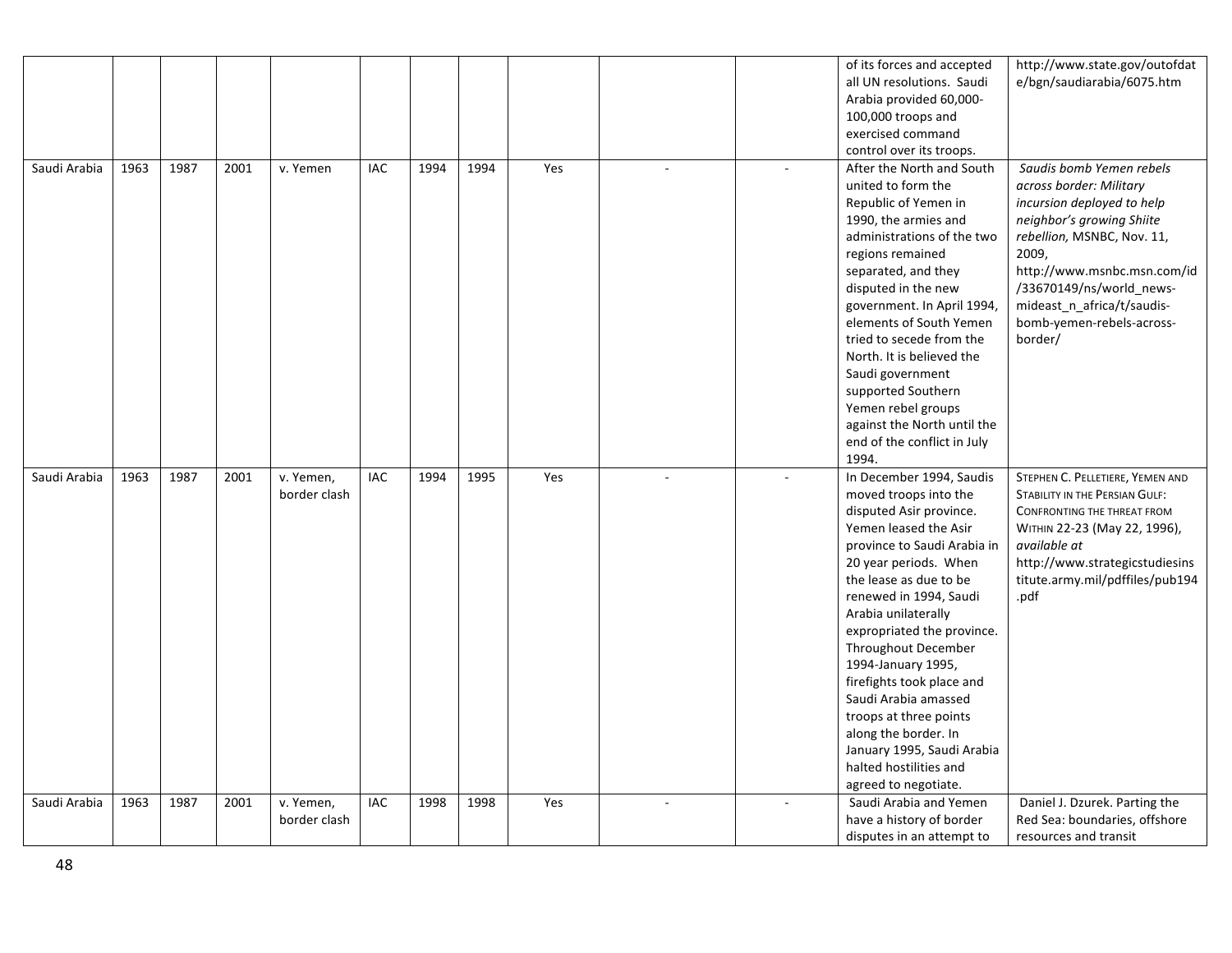| | | | | | | | | | | | | |
|---|---|---|---|---|---|---|---|---|---|---|---|---|
| | | | | | | | | | | | of its forces and accepted all UN resolutions. Saudi Arabia provided 60,000-100,000 troops and exercised command control over its troops. | http://www.state.gov/outofdate/bgn/saudiarabia/6075.htm |
| Saudi Arabia | 1963 | 1987 | 2001 | v. Yemen | IAC | 1994 | 1994 | Yes | - | - | After the North and South united to form the Republic of Yemen in 1990, the armies and administrations of the two regions remained separated, and they disputed in the new government. In April 1994, elements of South Yemen tried to secede from the North. It is believed the Saudi government supported Southern Yemen rebel groups against the North until the end of the conflict in July 1994. | *Saudis bomb Yemen rebels across border: Military incursion deployed to help neighbor's growing Shiite rebellion,* MSNBC, Nov. 11, 2009, http://www.msnbc.msn.com/id/33670149/ns/world_news-mideast_n_africa/t/saudis-bomb-yemen-rebels-across-border/ |
| Saudi Arabia | 1963 | 1987 | 2001 | v. Yemen, border clash | IAC | 1994 | 1995 | Yes | - | - | In December 1994, Saudis moved troops into the disputed Asir province. Yemen leased the Asir province to Saudi Arabia in 20 year periods. When the lease as due to be renewed in 1994, Saudi Arabia unilaterally expropriated the province. Throughout December 1994-January 1995, firefights took place and Saudi Arabia amassed troops at three points along the border. In January 1995, Saudi Arabia halted hostilities and agreed to negotiate. | STEPHEN C. PELLETIERE, YEMEN AND STABILITY IN THE PERSIAN GULF: CONFRONTING THE THREAT FROM WITHIN 22-23 (May 22, 1996), *available at* http://www.strategicstudiesinstitute.army.mil/pdffiles/pub194.pdf |
| Saudi Arabia | 1963 | 1987 | 2001 | v. Yemen, border clash | IAC | 1998 | 1998 | Yes | - | - | Saudi Arabia and Yemen have a history of border disputes in an attempt to | Daniel J. Dzurek. Parting the Red Sea: boundaries, offshore resources and transit |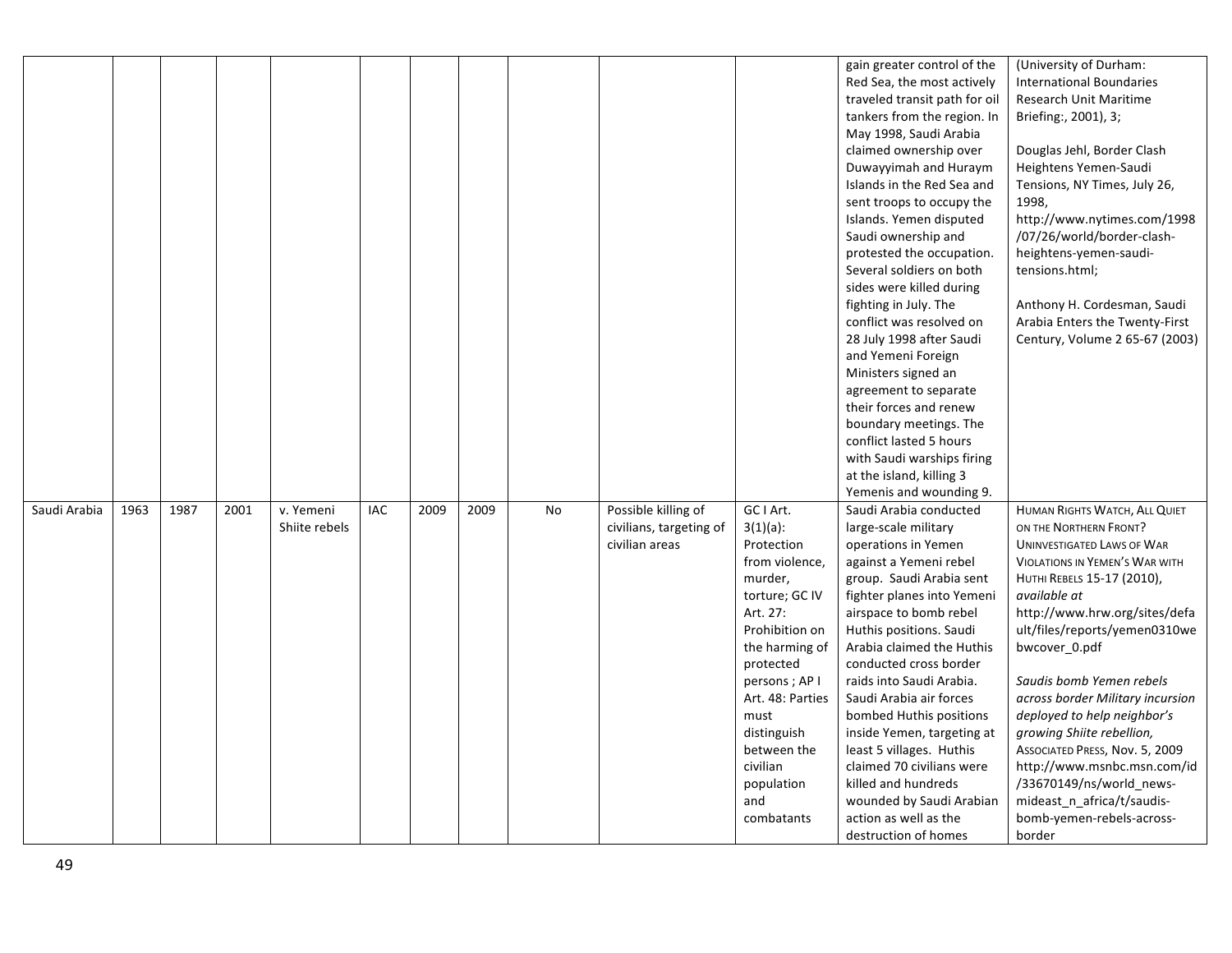|  |  |  |  |  |  |  |  |  |  |  |  |  |
|---|---|---|---|---|---|---|---|---|---|---|---|---|
|  |  |  |  |  |  |  |  |  |  |  | gain greater control of the Red Sea, the most actively traveled transit path for oil tankers from the region. In May 1998, Saudi Arabia claimed ownership over Duwayyimah and Huraym Islands in the Red Sea and sent troops to occupy the Islands. Yemen disputed Saudi ownership and protested the occupation. Several soldiers on both sides were killed during fighting in July. The conflict was resolved on 28 July 1998 after Saudi and Yemeni Foreign Ministers signed an agreement to separate their forces and renew boundary meetings. The conflict lasted 5 hours with Saudi warships firing at the island, killing 3 Yemenis and wounding 9. | (University of Durham: International Boundaries Research Unit Maritime Briefing:, 2001), 3;<br><br>Douglas Jehl, Border Clash Heightens Yemen-Saudi Tensions, NY Times, July 26, 1998, http://www.nytimes.com/1998/07/26/world/border-clash-heightens-yemen-saudi-tensions.html;<br><br>Anthony H. Cordesman, Saudi Arabia Enters the Twenty-First Century, Volume 2 65-67 (2003) |
| Saudi Arabia | 1963 | 1987 | 2001 | v. Yemeni Shiite rebels | IAC | 2009 | 2009 | No | Possible killing of civilians, targeting of civilian areas | GC I Art. 3(1)(a): Protection from violence, murder, torture; GC IV Art. 27: Prohibition on the harming of protected persons ; AP I Art. 48: Parties must distinguish between the civilian population and combatants | Saudi Arabia conducted large-scale military operations in Yemen against a Yemeni rebel group. Saudi Arabia sent fighter planes into Yemeni airspace to bomb rebel Huthis positions. Saudi Arabia claimed the Huthis conducted cross border raids into Saudi Arabia. Saudi Arabia air forces bombed Huthis positions inside Yemen, targeting at least 5 villages. Huthis claimed 70 civilians were killed and hundreds wounded by Saudi Arabian action as well as the destruction of homes | HUMAN RIGHTS WATCH, ALL QUIET ON THE NORTHERN FRONT? UNINVESTIGATED LAWS OF WAR VIOLATIONS IN YEMEN'S WAR WITH HUTHI REBELS 15-17 (2010), *available at* http://www.hrw.org/sites/default/files/reports/yemen0310webwcover_0.pdf<br><br>*Saudis bomb Yemen rebels across border Military incursion deployed to help neighbor's growing Shiite rebellion*, ASSOCIATED PRESS, Nov. 5, 2009 http://www.msnbc.msn.com/id/33670149/ns/world_news-mideast_n_africa/t/saudis-bomb-yemen-rebels-across-border |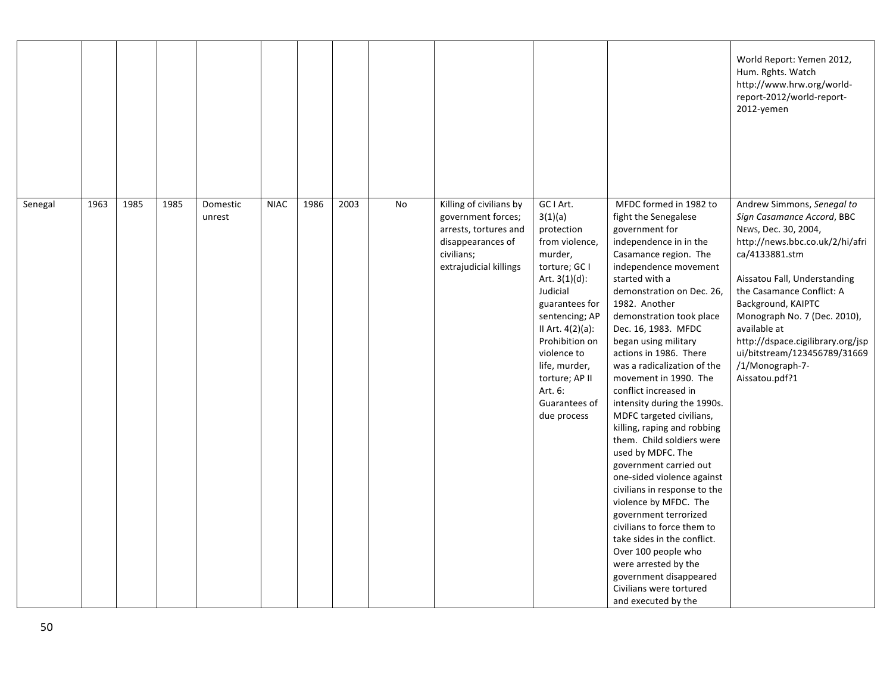| | | | | | | | | | | | | World Report: Yemen 2012, Hum. Rghts. Watch http://www.hrw.org/world-report-2012/world-report-2012-yemen |
|---|---|---|---|---|---|---|---|---|---|---|---|---|
| Senegal | 1963 | 1985 | 1985 | Domestic unrest | NIAC | 1986 | 2003 | No | Killing of civilians by government forces; arrests, tortures and disappearances of civilians; extrajudicial killings | GC I Art. 3(1)(a) protection from violence, murder, torture; GC I Art. 3(1)(d): Judicial guarantees for sentencing; AP II Art. 4(2)(a): Prohibition on violence to life, murder, torture; AP II Art. 6: Guarantees of due process | MFDC formed in 1982 to fight the Senegalese government for independence in in the Casamance region. The independence movement started with a demonstration on Dec. 26, 1982. Another demonstration took place Dec. 16, 1983. MFDC began using military actions in 1986. There was a radicalization of the movement in 1990. The conflict increased in intensity during the 1990s. MDFC targeted civilians, killing, raping and robbing them. Child soldiers were used by MDFC. The government carried out one-sided violence against civilians in response to the violence by MFDC. The government terrorized civilians to force them to take sides in the conflict. Over 100 people who were arrested by the government disappeared Civilians were tortured and executed by the | Andrew Simmons, *Senegal to Sign Casamance Accord*, BBC NEWS, Dec. 30, 2004, http://news.bbc.co.uk/2/hi/africa/4133881.stm <br><br> Aissatou Fall, Understanding the Casamance Conflict: A Background, KAIPTC Monograph No. 7 (Dec. 2010), available at http://dspace.cigilibrary.org/jspui/bitstream/123456789/31669/1/Monograph-7-Aissatou.pdf?1 |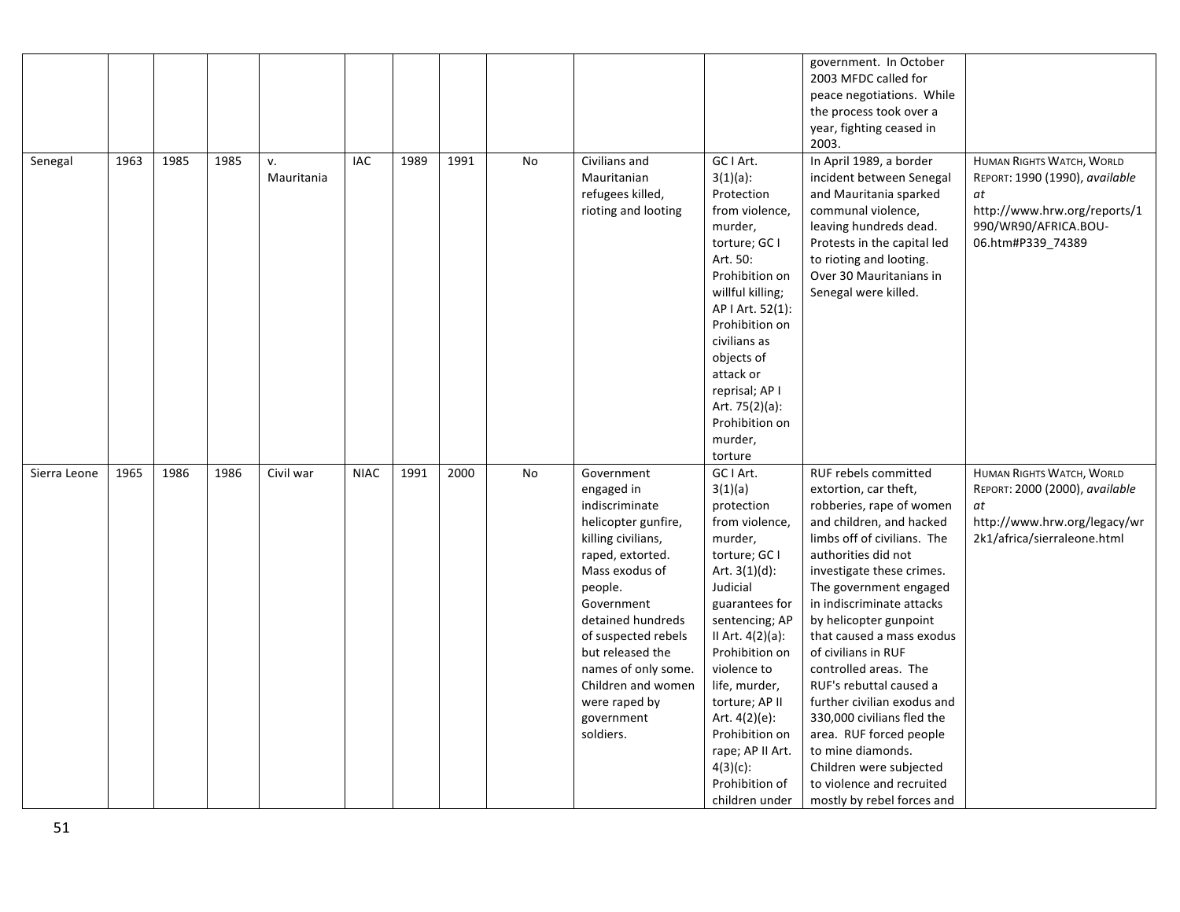| | | | | | | | | | | | | |
|---|---|---|---|---|---|---|---|---|---|---|---|---|
| | | | | | | | | | | | government. In October 2003 MFDC called for peace negotiations. While the process took over a year, fighting ceased in 2003. | |
| Senegal | 1963 | 1985 | 1985 | v. Mauritania | IAC | 1989 | 1991 | No | Civilians and Mauritanian refugees killed, rioting and looting | GC I Art. 3(1)(a): Protection from violence, murder, torture; GC I Art. 50: Prohibition on willful killing; AP I Art. 52(1): Prohibition on civilians as objects of attack or reprisal; AP I Art. 75(2)(a): Prohibition on murder, torture | In April 1989, a border incident between Senegal and Mauritania sparked communal violence, leaving hundreds dead. Protests in the capital led to rioting and looting. Over 30 Mauritanians in Senegal were killed. | HUMAN RIGHTS WATCH, WORLD REPORT: 1990 (1990), *available at* http://www.hrw.org/reports/1990/WR90/AFRICA.BOU-06.htm#P339_74389 |
| Sierra Leone | 1965 | 1986 | 1986 | Civil war | NIAC | 1991 | 2000 | No | Government engaged in indiscriminate helicopter gunfire, killing civilians, raped, extorted. Mass exodus of people. Government detained hundreds of suspected rebels but released the names of only some. Children and women were raped by government soldiers. | GC I Art. 3(1)(a) protection from violence, murder, torture; GC I Art. 3(1)(d): Judicial guarantees for sentencing; AP II Art. 4(2)(a): Prohibition on violence to life, murder, torture; AP II Art. 4(2)(e): Prohibition on rape; AP II Art. 4(3)(c): Prohibition of children under | RUF rebels committed extortion, car theft, robberies, rape of women and children, and hacked limbs off of civilians. The authorities did not investigate these crimes. The government engaged in indiscriminate attacks by helicopter gunpoint that caused a mass exodus of civilians in RUF controlled areas. The RUF's rebuttal caused a further civilian exodus and 330,000 civilians fled the area. RUF forced people to mine diamonds. Children were subjected to violence and recruited mostly by rebel forces and | HUMAN RIGHTS WATCH, WORLD REPORT: 2000 (2000), *available at* http://www.hrw.org/legacy/wr2k1/africa/sierraleone.html |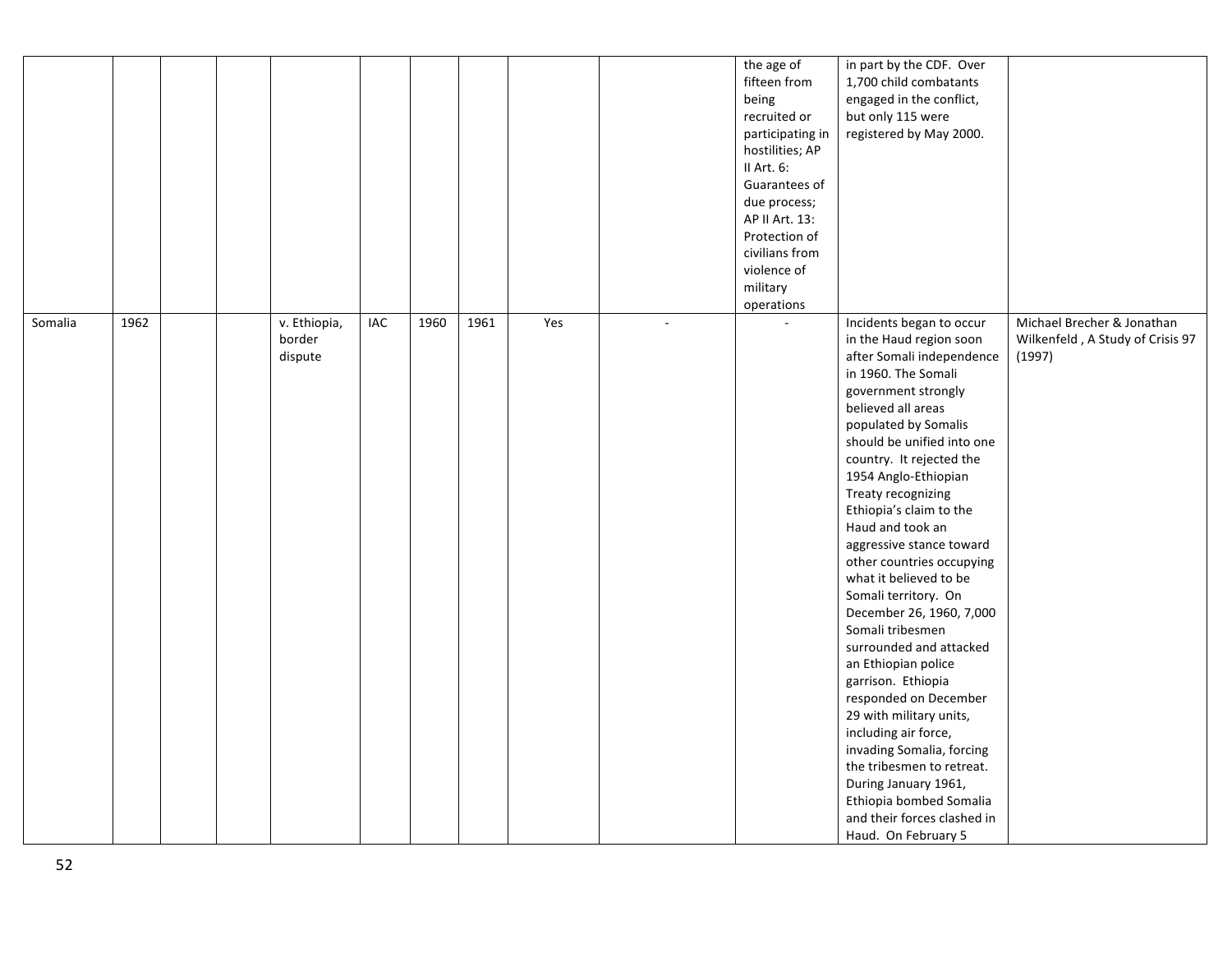|  |  |  |  |  |  |  |  |  |  |  |  |  |
|---|---|---|---|---|---|---|---|---|---|---|---|---|
|  |  |  |  |  |  |  |  |  |  | the age of fifteen from being recruited or participating in hostilities; AP II Art. 6: Guarantees of due process; AP II Art. 13: Protection of civilians from violence of military operations | in part by the CDF. Over 1,700 child combatants engaged in the conflict, but only 115 were registered by May 2000. |  |
| Somalia | 1962 |  |  | v. Ethiopia, border dispute | IAC | 1960 | 1961 | Yes | - | - | Incidents began to occur in the Haud region soon after Somali independence in 1960. The Somali government strongly believed all areas populated by Somalis should be unified into one country. It rejected the 1954 Anglo-Ethiopian Treaty recognizing Ethiopia's claim to the Haud and took an aggressive stance toward other countries occupying what it believed to be Somali territory. On December 26, 1960, 7,000 Somali tribesmen surrounded and attacked an Ethiopian police garrison. Ethiopia responded on December 29 with military units, including air force, invading Somalia, forcing the tribesmen to retreat. During January 1961, Ethiopia bombed Somalia and their forces clashed in Haud. On February 5 | Michael Brecher & Jonathan Wilkenfeld , A Study of Crisis 97 (1997) |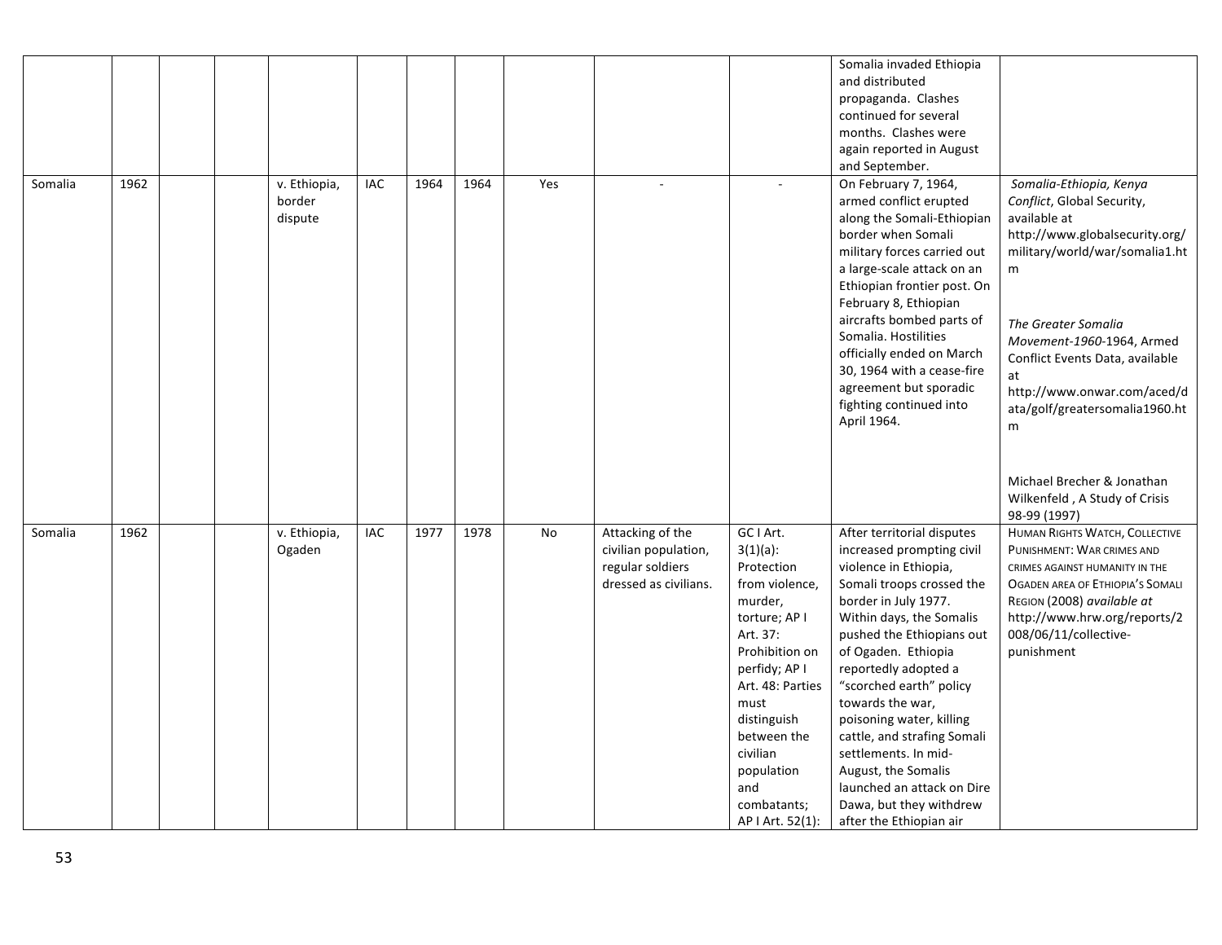|  |  |  |  |  |  |  |  |  |  |  |  |  |
|---|---|---|---|---|---|---|---|---|---|---|---|---|
|  |  |  |  |  |  |  |  |  |  |  | Somalia invaded Ethiopia and distributed propaganda. Clashes continued for several months. Clashes were again reported in August and September. |  |
| Somalia | 1962 |  |  | v. Ethiopia, border dispute | IAC | 1964 | 1964 | Yes | - | - | On February 7, 1964, armed conflict erupted along the Somali-Ethiopian border when Somali military forces carried out a large-scale attack on an Ethiopian frontier post. On February 8, Ethiopian aircrafts bombed parts of Somalia. Hostilities officially ended on March 30, 1964 with a cease-fire agreement but sporadic fighting continued into April 1964. | *Somalia-Ethiopia, Kenya Conflict*, Global Security, available at http://www.globalsecurity.org/military/world/war/somalia1.htm<br><br>*The Greater Somalia Movement-1960*-1964, Armed Conflict Events Data, available at http://www.onwar.com/aced/data/golf/greatersomalia1960.htm<br><br>Michael Brecher & Jonathan Wilkenfeld , A Study of Crisis 98-99 (1997) |
| Somalia | 1962 |  |  | v. Ethiopia, Ogaden | IAC | 1977 | 1978 | No | Attacking of the civilian population, regular soldiers dressed as civilians. | GC I Art. 3(1)(a): Protection from violence, murder, torture; AP I Art. 37: Prohibition on perfidy; AP I Art. 48: Parties must distinguish between the civilian population and combatants; AP I Art. 52(1): | After territorial disputes increased prompting civil violence in Ethiopia, Somali troops crossed the border in July 1977. Within days, the Somalis pushed the Ethiopians out of Ogaden. Ethiopia reportedly adopted a "scorched earth" policy towards the war, poisoning water, killing cattle, and strafing Somali settlements. In mid-August, the Somalis launched an attack on Dire Dawa, but they withdrew after the Ethiopian air | HUMAN RIGHTS WATCH, COLLECTIVE PUNISHMENT: WAR CRIMES AND CRIMES AGAINST HUMANITY IN THE OGADEN AREA OF ETHIOPIA'S SOMALI REGION (2008) *available at* http://www.hrw.org/reports/2008/06/11/collective-punishment |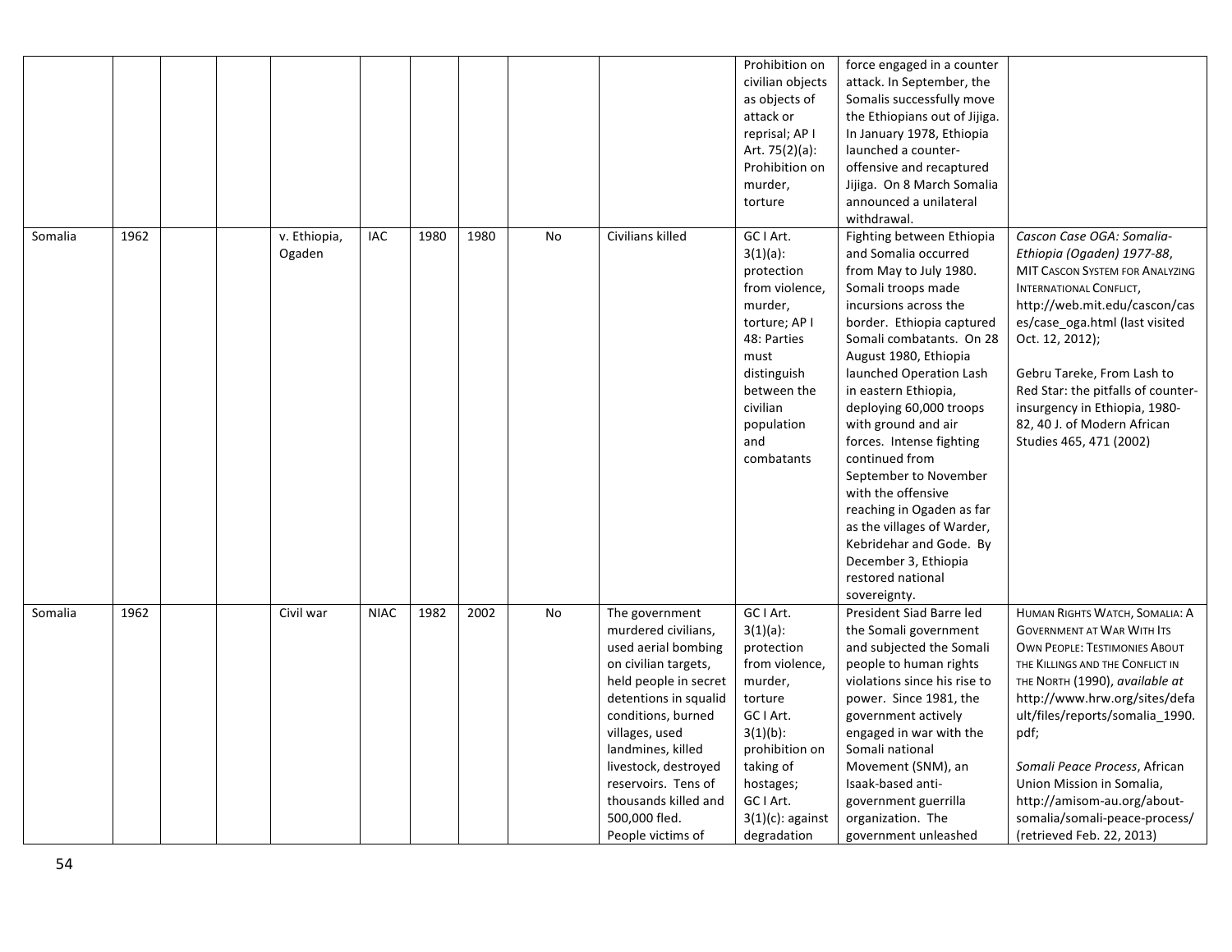|  |  |  |  |  |  |  |  |  |  |  |  |
|---|---|---|---|---|---|---|---|---|---|---|---|
|  |  |  |  |  |  |  |  |  | Prohibition on civilian objects as objects of attack or reprisal; AP I Art. 75(2)(a): Prohibition on murder, torture | force engaged in a counter attack. In September, the Somalis successfully move the Ethiopians out of Jijiga. In January 1978, Ethiopia launched a counter-offensive and recaptured Jijiga. On 8 March Somalia announced a unilateral withdrawal. |  |
| Somalia | 1962 |  |  | v. Ethiopia, Ogaden | IAC | 1980 | 1980 | No | Civilians killed | GC I Art. 3(1)(a): protection from violence, murder, torture; AP I 48: Parties must distinguish between the civilian population and combatants | Fighting between Ethiopia and Somalia occurred from May to July 1980. Somali troops made incursions across the border. Ethiopia captured Somali combatants. On 28 August 1980, Ethiopia launched Operation Lash in eastern Ethiopia, deploying 60,000 troops with ground and air forces. Intense fighting continued from September to November with the offensive reaching in Ogaden as far as the villages of Warder, Kebridehar and Gode. By December 3, Ethiopia restored national sovereignty. | *Cascon Case OGA: Somalia-Ethiopia (Ogaden) 1977-88*, MIT CASCON SYSTEM FOR ANALYZING INTERNATIONAL CONFLICT, http://web.mit.edu/cascon/cases/case_oga.html (last visited Oct. 12, 2012); Gebru Tareke, From Lash to Red Star: the pitfalls of counter-insurgency in Ethiopia, 1980-82, 40 J. of Modern African Studies 465, 471 (2002) |
| Somalia | 1962 |  |  | Civil war | NIAC | 1982 | 2002 | No | The government murdered civilians, used aerial bombing on civilian targets, held people in secret detentions in squalid conditions, burned villages, used landmines, killed livestock, destroyed reservoirs. Tens of thousands killed and 500,000 fled. People victims of | GC I Art. 3(1)(a): protection from violence, murder, torture GC I Art. 3(1)(b): prohibition on taking of hostages; GC I Art. 3(1)(c): against degradation | President Siad Barre led the Somali government and subjected the Somali people to human rights violations since his rise to power. Since 1981, the government actively engaged in war with the Somali national Movement (SNM), an Isaak-based anti-government guerrilla organization. The government unleashed | HUMAN RIGHTS WATCH, SOMALIA: A GOVERNMENT AT WAR WITH ITS OWN PEOPLE: TESTIMONIES ABOUT THE KILLINGS AND THE CONFLICT IN THE NORTH (1990), *available at* http://www.hrw.org/sites/default/files/reports/somalia_1990.pdf; *Somali Peace Process*, African Union Mission in Somalia, http://amisom-au.org/about-somalia/somali-peace-process/ (retrieved Feb. 22, 2013) |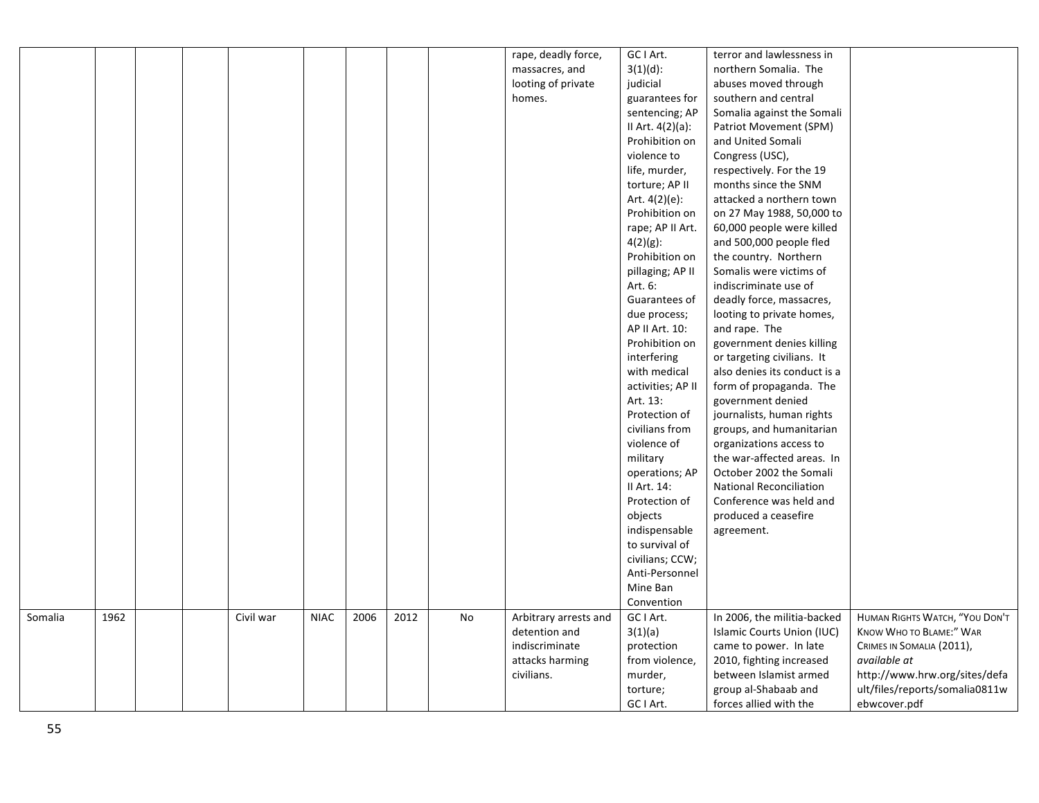| | | | | | | | | | | | | |
|---|---|---|---|---|---|---|---|---|---|---|---|---|
| | | | | | | | | | rape, deadly force, massacres, and looting of private homes. | GC I Art. 3(1)(d): judicial guarantees for sentencing; AP II Art. 4(2)(a): Prohibition on violence to life, murder, torture; AP II Art. 4(2)(e): Prohibition on rape; AP II Art. 4(2)(g): Prohibition on pillaging; AP II Art. 6: Guarantees of due process; AP II Art. 10: Prohibition on interfering with medical activities; AP II Art. 13: Protection of civilians from violence of military operations; AP II Art. 14: Protection of objects indispensable to survival of civilians; CCW; Anti-Personnel Mine Ban Convention | terror and lawlessness in northern Somalia. The abuses moved through southern and central Somalia against the Somali Patriot Movement (SPM) and United Somali Congress (USC), respectively. For the 19 months since the SNM attacked a northern town on 27 May 1988, 50,000 to 60,000 people were killed and 500,000 people fled the country. Northern Somalis were victims of indiscriminate use of deadly force, massacres, looting to private homes, and rape. The government denies killing or targeting civilians. It also denies its conduct is a form of propaganda. The government denied journalists, human rights groups, and humanitarian organizations access to the war-affected areas. In October 2002 the Somali National Reconciliation Conference was held and produced a ceasefire agreement. | |
| Somalia | 1962 | | | Civil war | NIAC | 2006 | 2012 | No | Arbitrary arrests and detention and indiscriminate attacks harming civilians. | GC I Art. 3(1)(a) protection from violence, murder, torture; GC I Art. | In 2006, the militia-backed Islamic Courts Union (IUC) came to power. In late 2010, fighting increased between Islamist armed group al-Shabaab and forces allied with the | HUMAN RIGHTS WATCH, "YOU DON'T KNOW WHO TO BLAME:" WAR CRIMES IN SOMALIA (2011), *available at* http://www.hrw.org/sites/default/files/reports/somalia0811webwcover.pdf |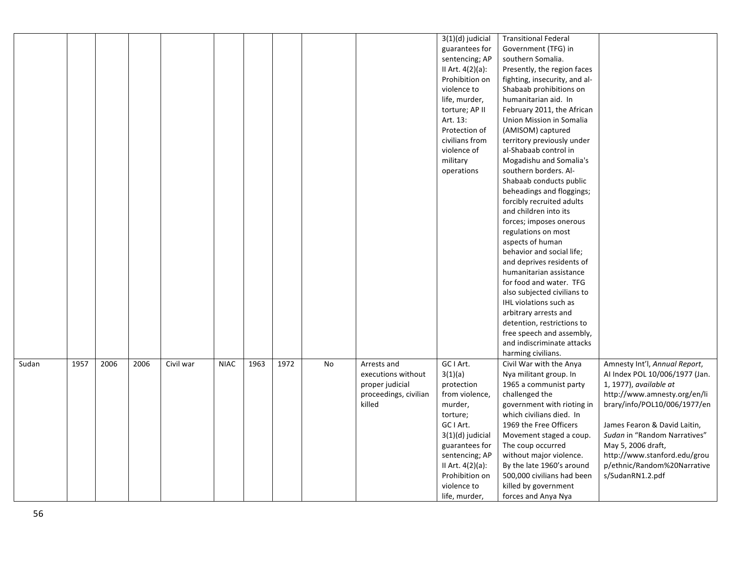| | | | | | | | | | | | | |
|---|---|---|---|---|---|---|---|---|---|---|---|---|
| | | | | | | | | | | 3(1)(d) judicial guarantees for sentencing; AP II Art. 4(2)(a): Prohibition on violence to life, murder, torture; AP II Art. 13: Protection of civilians from violence of military operations | Transitional Federal Government (TFG) in southern Somalia. Presently, the region faces fighting, insecurity, and al-Shabaab prohibitions on humanitarian aid. In February 2011, the African Union Mission in Somalia (AMISOM) captured territory previously under al-Shabaab control in Mogadishu and Somalia's southern borders. Al-Shabaab conducts public beheadings and floggings; forcibly recruited adults and children into its forces; imposes onerous regulations on most aspects of human behavior and social life; and deprives residents of humanitarian assistance for food and water. TFG also subjected civilians to IHL violations such as arbitrary arrests and detention, restrictions to free speech and assembly, and indiscriminate attacks harming civilians. | |
| Sudan | 1957 | 2006 | 2006 | Civil war | NIAC | 1963 | 1972 | No | Arrests and executions without proper judicial proceedings, civilian killed | GC I Art. 3(1)(a) protection from violence, murder, torture; GC I Art. 3(1)(d) judicial guarantees for sentencing; AP II Art. 4(2)(a): Prohibition on violence to life, murder, | Civil War with the Anya Nya militant group. In 1965 a communist party challenged the government with rioting in which civilians died. In 1969 the Free Officers Movement staged a coup. The coup occurred without major violence. By the late 1960's around 500,000 civilians had been killed by government forces and Anya Nya | Amnesty Int'l, *Annual Report*, AI Index POL 10/006/1977 (Jan. 1, 1977), *available at* http://www.amnesty.org/en/library/info/POL10/006/1977/en<br><br>James Fearon & David Laitin, *Sudan* in "Random Narratives" May 5, 2006 draft, http://www.stanford.edu/group/ethnic/Random%20Narratives/SudanRN1.2.pdf |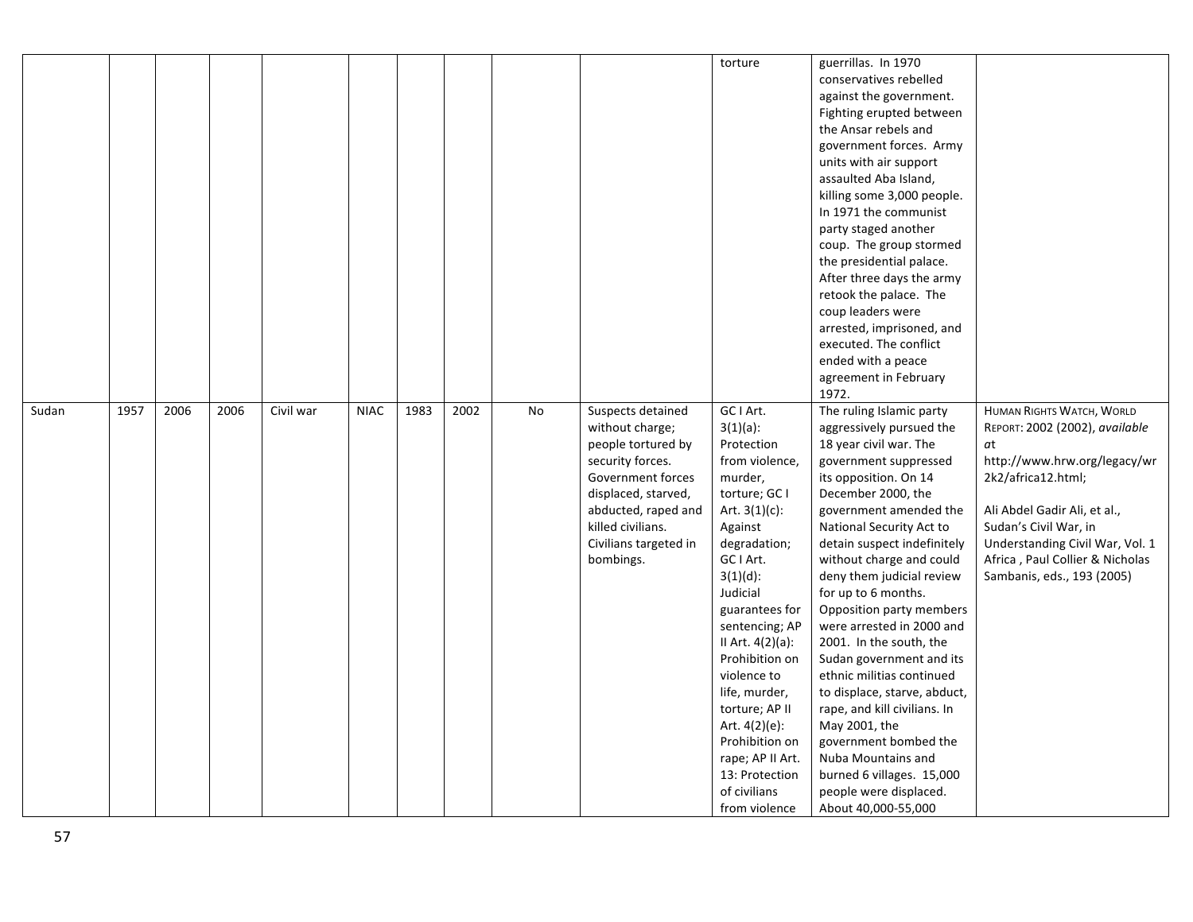| | | | | | | | | | | | | |
|---|---|---|---|---|---|---|---|---|---|---|---|---|
| | | | | | | | | | | torture | guerrillas. In 1970 conservatives rebelled against the government. Fighting erupted between the Ansar rebels and government forces. Army units with air support assaulted Aba Island, killing some 3,000 people. In 1971 the communist party staged another coup. The group stormed the presidential palace. After three days the army retook the palace. The coup leaders were arrested, imprisoned, and executed. The conflict ended with a peace agreement in February 1972. | |
| Sudan | 1957 | 2006 | 2006 | Civil war | NIAC | 1983 | 2002 | No | Suspects detained without charge; people tortured by security forces. Government forces displaced, starved, abducted, raped and killed civilians. Civilians targeted in bombings. | GC I Art. 3(1)(a): Protection from violence, murder, torture; GC I Art. 3(1)(c): Against degradation; GC I Art. 3(1)(d): Judicial guarantees for sentencing; AP II Art. 4(2)(a): Prohibition on violence to life, murder, torture; AP II Art. 4(2)(e): Prohibition on rape; AP II Art. 13: Protection of civilians from violence | The ruling Islamic party aggressively pursued the 18 year civil war. The government suppressed its opposition. On 14 December 2000, the government amended the National Security Act to detain suspect indefinitely without charge and could deny them judicial review for up to 6 months. Opposition party members were arrested in 2000 and 2001. In the south, the Sudan government and its ethnic militias continued to displace, starve, abduct, rape, and kill civilians. In May 2001, the government bombed the Nuba Mountains and burned 6 villages. 15,000 people were displaced. About 40,000-55,000 | HUMAN RIGHTS WATCH, WORLD REPORT: 2002 (2002), *available at* http://www.hrw.org/legacy/wr2k2/africa12.html; Ali Abdel Gadir Ali, et al., Sudan's Civil War, in Understanding Civil War, Vol. 1 Africa , Paul Collier & Nicholas Sambanis, eds., 193 (2005) |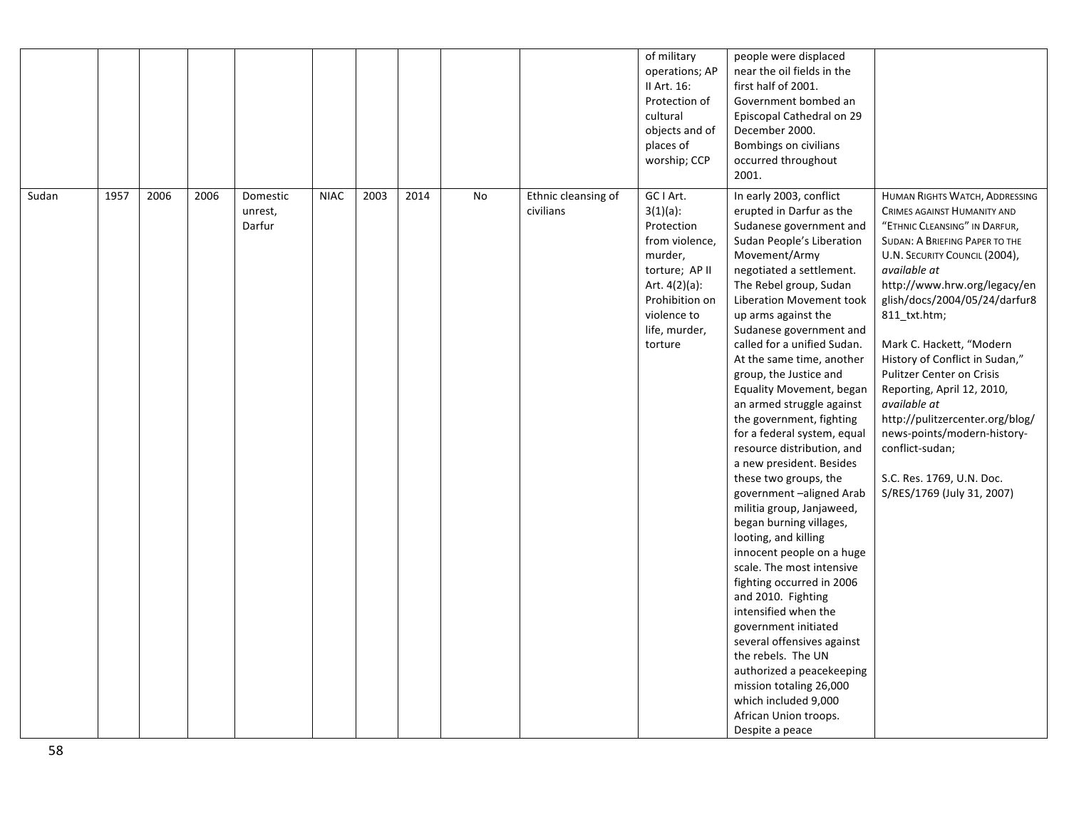| | | | | | | | | | | | | |
|---|---|---|---|---|---|---|---|---|---|---|---|---|
| | | | | | | | | | | of military operations; AP II Art. 16: Protection of cultural objects and of places of worship; CCP | people were displaced near the oil fields in the first half of 2001. Government bombed an Episcopal Cathedral on 29 December 2000. Bombings on civilians occurred throughout 2001. | |
| Sudan | 1957 | 2006 | 2006 | Domestic unrest, Darfur | NIAC | 2003 | 2014 | No | Ethnic cleansing of civilians | GC I Art. 3(1)(a): Protection from violence, murder, torture; AP II Art. 4(2)(a): Prohibition on violence to life, murder, torture | In early 2003, conflict erupted in Darfur as the Sudanese government and Sudan People's Liberation Movement/Army negotiated a settlement. The Rebel group, Sudan Liberation Movement took up arms against the Sudanese government and called for a unified Sudan. At the same time, another group, the Justice and Equality Movement, began an armed struggle against the government, fighting for a federal system, equal resource distribution, and a new president. Besides these two groups, the government –aligned Arab militia group, Janjaweed, began burning villages, looting, and killing innocent people on a huge scale. The most intensive fighting occurred in 2006 and 2010. Fighting intensified when the government initiated several offensives against the rebels. The UN authorized a peacekeeping mission totaling 26,000 which included 9,000 African Union troops. Despite a peace | HUMAN RIGHTS WATCH, ADDRESSING CRIMES AGAINST HUMANITY AND "ETHNIC CLEANSING" IN DARFUR, SUDAN: A BRIEFING PAPER TO THE U.N. SECURITY COUNCIL (2004), *available at* http://www.hrw.org/legacy/english/docs/2004/05/24/darfur8811_txt.htm; Mark C. Hackett, "Modern History of Conflict in Sudan," Pulitzer Center on Crisis Reporting, April 12, 2010, *available at* http://pulitzercenter.org/blog/news-points/modern-history-conflict-sudan; S.C. Res. 1769, U.N. Doc. S/RES/1769 (July 31, 2007) |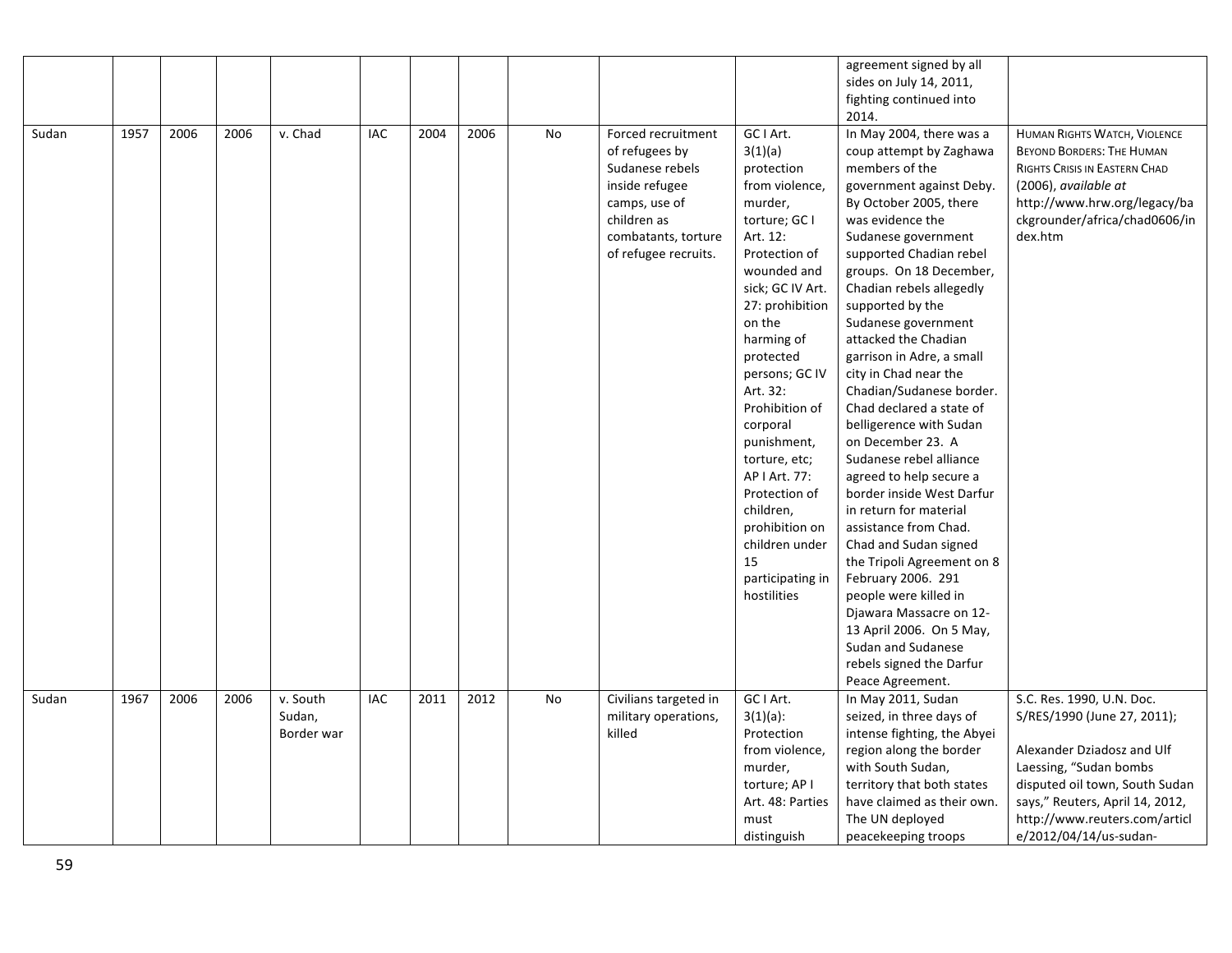| | | | | | | | | | | | | |
|---|---|---|---|---|---|---|---|---|---|---|---|---|
| | | | | | | | | | | | agreement signed by all sides on July 14, 2011, fighting continued into 2014. | |
| Sudan | 1957 | 2006 | 2006 | v. Chad | IAC | 2004 | 2006 | No | Forced recruitment of refugees by Sudanese rebels inside refugee camps, use of children as combatants, torture of refugee recruits. | GC I Art. 3(1)(a) protection from violence, murder, torture; GC I Art. 12: Protection of wounded and sick; GC IV Art. 27: prohibition on the harming of protected persons; GC IV Art. 32: Prohibition of corporal punishment, torture, etc; AP I Art. 77: Protection of children, prohibition on children under 15 participating in hostilities | In May 2004, there was a coup attempt by Zaghawa members of the government against Deby. By October 2005, there was evidence the Sudanese government supported Chadian rebel groups. On 18 December, Chadian rebels allegedly supported by the Sudanese government attacked the Chadian garrison in Adre, a small city in Chad near the Chadian/Sudanese border. Chad declared a state of belligerence with Sudan on December 23. A Sudanese rebel alliance agreed to help secure a border inside West Darfur in return for material assistance from Chad. Chad and Sudan signed the Tripoli Agreement on 8 February 2006. 291 people were killed in Djawara Massacre on 12-13 April 2006. On 5 May, Sudan and Sudanese rebels signed the Darfur Peace Agreement. | HUMAN RIGHTS WATCH, VIOLENCE BEYOND BORDERS: THE HUMAN RIGHTS CRISIS IN EASTERN CHAD (2006), *available at* http://www.hrw.org/legacy/backgrounder/africa/chad0606/index.htm |
| Sudan | 1967 | 2006 | 2006 | v. South Sudan, Border war | IAC | 2011 | 2012 | No | Civilians targeted in military operations, killed | GC I Art. 3(1)(a): Protection from violence, murder, torture; AP I Art. 48: Parties must distinguish | In May 2011, Sudan seized, in three days of intense fighting, the Abyei region along the border with South Sudan, territory that both states have claimed as their own. The UN deployed peacekeeping troops | S.C. Res. 1990, U.N. Doc. S/RES/1990 (June 27, 2011); Alexander Dziadosz and Ulf Laessing, "Sudan bombs disputed oil town, South Sudan says," Reuters, April 14, 2012, http://www.reuters.com/article/2012/04/14/us-sudan- |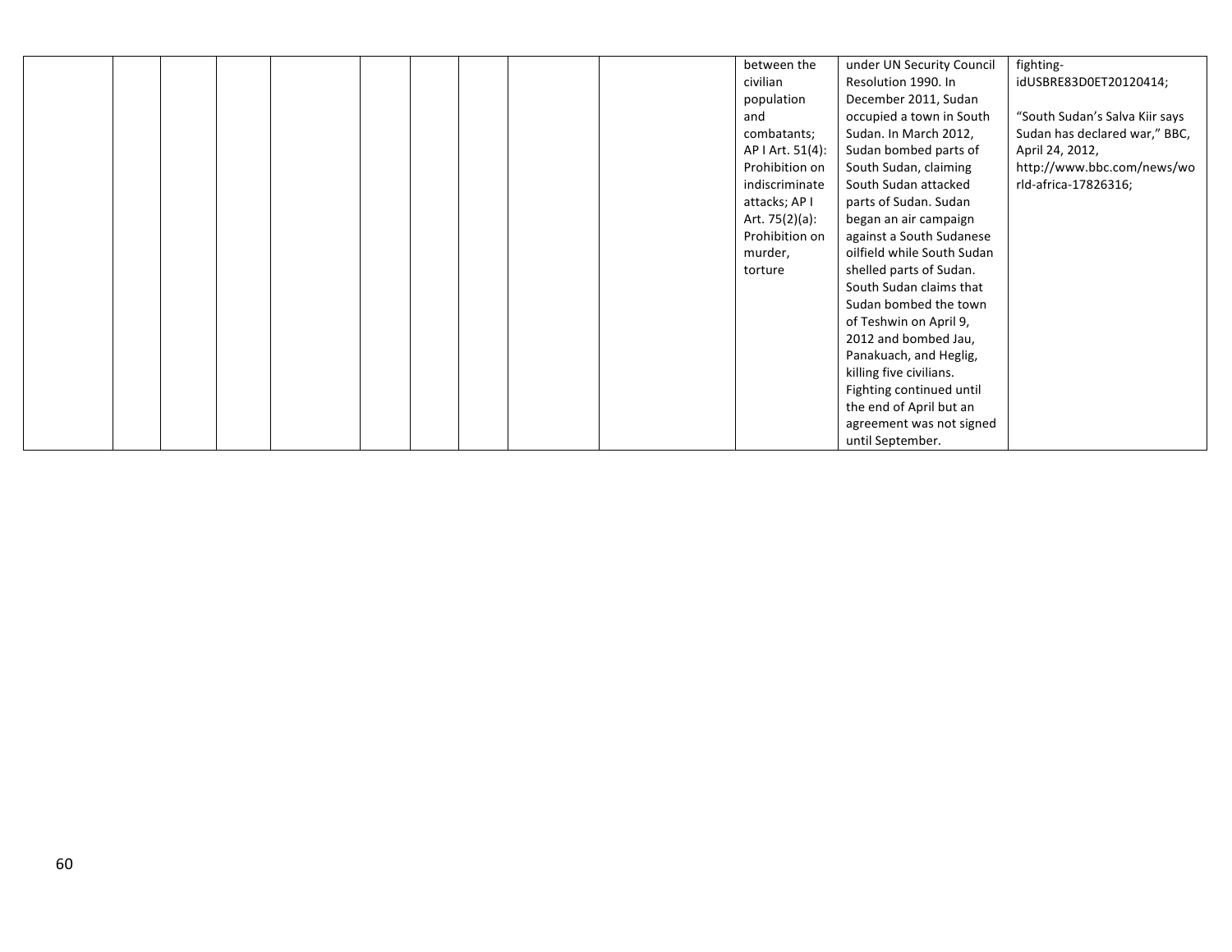| | | | | | | | | | | | | |
|---|---|---|---|---|---|---|---|---|---|---|---|---|
| | | | | | | | | | | between the civilian population and combatants; AP I Art. 51(4): Prohibition on indiscriminate attacks; AP I Art. 75(2)(a): Prohibition on murder, torture | under UN Security Council Resolution 1990. In December 2011, Sudan occupied a town in South Sudan. In March 2012, Sudan bombed parts of South Sudan, claiming South Sudan attacked parts of Sudan. Sudan began an air campaign against a South Sudanese oilfield while South Sudan shelled parts of Sudan. South Sudan claims that Sudan bombed the town of Teshwin on April 9, 2012 and bombed Jau, Panakuach, and Heglig, killing five civilians. Fighting continued until the end of April but an agreement was not signed until September. | fighting-idUSBRE83D0ET20120414;<br><br>"South Sudan's Salva Kiir says Sudan has declared war," BBC, April 24, 2012, http://www.bbc.com/news/world-africa-17826316; |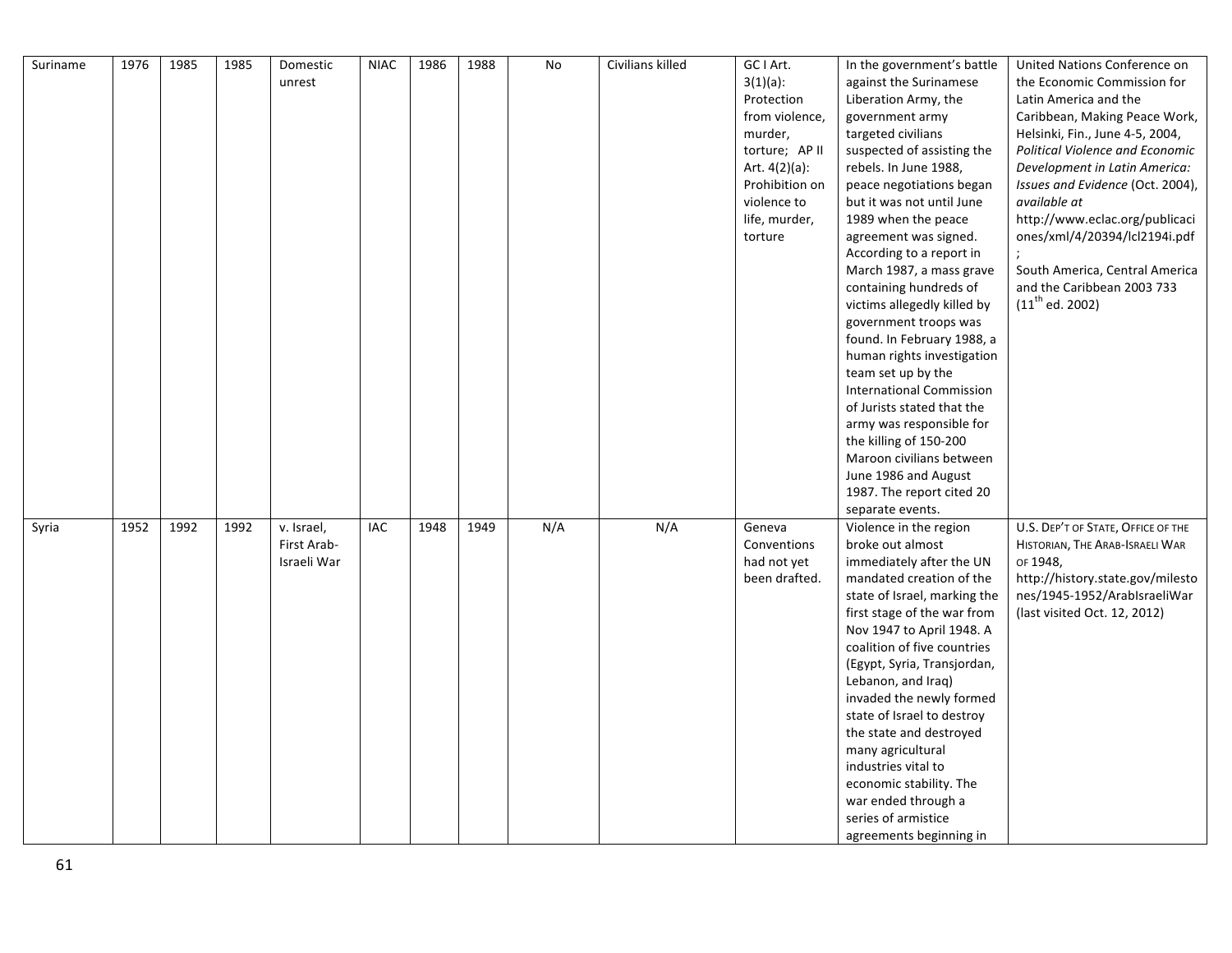| | | | | | | | | | | | | |
|---|---|---|---|---|---|---|---|---|---|---|---|---|
| Suriname | 1976 | 1985 | 1985 | Domestic unrest | NIAC | 1986 | 1988 | No | Civilians killed | GC I Art. 3(1)(a): Protection from violence, murder, torture; AP II Art. 4(2)(a): Prohibition on violence to life, murder, torture | In the government's battle against the Surinamese Liberation Army, the government army targeted civilians suspected of assisting the rebels. In June 1988, peace negotiations began but it was not until June 1989 when the peace agreement was signed. According to a report in March 1987, a mass grave containing hundreds of victims allegedly killed by government troops was found. In February 1988, a human rights investigation team set up by the International Commission of Jurists stated that the army was responsible for the killing of 150-200 Maroon civilians between June 1986 and August 1987. The report cited 20 separate events. | United Nations Conference on the Economic Commission for Latin America and the Caribbean, Making Peace Work, Helsinki, Fin., June 4-5, 2004, *Political Violence and Economic Development in Latin America: Issues and Evidence* (Oct. 2004), *available at* http://www.eclac.org/publicaciones/xml/4/20394/lcl2194i.pdf ; South America, Central America and the Caribbean 2003 733 (11th ed. 2002) |
| Syria | 1952 | 1992 | 1992 | v. Israel, First Arab-Israeli War | IAC | 1948 | 1949 | N/A | N/A | Geneva Conventions had not yet been drafted. | Violence in the region broke out almost immediately after the UN mandated creation of the state of Israel, marking the first stage of the war from Nov 1947 to April 1948. A coalition of five countries (Egypt, Syria, Transjordan, Lebanon, and Iraq) invaded the newly formed state of Israel to destroy the state and destroyed many agricultural industries vital to economic stability. The war ended through a series of armistice agreements beginning in | U.S. DEP'T OF STATE, OFFICE OF THE HISTORIAN, THE ARAB-ISRAELI WAR OF 1948, http://history.state.gov/milestones/1945-1952/ArabIsraeliWar (last visited Oct. 12, 2012) |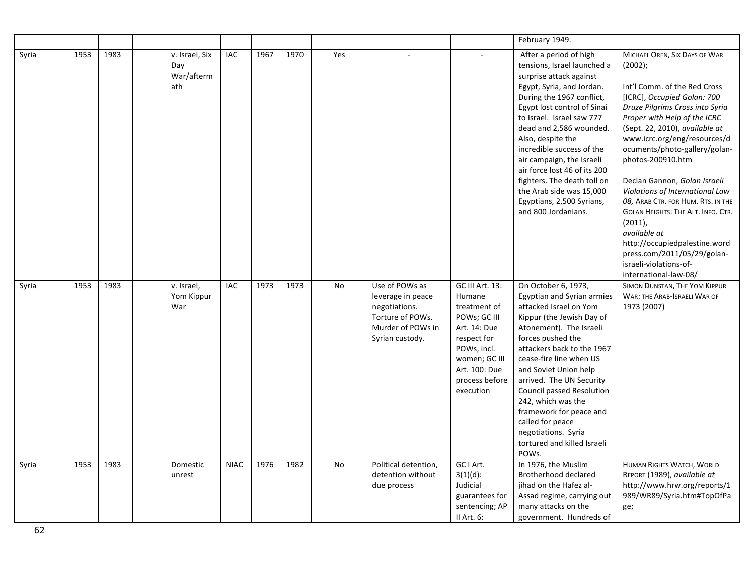|  |  |  |  |  |  |  |  |  |  |  |  |  |
|---|---|---|---|---|---|---|---|---|---|---|---|---|
|  |  |  |  |  |  |  |  |  |  |  | February 1949. |  |
| Syria | 1953 | 1983 |  | v. Israel, Six Day War/aftermath | IAC | 1967 | 1970 | Yes | - | - | After a period of high tensions, Israel launched a surprise attack against Egypt, Syria, and Jordan. During the 1967 conflict, Egypt lost control of Sinai to Israel. Israel saw 777 dead and 2,586 wounded. Also, despite the incredible success of the air campaign, the Israeli air force lost 46 of its 200 fighters. The death toll on the Arab side was 15,000 Egyptians, 2,500 Syrians, and 800 Jordanians. | MICHAEL OREN, SIX DAYS OF WAR (2002);<br><br>Int'l Comm. of the Red Cross [ICRC], *Occupied Golan: 700 Druze Pilgrims Cross into Syria Proper with Help of the ICRC* (Sept. 22, 2010), *available at* www.icrc.org/eng/resources/documents/photo-gallery/golan-photos-200910.htm<br><br>Declan Gannon, *Golan Israeli Violations of International Law 08,* ARAB CTR. FOR HUM. RTS. IN THE GOLAN HEIGHTS: THE ALT. INFO. CTR. (2011), *available at* http://occupiedpalestine.wordpress.com/2011/05/29/golan-israeli-violations-of-international-law-08/ |
| Syria | 1953 | 1983 |  | v. Israel, Yom Kippur War | IAC | 1973 | 1973 | No | Use of POWs as leverage in peace negotiations. Torture of POWs. Murder of POWs in Syrian custody. | GC III Art. 13: Humane treatment of POWs; GC III Art. 14: Due respect for POWs, incl. women; GC III Art. 100: Due process before execution | On October 6, 1973, Egyptian and Syrian armies attacked Israel on Yom Kippur (the Jewish Day of Atonement). The Israeli forces pushed the attackers back to the 1967 cease-fire line when US and Soviet Union help arrived. The UN Security Council passed Resolution 242, which was the framework for peace and called for peace negotiations. Syria tortured and killed Israeli POWs. | SIMON DUNSTAN, THE YOM KIPPUR WAR: THE ARAB-ISRAELI WAR OF 1973 (2007) |
| Syria | 1953 | 1983 |  | Domestic unrest | NIAC | 1976 | 1982 | No | Political detention, detention without due process | GC I Art. 3(1)(d): Judicial guarantees for sentencing; AP II Art. 6: | In 1976, the Muslim Brotherhood declared jihad on the Hafez al-Assad regime, carrying out many attacks on the government. Hundreds of | HUMAN RIGHTS WATCH, WORLD REPORT (1989), *available at* http://www.hrw.org/reports/1989/WR89/Syria.htm#TopOfPage; |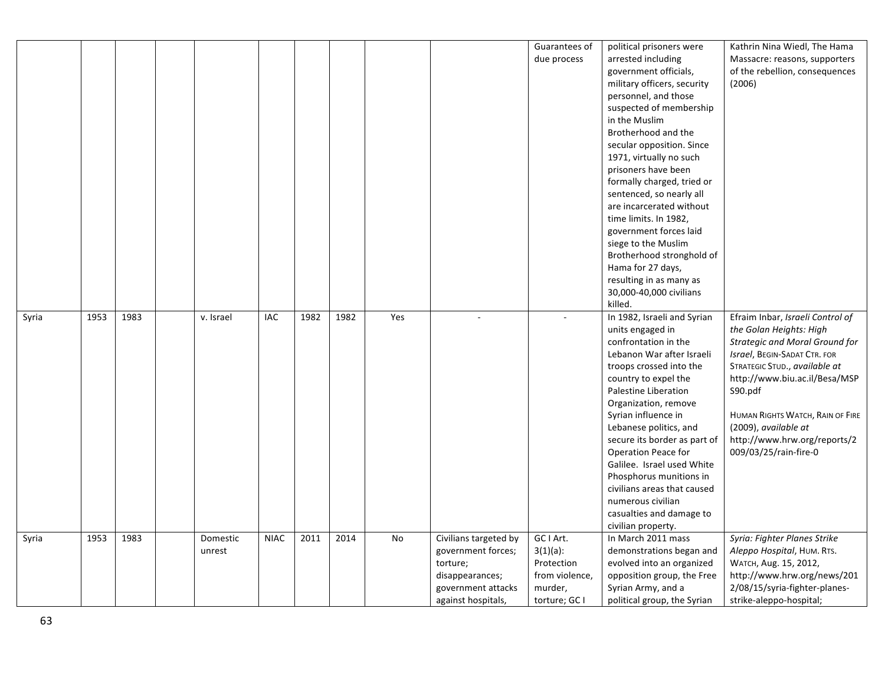| | | | | | | | | | | | | |
|---|---|---|---|---|---|---|---|---|---|---|---|---|
| | | | | | | | | | | Guarantees of due process | political prisoners were arrested including government officials, military officers, security personnel, and those suspected of membership in the Muslim Brotherhood and the secular opposition. Since 1971, virtually no such prisoners have been formally charged, tried or sentenced, so nearly all are incarcerated without time limits. In 1982, government forces laid siege to the Muslim Brotherhood stronghold of Hama for 27 days, resulting in as many as 30,000-40,000 civilians killed. | Kathrin Nina Wiedl, The Hama Massacre: reasons, supporters of the rebellion, consequences (2006) |
| Syria | 1953 | 1983 | | v. Israel | IAC | 1982 | 1982 | Yes | - | - | In 1982, Israeli and Syrian units engaged in confrontation in the Lebanon War after Israeli troops crossed into the country to expel the Palestine Liberation Organization, remove Syrian influence in Lebanese politics, and secure its border as part of Operation Peace for Galilee. Israel used White Phosphorus munitions in civilians areas that caused numerous civilian casualties and damage to civilian property. | Efraim Inbar, *Israeli Control of the Golan Heights: High Strategic and Moral Ground for Israel*, BEGIN-SADAT CTR. FOR STRATEGIC STUD., *available at* http://www.biu.ac.il/Besa/MSPS90.pdf<br><br>HUMAN RIGHTS WATCH, RAIN OF FIRE (2009), *available at* http://www.hrw.org/reports/2009/03/25/rain-fire-0 |
| Syria | 1953 | 1983 | | Domestic unrest | NIAC | 2011 | 2014 | No | Civilians targeted by government forces; torture; disappearances; government attacks against hospitals, | GC I Art. 3(1)(a): Protection from violence, murder, torture; GC I | In March 2011 mass demonstrations began and evolved into an organized opposition group, the Free Syrian Army, and a political group, the Syrian | *Syria: Fighter Planes Strike Aleppo Hospital*, HUM. RTS. WATCH, Aug. 15, 2012, http://www.hrw.org/news/2012/08/15/syria-fighter-planes-strike-aleppo-hospital; |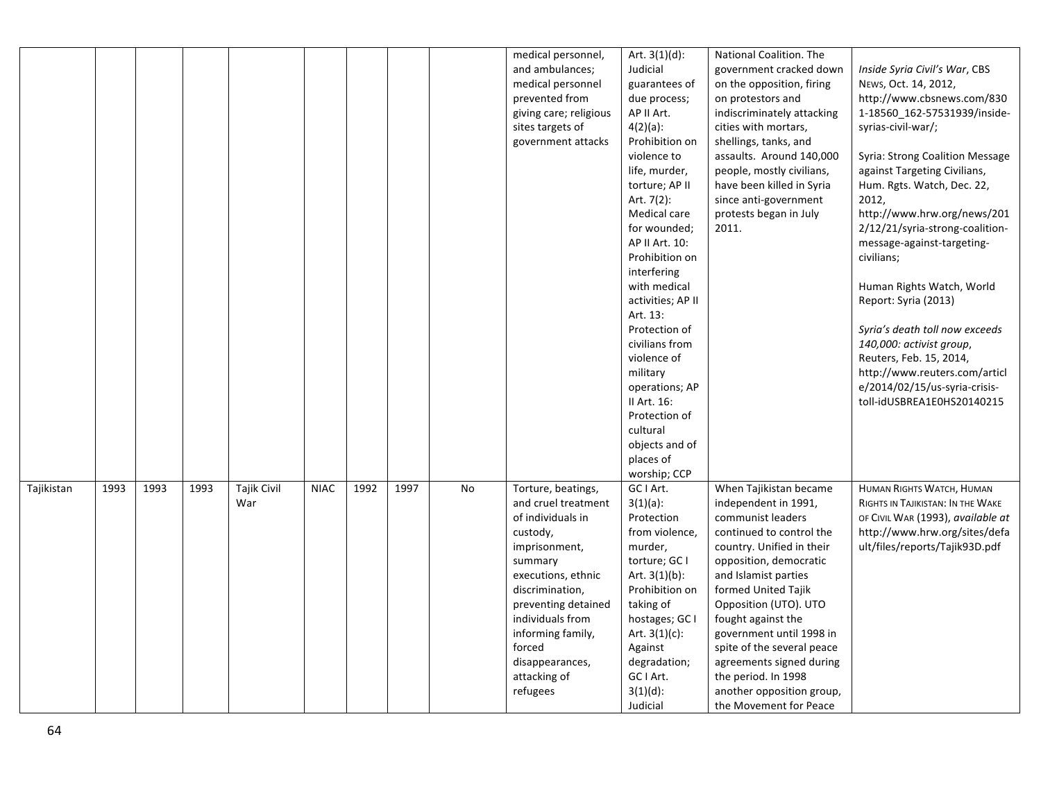| | | | | | | | | | | | | |
|---|---|---|---|---|---|---|---|---|---|---|---|---|
| | | | | | | | | | medical personnel, and ambulances; medical personnel prevented from giving care; religious sites targets of government attacks | Art. 3(1)(d): Judicial guarantees of due process; AP II Art. 4(2)(a): Prohibition on violence to life, murder, torture; AP II Art. 7(2): Medical care for wounded; AP II Art. 10: Prohibition on interfering with medical activities; AP II Art. 13: Protection of civilians from violence of military operations; AP II Art. 16: Protection of cultural objects and of places of worship; CCP | National Coalition. The government cracked down on the opposition, firing on protestors and indiscriminately attacking cities with mortars, shellings, tanks, and assaults. Around 140,000 people, mostly civilians, have been killed in Syria since anti-government protests began in July 2011. | *Inside Syria Civil's War*, CBS NEWS, Oct. 14, 2012, http://www.cbsnews.com/8301-18560_162-57531939/inside-syrias-civil-war/; Syria: Strong Coalition Message against Targeting Civilians, Hum. Rgts. Watch, Dec. 22, 2012, http://www.hrw.org/news/2012/12/21/syria-strong-coalition-message-against-targeting-civilians; Human Rights Watch, World Report: Syria (2013) *Syria's death toll now exceeds 140,000: activist group*, Reuters, Feb. 15, 2014, http://www.reuters.com/article/2014/02/15/us-syria-crisis-toll-idUSBREA1E0HS20140215 |
| Tajikistan | 1993 | 1993 | 1993 | Tajik Civil War | NIAC | 1992 | 1997 | No | Torture, beatings, and cruel treatment of individuals in custody, imprisonment, summary executions, ethnic discrimination, preventing detained individuals from informing family, forced disappearances, attacking of refugees | GC I Art. 3(1)(a): Protection from violence, murder, torture; GC I Art. 3(1)(b): Prohibition on taking of hostages; GC I Art. 3(1)(c): Against degradation; GC I Art. 3(1)(d): Judicial | When Tajikistan became independent in 1991, communist leaders continued to control the country. Unified in their opposition, democratic and Islamist parties formed United Tajik Opposition (UTO). UTO fought against the government until 1998 in spite of the several peace agreements signed during the period. In 1998 another opposition group, the Movement for Peace | HUMAN RIGHTS WATCH, HUMAN RIGHTS IN TAJIKISTAN: IN THE WAKE OF CIVIL WAR (1993), *available at* http://www.hrw.org/sites/default/files/reports/Tajik93D.pdf |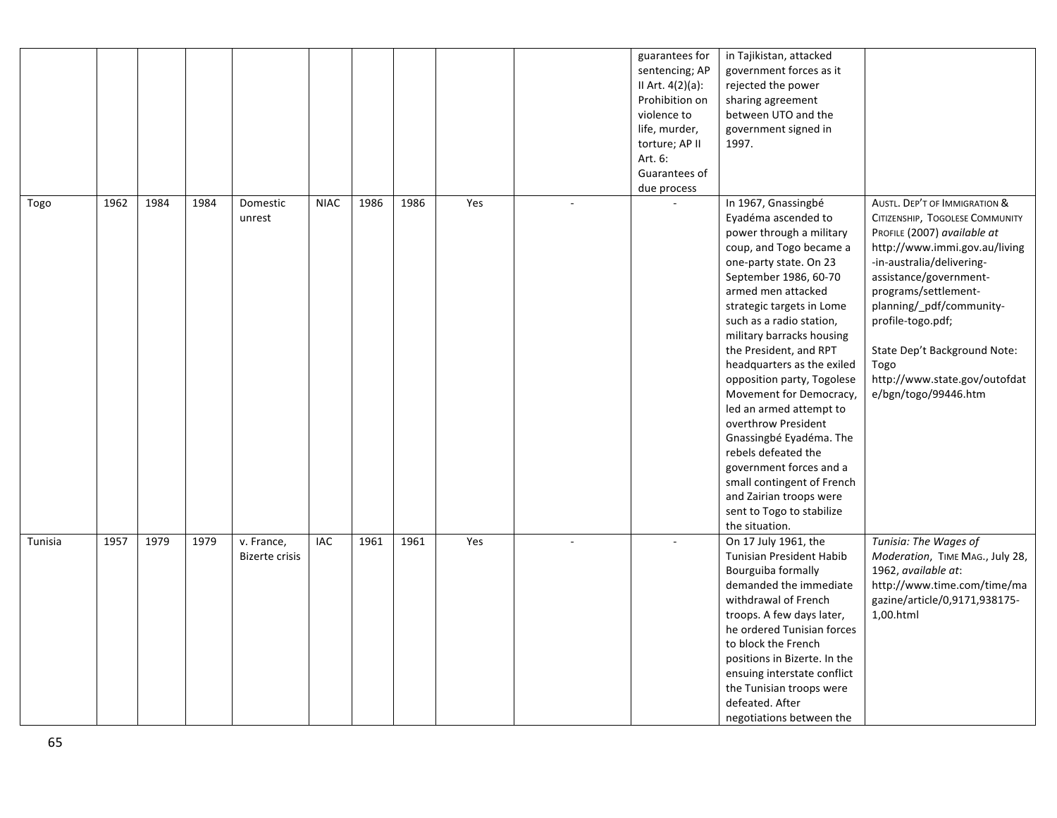| | | | | | | | | | | | | |
|---|---|---|---|---|---|---|---|---|---|---|---|---|
| | | | | | | | | | | guarantees for sentencing; AP II Art. 4(2)(a): Prohibition on violence to life, murder, torture; AP II Art. 6: Guarantees of due process | in Tajikistan, attacked government forces as it rejected the power sharing agreement between UTO and the government signed in 1997. | |
| Togo | 1962 | 1984 | 1984 | Domestic unrest | NIAC | 1986 | 1986 | Yes | - | - | In 1967, Gnassingbé Eyadéma ascended to power through a military coup, and Togo became a one-party state. On 23 September 1986, 60-70 armed men attacked strategic targets in Lome such as a radio station, military barracks housing the President, and RPT headquarters as the exiled opposition party, Togolese Movement for Democracy, led an armed attempt to overthrow President Gnassingbé Eyadéma. The rebels defeated the government forces and a small contingent of French and Zairian troops were sent to Togo to stabilize the situation. | AUSTL. DEP'T OF IMMIGRATION & CITIZENSHIP, TOGOLESE COMMUNITY PROFILE (2007) *available at* http://www.immi.gov.au/living-in-australia/delivering-assistance/government-programs/settlement-planning/_pdf/community-profile-togo.pdf; State Dep't Background Note: Togo http://www.state.gov/outofdate/bgn/togo/99446.htm |
| Tunisia | 1957 | 1979 | 1979 | v. France, Bizerte crisis | IAC | 1961 | 1961 | Yes | - | - | On 17 July 1961, the Tunisian President Habib Bourguiba formally demanded the immediate withdrawal of French troops. A few days later, he ordered Tunisian forces to block the French positions in Bizerte. In the ensuing interstate conflict the Tunisian troops were defeated. After negotiations between the | *Tunisia: The Wages of Moderation*, TIME MAG., July 28, 1962, *available at*: http://www.time.com/time/magazine/article/0,9171,938175-1,00.html |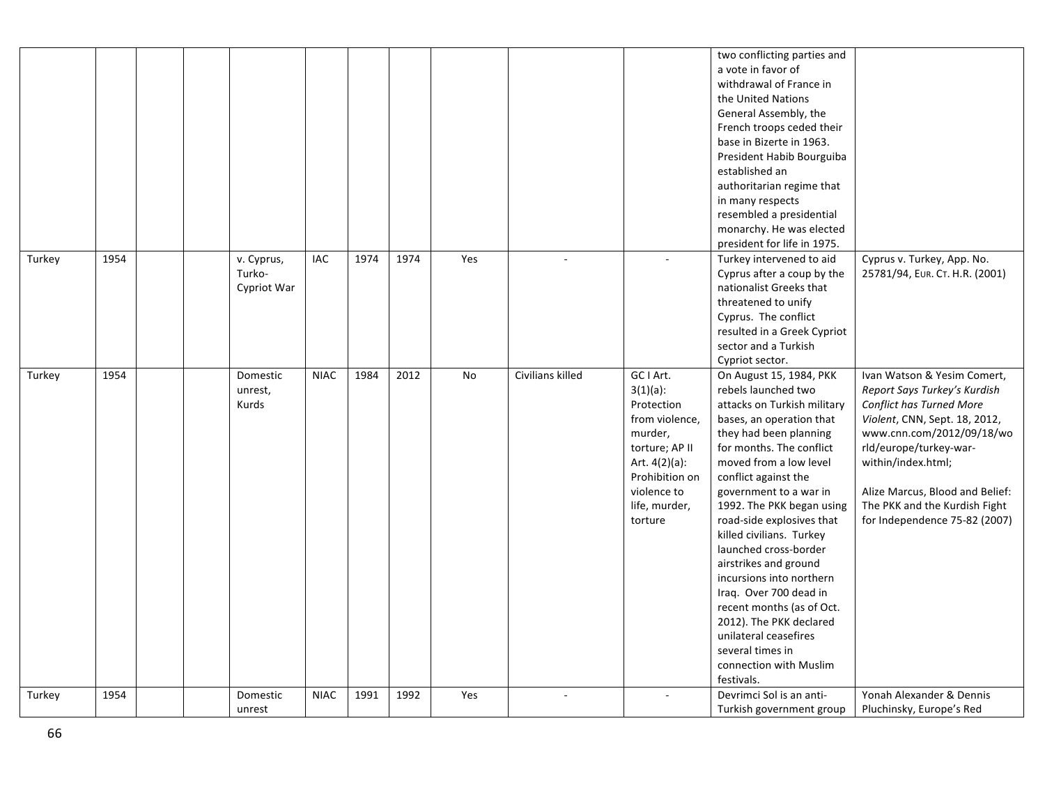|  |  |  |  |  |  |  |  |  |  |  |  |  |
|---|---|---|---|---|---|---|---|---|---|---|---|---|
|  |  |  |  |  |  |  |  |  |  |  | two conflicting parties and a vote in favor of withdrawal of France in the United Nations General Assembly, the French troops ceded their base in Bizerte in 1963. President Habib Bourguiba established an authoritarian regime that in many respects resembled a presidential monarchy. He was elected president for life in 1975. |  |
| Turkey | 1954 |  |  | v. Cyprus, Turko-Cypriot War | IAC | 1974 | 1974 | Yes | - | - | Turkey intervened to aid Cyprus after a coup by the nationalist Greeks that threatened to unify Cyprus. The conflict resulted in a Greek Cypriot sector and a Turkish Cypriot sector. | Cyprus v. Turkey, App. No. 25781/94, EUR. CT. H.R. (2001) |
| Turkey | 1954 |  |  | Domestic unrest, Kurds | NIAC | 1984 | 2012 | No | Civilians killed | GC I Art. 3(1)(a): Protection from violence, murder, torture; AP II Art. 4(2)(a): Prohibition on violence to life, murder, torture | On August 15, 1984, PKK rebels launched two attacks on Turkish military bases, an operation that they had been planning for months. The conflict moved from a low level conflict against the government to a war in 1992. The PKK began using road-side explosives that killed civilians. Turkey launched cross-border airstrikes and ground incursions into northern Iraq. Over 700 dead in recent months (as of Oct. 2012). The PKK declared unilateral ceasefires several times in connection with Muslim festivals. | Ivan Watson & Yesim Comert, *Report Says Turkey's Kurdish Conflict has Turned More Violent*, CNN, Sept. 18, 2012, www.cnn.com/2012/09/18/world/europe/turkey-war-within/index.html; Alize Marcus, Blood and Belief: The PKK and the Kurdish Fight for Independence 75-82 (2007) |
| Turkey | 1954 |  |  | Domestic unrest | NIAC | 1991 | 1992 | Yes | - | - | Devrimci Sol is an anti-Turkish government group | Yonah Alexander & Dennis Pluchinsky, Europe's Red |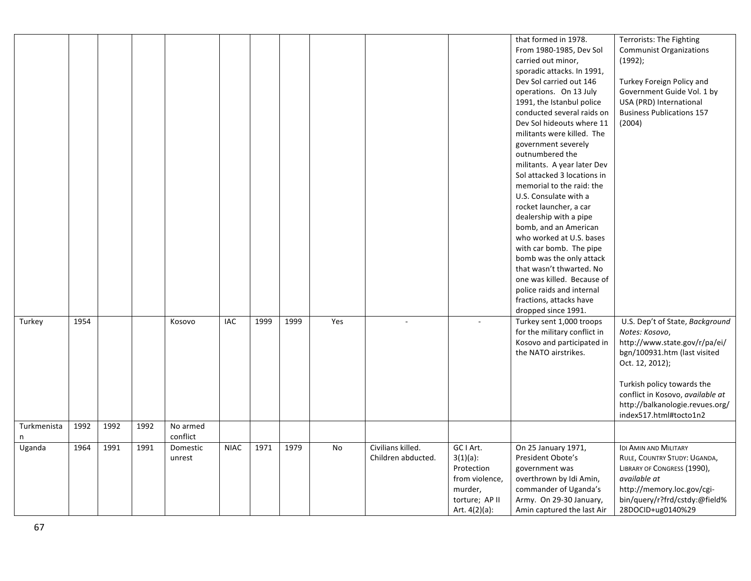| | | | | | | | | | | | | |
|---|---|---|---|---|---|---|---|---|---|---|---|---|
| | | | | | | | | | | | that formed in 1978. From 1980-1985, Dev Sol carried out minor, sporadic attacks. In 1991, Dev Sol carried out 146 operations. On 13 July 1991, the Istanbul police conducted several raids on Dev Sol hideouts where 11 militants were killed. The government severely outnumbered the militants. A year later Dev Sol attacked 3 locations in memorial to the raid: the U.S. Consulate with a rocket launcher, a car dealership with a pipe bomb, and an American who worked at U.S. bases with car bomb. The pipe bomb was the only attack that wasn't thwarted. No one was killed. Because of police raids and internal fractions, attacks have dropped since 1991. | Terrorists: The Fighting Communist Organizations (1992); Turkey Foreign Policy and Government Guide Vol. 1 by USA (PRD) International Business Publications 157 (2004) |
| Turkey | 1954 | | | Kosovo | IAC | 1999 | 1999 | Yes | - | - | Turkey sent 1,000 troops for the military conflict in Kosovo and participated in the NATO airstrikes. | U.S. Dep't of State, *Background Notes: Kosovo*, http://www.state.gov/r/pa/ei/bgn/100931.htm (last visited Oct. 12, 2012); Turkish policy towards the conflict in Kosovo, *available at* http://balkanologie.revues.org/index517.html#tocto1n2 |
| Turkmenistan | 1992 | 1992 | 1992 | No armed conflict | | | | | | | | |
| Uganda | 1964 | 1991 | 1991 | Domestic unrest | NIAC | 1971 | 1979 | No | Civilians killed. Children abducted. | GC I Art. 3(1)(a): Protection from violence, murder, torture; AP II Art. 4(2)(a): | On 25 January 1971, President Obote's government was overthrown by Idi Amin, commander of Uganda's Army. On 29-30 January, Amin captured the last Air | IDI AMIN AND MILITARY RULE, COUNTRY STUDY: UGANDA, LIBRARY OF CONGRESS (1990), *available at* http://memory.loc.gov/cgi-bin/query/r?frd/cstdy:@field%28DOCID+ug0140%29 |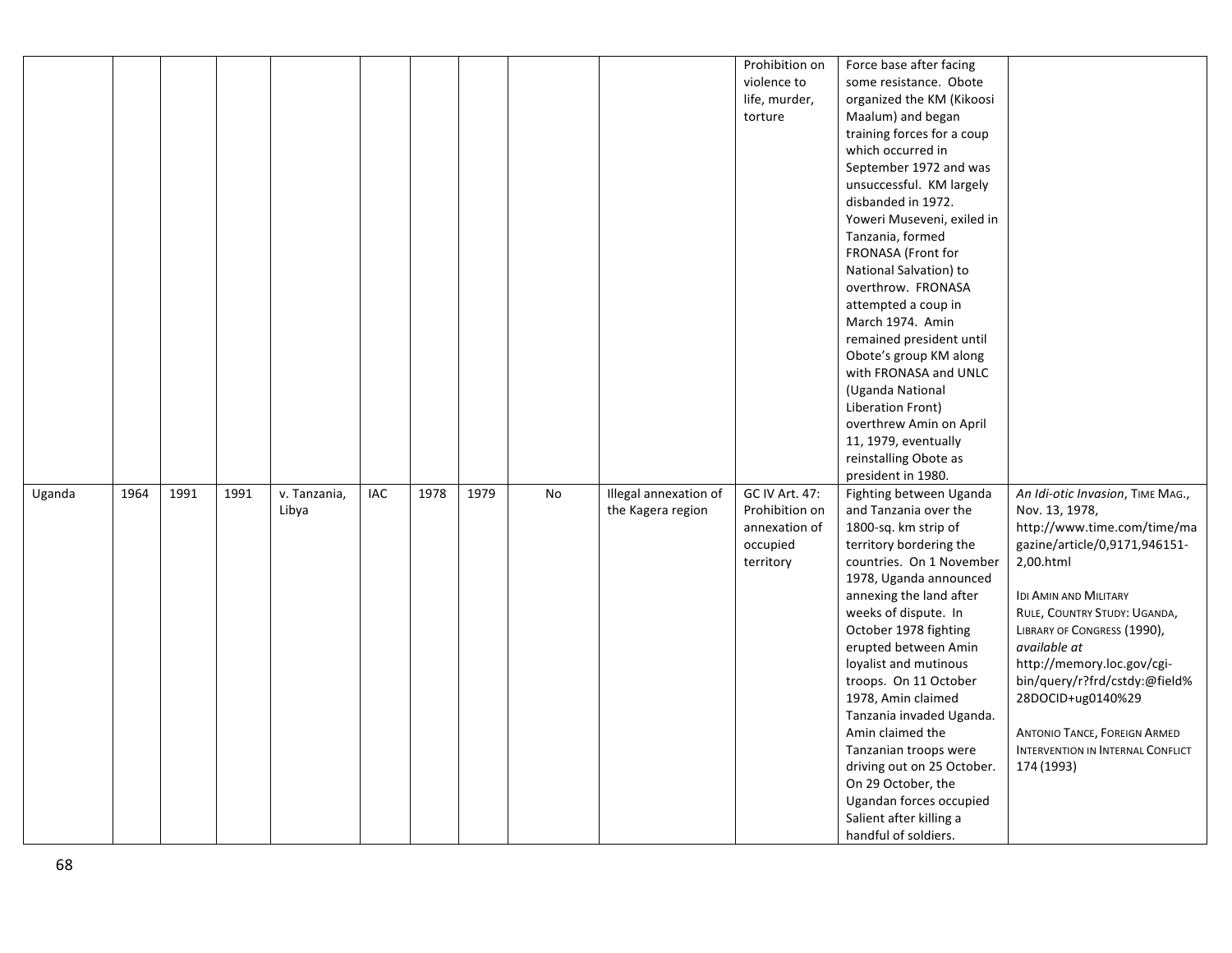| | | | | | | | | | | | | |
|---|---|---|---|---|---|---|---|---|---|---|---|---|
| | | | | | | | | | | Prohibition on violence to life, murder, torture | Force base after facing some resistance. Obote organized the KM (Kikoosi Maalum) and began training forces for a coup which occurred in September 1972 and was unsuccessful. KM largely disbanded in 1972. Yoweri Museveni, exiled in Tanzania, formed FRONASA (Front for National Salvation) to overthrow. FRONASA attempted a coup in March 1974. Amin remained president until Obote's group KM along with FRONASA and UNLC (Uganda National Liberation Front) overthrew Amin on April 11, 1979, eventually reinstalling Obote as president in 1980. | |
| Uganda | 1964 | 1991 | 1991 | v. Tanzania, Libya | IAC | 1978 | 1979 | No | Illegal annexation of the Kagera region | GC IV Art. 47: Prohibition on annexation of occupied territory | Fighting between Uganda and Tanzania over the 1800-sq. km strip of territory bordering the countries. On 1 November 1978, Uganda announced annexing the land after weeks of dispute. In October 1978 fighting erupted between Amin loyalist and mutinous troops. On 11 October 1978, Amin claimed Tanzania invaded Uganda. Amin claimed the Tanzanian troops were driving out on 25 October. On 29 October, the Ugandan forces occupied Salient after killing a handful of soldiers. | *An Idi-otic Invasion*, TIME MAG., Nov. 13, 1978, http://www.time.com/time/magazine/article/0,9171,946151-2,00.html<br><br>IDI AMIN AND MILITARY RULE, COUNTRY STUDY: UGANDA, LIBRARY OF CONGRESS (1990), *available at* http://memory.loc.gov/cgi-bin/query/r?frd/cstdy:@field%28DOCID+ug0140%29<br><br>ANTONIO TANCE, FOREIGN ARMED INTERVENTION IN INTERNAL CONFLICT 174 (1993) |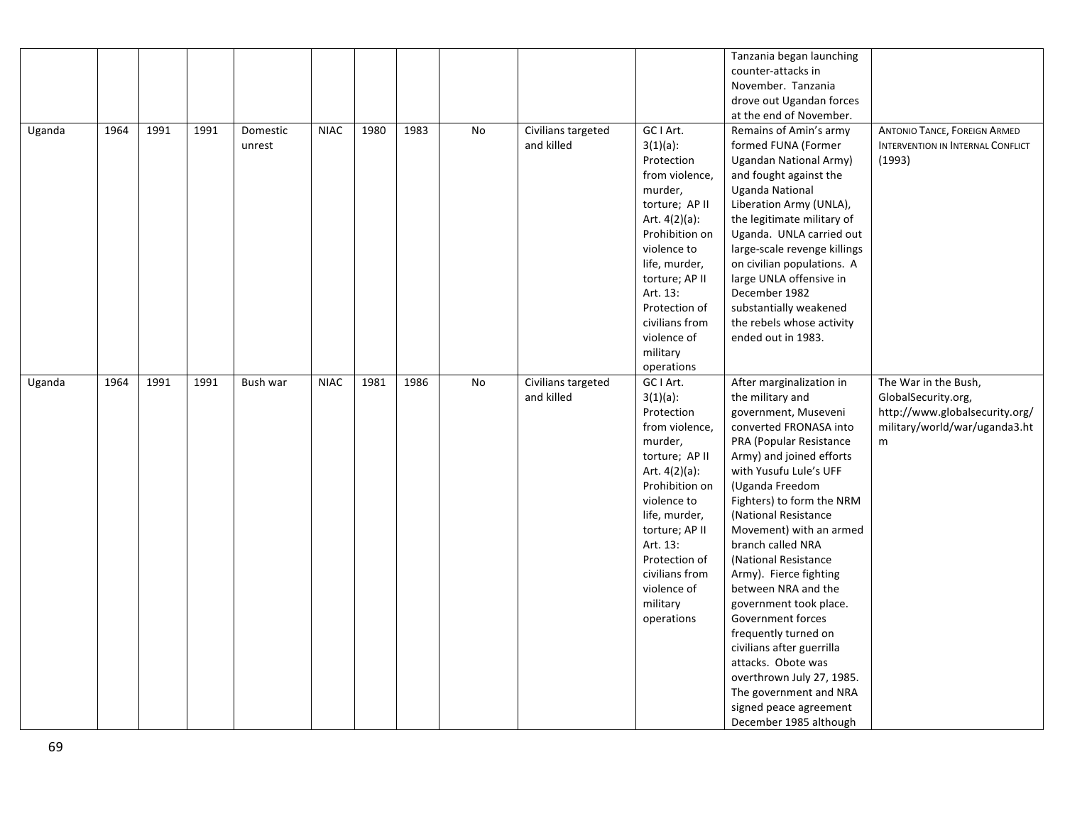| | | | | | | | | | | | | |
|---|---|---|---|---|---|---|---|---|---|---|---|---|
| | | | | | | | | | | | Tanzania began launching counter-attacks in November. Tanzania drove out Ugandan forces at the end of November. | |
| Uganda | 1964 | 1991 | 1991 | Domestic unrest | NIAC | 1980 | 1983 | No | Civilians targeted and killed | GC I Art. 3(1)(a): Protection from violence, murder, torture; AP II Art. 4(2)(a): Prohibition on violence to life, murder, torture; AP II Art. 13: Protection of civilians from violence of military operations | Remains of Amin's army formed FUNA (Former Ugandan National Army) and fought against the Uganda National Liberation Army (UNLA), the legitimate military of Uganda. UNLA carried out large-scale revenge killings on civilian populations. A large UNLA offensive in December 1982 substantially weakened the rebels whose activity ended out in 1983. | ANTONIO TANCE, FOREIGN ARMED INTERVENTION IN INTERNAL CONFLICT (1993) |
| Uganda | 1964 | 1991 | 1991 | Bush war | NIAC | 1981 | 1986 | No | Civilians targeted and killed | GC I Art. 3(1)(a): Protection from violence, murder, torture; AP II Art. 4(2)(a): Prohibition on violence to life, murder, torture; AP II Art. 13: Protection of civilians from violence of military operations | After marginalization in the military and government, Museveni converted FRONASA into PRA (Popular Resistance Army) and joined efforts with Yusufu Lule's UFF (Uganda Freedom Fighters) to form the NRM (National Resistance Movement) with an armed branch called NRA (National Resistance Army). Fierce fighting between NRA and the government took place. Government forces frequently turned on civilians after guerrilla attacks. Obote was overthrown July 27, 1985. The government and NRA signed peace agreement December 1985 although | The War in the Bush, GlobalSecurity.org, http://www.globalsecurity.org/military/world/war/uganda3.htm |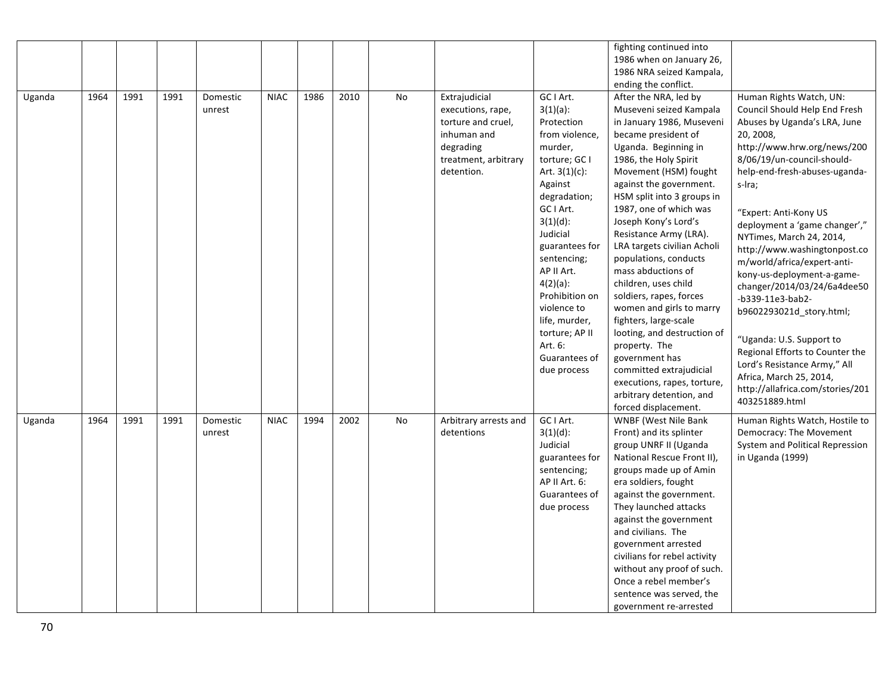| | | | | | | | | | | | | |
|---|---|---|---|---|---|---|---|---|---|---|---|---|
| | | | | | | | | | | | fighting continued into 1986 when on January 26, 1986 NRA seized Kampala, ending the conflict. | |
| Uganda | 1964 | 1991 | 1991 | Domestic unrest | NIAC | 1986 | 2010 | No | Extrajudicial executions, rape, torture and cruel, inhuman and degrading treatment, arbitrary detention. | GC I Art. 3(1)(a): Protection from violence, murder, torture; GC I Art. 3(1)(c): Against degradation; GC I Art. 3(1)(d): Judicial guarantees for sentencing; AP II Art. 4(2)(a): Prohibition on violence to life, murder, torture; AP II Art. 6: Guarantees of due process | After the NRA, led by Museveni seized Kampala in January 1986, Museveni became president of Uganda. Beginning in 1986, the Holy Spirit Movement (HSM) fought against the government. HSM split into 3 groups in 1987, one of which was Joseph Kony's Lord's Resistance Army (LRA). LRA targets civilian Acholi populations, conducts mass abductions of children, uses child soldiers, rapes, forces women and girls to marry fighters, large-scale looting, and destruction of property. The government has committed extrajudicial executions, rapes, torture, arbitrary detention, and forced displacement. | Human Rights Watch, UN: Council Should Help End Fresh Abuses by Uganda's LRA, June 20, 2008, http://www.hrw.org/news/2008/06/19/un-council-should-help-end-fresh-abuses-uganda-s-lra; "Expert: Anti-Kony US deployment a 'game changer'," NYTimes, March 24, 2014, http://www.washingtonpost.com/world/africa/expert-anti-kony-us-deployment-a-game-changer/2014/03/24/6a4dee50-b339-11e3-bab2-b9602293021d_story.html; "Uganda: U.S. Support to Regional Efforts to Counter the Lord's Resistance Army," All Africa, March 25, 2014, http://allafrica.com/stories/201403251889.html |
| Uganda | 1964 | 1991 | 1991 | Domestic unrest | NIAC | 1994 | 2002 | No | Arbitrary arrests and detentions | GC I Art. 3(1)(d): Judicial guarantees for sentencing; AP II Art. 6: Guarantees of due process | WNBF (West Nile Bank Front) and its splinter group UNRF II (Uganda National Rescue Front II), groups made up of Amin era soldiers, fought against the government. They launched attacks against the government and civilians. The government arrested civilians for rebel activity without any proof of such. Once a rebel member's sentence was served, the government re-arrested | Human Rights Watch, Hostile to Democracy: The Movement System and Political Repression in Uganda (1999) |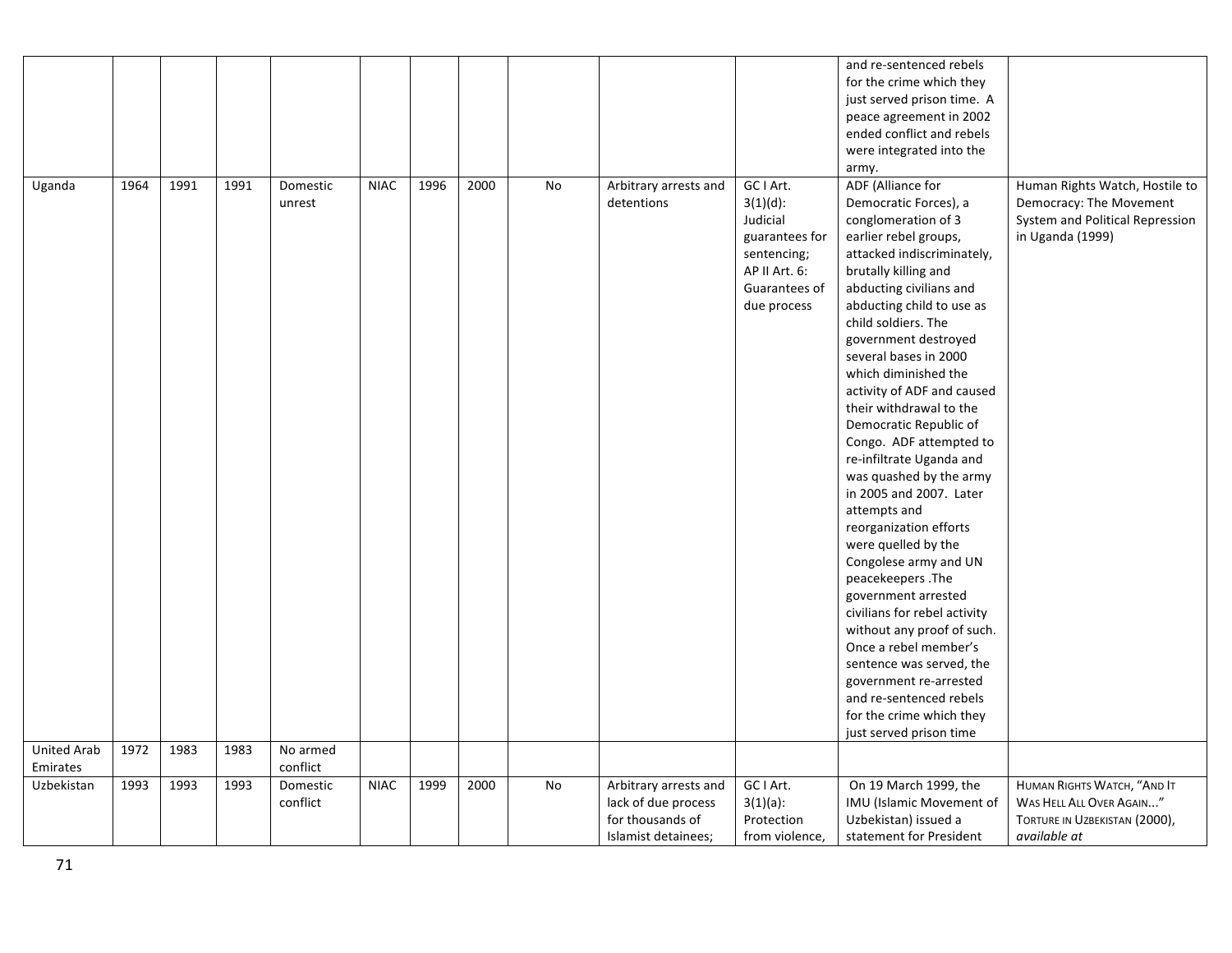| | | | | | | | | | | | | |
|---|---|---|---|---|---|---|---|---|---|---|---|---|
| | | | | | | | | | | | and re-sentenced rebels for the crime which they just served prison time. A peace agreement in 2002 ended conflict and rebels were integrated into the army. | |
| Uganda | 1964 | 1991 | 1991 | Domestic unrest | NIAC | 1996 | 2000 | No | Arbitrary arrests and detentions | GC I Art. 3(1)(d): Judicial guarantees for sentencing; AP II Art. 6: Guarantees of due process | ADF (Alliance for Democratic Forces), a conglomeration of 3 earlier rebel groups, attacked indiscriminately, brutally killing and abducting civilians and abducting child to use as child soldiers. The government destroyed several bases in 2000 which diminished the activity of ADF and caused their withdrawal to the Democratic Republic of Congo. ADF attempted to re-infiltrate Uganda and was quashed by the army in 2005 and 2007. Later attempts and reorganization efforts were quelled by the Congolese army and UN peacekeepers .The government arrested civilians for rebel activity without any proof of such. Once a rebel member's sentence was served, the government re-arrested and re-sentenced rebels for the crime which they just served prison time | Human Rights Watch, Hostile to Democracy: The Movement System and Political Repression in Uganda (1999) |
| United Arab Emirates | 1972 | 1983 | 1983 | No armed conflict | | | | | | | | |
| Uzbekistan | 1993 | 1993 | 1993 | Domestic conflict | NIAC | 1999 | 2000 | No | Arbitrary arrests and lack of due process for thousands of Islamist detainees; | GC I Art. 3(1)(a): Protection from violence, | On 19 March 1999, the IMU (Islamic Movement of Uzbekistan) issued a statement for President | HUMAN RIGHTS WATCH, "AND IT WAS HELL ALL OVER AGAIN..." TORTURE IN UZBEKISTAN (2000), *available at* |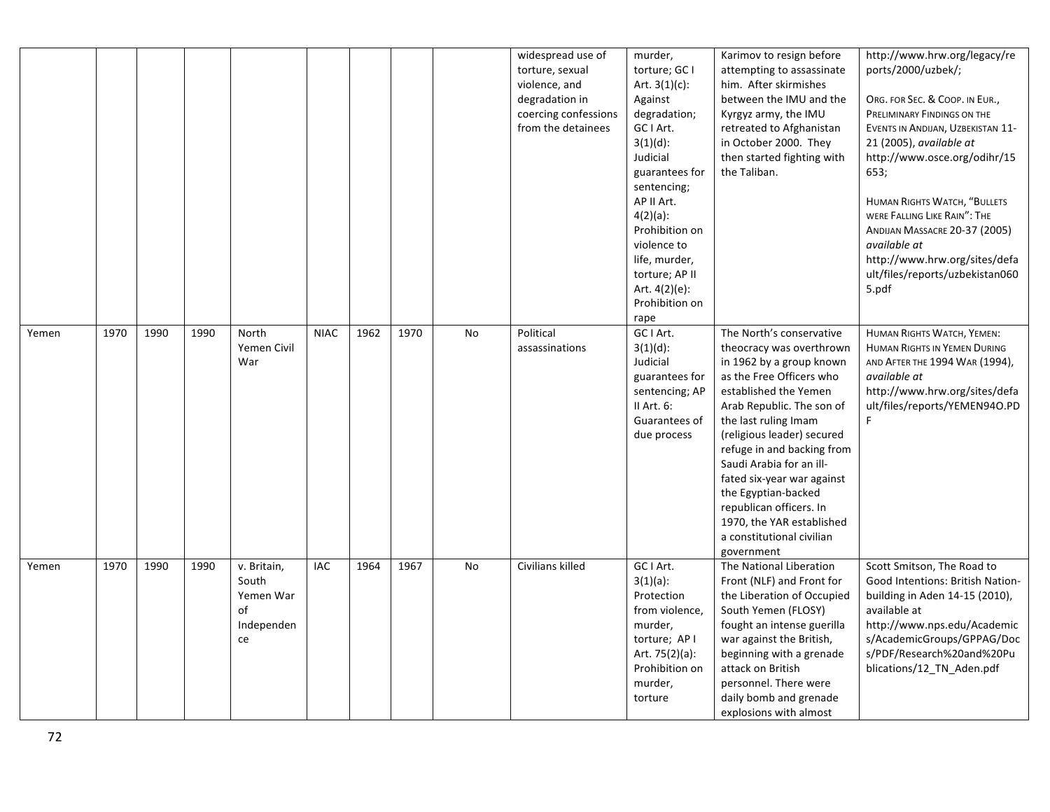| | | | | | | | | | | | |
|---|---|---|---|---|---|---|---|---|---|---|---|
| | | | | | | | | widespread use of torture, sexual violence, and degradation in coercing confessions from the detainees | murder, torture; GC I Art. 3(1)(c): Against degradation; GC I Art. 3(1)(d): Judicial guarantees for sentencing; AP II Art. 4(2)(a): Prohibition on violence to life, murder, torture; AP II Art. 4(2)(e): Prohibition on rape | Karimov to resign before attempting to assassinate him. After skirmishes between the IMU and the Kyrgyz army, the IMU retreated to Afghanistan in October 2000. They then started fighting with the Taliban. | http://www.hrw.org/legacy/reports/2000/uzbek/; ORG. FOR SEC. & COOP. IN EUR., PRELIMINARY FINDINGS ON THE EVENTS IN ANDIJAN, UZBEKISTAN 11-21 (2005), *available at* http://www.osce.org/odihr/15653; HUMAN RIGHTS WATCH, "BULLETS WERE FALLING LIKE RAIN": THE ANDIJAN MASSACRE 20-37 (2005) *available at* http://www.hrw.org/sites/default/files/reports/uzbekistan0605.pdf |
| Yemen | 1970 | 1990 | 1990 | North Yemen Civil War | NIAC | 1962 | 1970 | No | Political assassinations | GC I Art. 3(1)(d): Judicial guarantees for sentencing; AP II Art. 6: Guarantees of due process | The North's conservative theocracy was overthrown in 1962 by a group known as the Free Officers who established the Yemen Arab Republic. The son of the last ruling Imam (religious leader) secured refuge in and backing from Saudi Arabia for an ill-fated six-year war against the Egyptian-backed republican officers. In 1970, the YAR established a constitutional civilian government | HUMAN RIGHTS WATCH, YEMEN: HUMAN RIGHTS IN YEMEN DURING AND AFTER THE 1994 WAR (1994), *available at* http://www.hrw.org/sites/default/files/reports/YEMEN94O.PDF |
| Yemen | 1970 | 1990 | 1990 | v. Britain, South Yemen War of Independence | IAC | 1964 | 1967 | No | Civilians killed | GC I Art. 3(1)(a): Protection from violence, murder, torture; AP I Art. 75(2)(a): Prohibition on murder, torture | The National Liberation Front (NLF) and Front for the Liberation of Occupied South Yemen (FLOSY) fought an intense guerilla war against the British, beginning with a grenade attack on British personnel. There were daily bomb and grenade explosions with almost | Scott Smitson, The Road to Good Intentions: British Nation-building in Aden 14-15 (2010), available at http://www.nps.edu/Academics/AcademicGroups/GPPAG/Docs/PDF/Research%20and%20Publications/12_TN_Aden.pdf |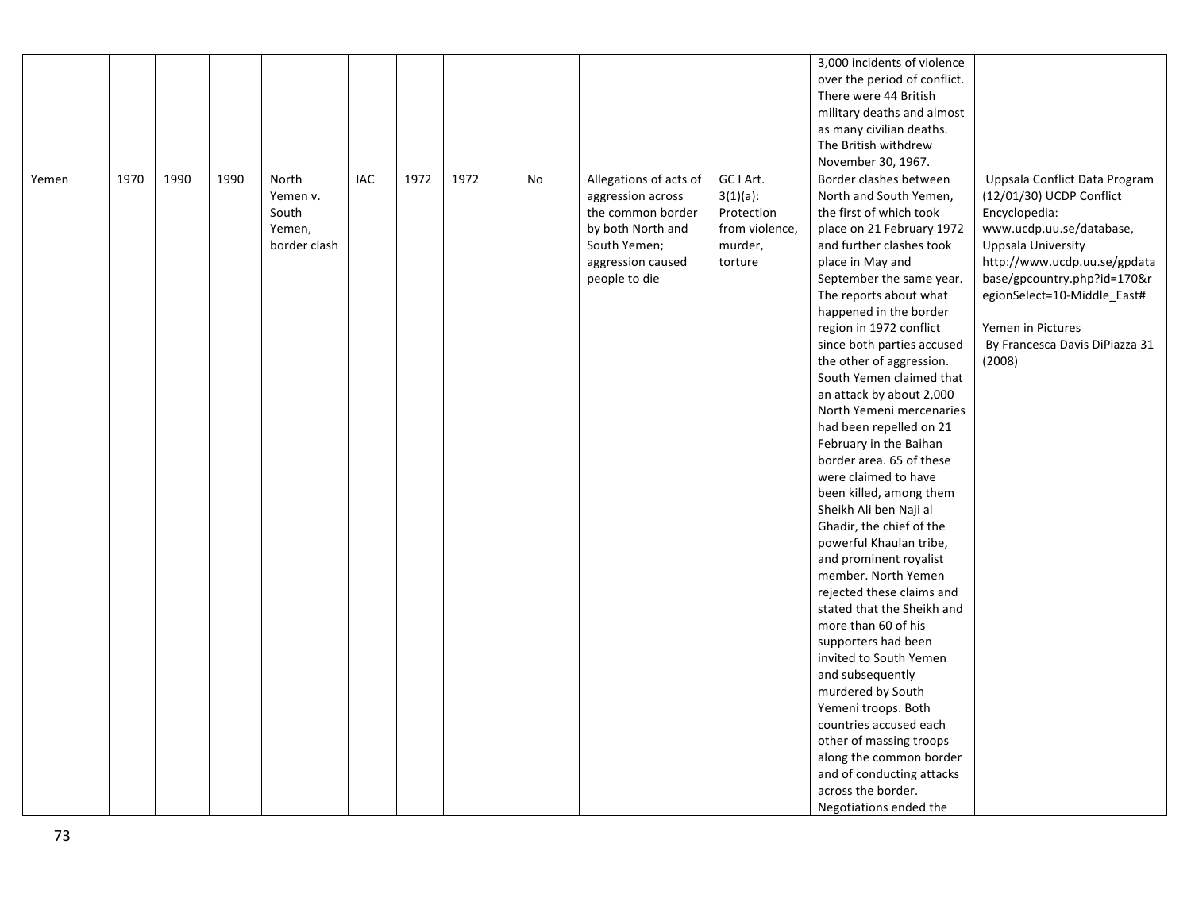| | | | | | | | | | | | 3,000 incidents of violence over the period of conflict. There were 44 British military deaths and almost as many civilian deaths. The British withdrew November 30, 1967. | |
|---|---|---|---|---|---|---|---|---|---|---|---|---|
| Yemen | 1970 | 1990 | 1990 | North Yemen v. South Yemen, border clash | IAC | 1972 | 1972 | No | Allegations of acts of aggression across the common border by both North and South Yemen; aggression caused people to die | GC I Art. 3(1)(a): Protection from violence, murder, torture | Border clashes between North and South Yemen, the first of which took place on 21 February 1972 and further clashes took place in May and September the same year. The reports about what happened in the border region in 1972 conflict since both parties accused the other of aggression. South Yemen claimed that an attack by about 2,000 North Yemeni mercenaries had been repelled on 21 February in the Baihan border area. 65 of these were claimed to have been killed, among them Sheikh Ali ben Naji al Ghadir, the chief of the powerful Khaulan tribe, and prominent royalist member. North Yemen rejected these claims and stated that the Sheikh and more than 60 of his supporters had been invited to South Yemen and subsequently murdered by South Yemeni troops. Both countries accused each other of massing troops along the common border and of conducting attacks across the border. Negotiations ended the | Uppsala Conflict Data Program (12/01/30) UCDP Conflict Encyclopedia: www.ucdp.uu.se/database, Uppsala University http://www.ucdp.uu.se/gpdatabase/gpcountry.php?id=170&regionSelect=10-Middle_East# <br><br> Yemen in Pictures By Francesca Davis DiPiazza 31 (2008) |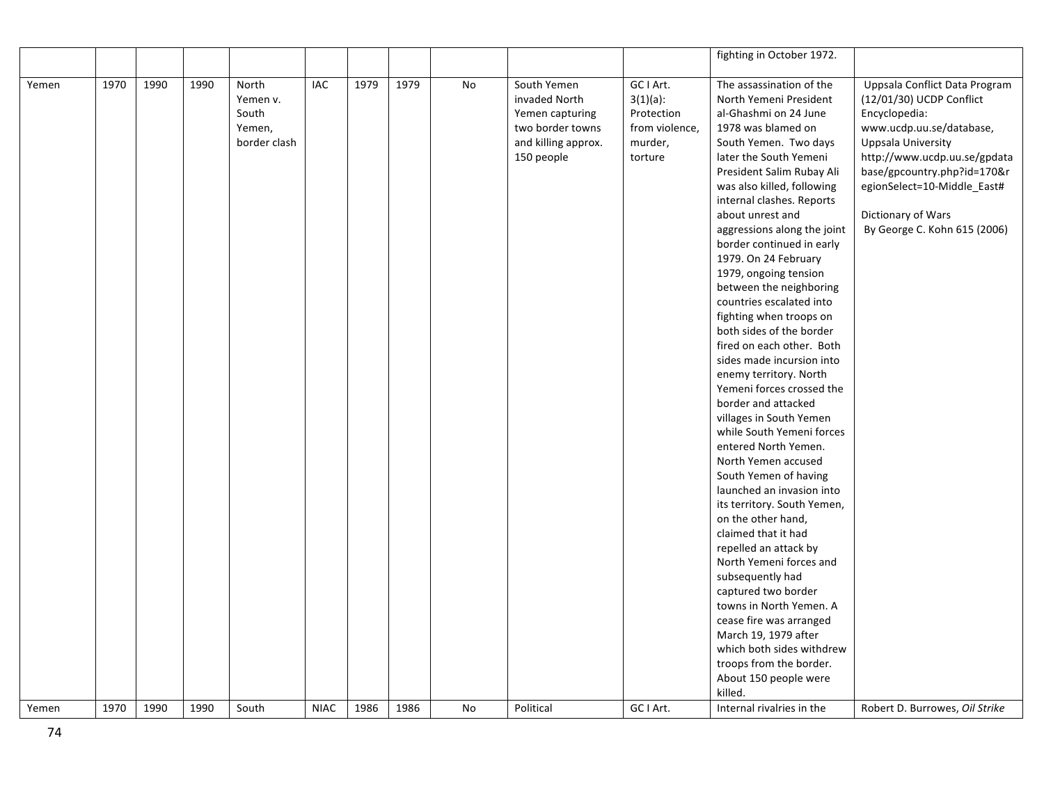| | | | | | | | | | | | | |
|---|---|---|---|---|---|---|---|---|---|---|---|---|
| | | | | | | | | | | | fighting in October 1972. | |
| Yemen | 1970 | 1990 | 1990 | North Yemen v. South Yemen, border clash | IAC | 1979 | 1979 | No | South Yemen invaded North Yemen capturing two border towns and killing approx. 150 people | GC I Art. 3(1)(a): Protection from violence, murder, torture | The assassination of the North Yemeni President al-Ghashmi on 24 June 1978 was blamed on South Yemen. Two days later the South Yemeni President Salim Rubay Ali was also killed, following internal clashes. Reports about unrest and aggressions along the joint border continued in early 1979. On 24 February 1979, ongoing tension between the neighboring countries escalated into fighting when troops on both sides of the border fired on each other. Both sides made incursion into enemy territory. North Yemeni forces crossed the border and attacked villages in South Yemen while South Yemeni forces entered North Yemen. North Yemen accused South Yemen of having launched an invasion into its territory. South Yemen, on the other hand, claimed that it had repelled an attack by North Yemeni forces and subsequently had captured two border towns in North Yemen. A cease fire was arranged March 19, 1979 after which both sides withdrew troops from the border. About 150 people were killed. | Uppsala Conflict Data Program (12/01/30) UCDP Conflict Encyclopedia: www.ucdp.uu.se/database, Uppsala University http://www.ucdp.uu.se/gpdatabase/gpcountry.php?id=170&regionSelect=10-Middle_East# <br><br> Dictionary of Wars By George C. Kohn 615 (2006) |
| Yemen | 1970 | 1990 | 1990 | South | NIAC | 1986 | 1986 | No | Political | GC I Art. | Internal rivalries in the | Robert D. Burrowes, *Oil Strike* |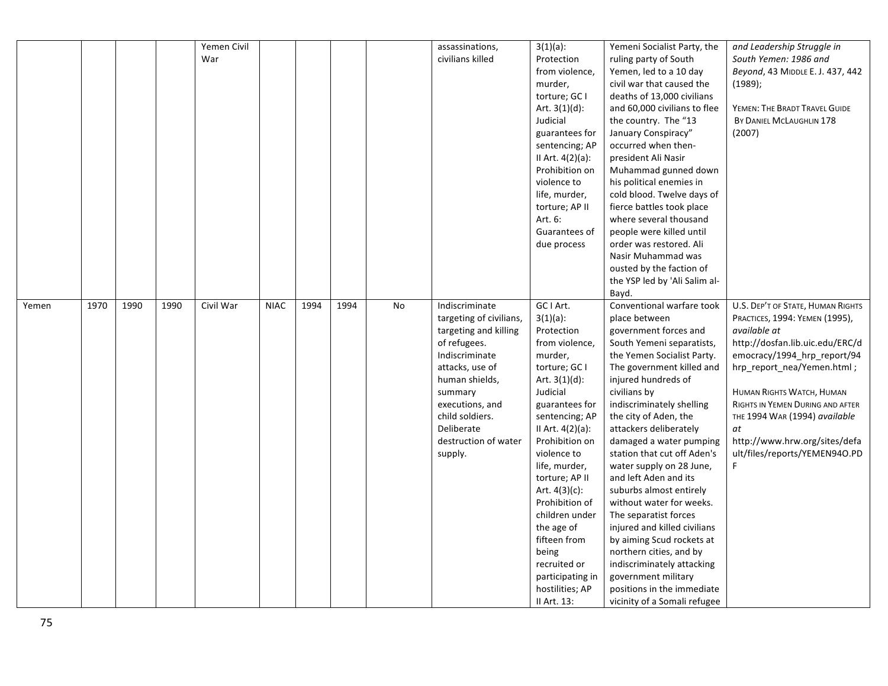| | | | | Yemen Civil War | | | | | assassinations, civilians killed | 3(1)(a): Protection from violence, murder, torture; GC I Art. 3(1)(d): Judicial guarantees for sentencing; AP II Art. 4(2)(a): Prohibition on violence to life, murder, torture; AP II Art. 6: Guarantees of due process | Yemeni Socialist Party, the ruling party of South Yemen, led to a 10 day civil war that caused the deaths of 13,000 civilians and 60,000 civilians to flee the country. The "13 January Conspiracy" occurred when then-president Ali Nasir Muhammad gunned down his political enemies in cold blood. Twelve days of fierce battles took place where several thousand people were killed until order was restored. Ali Nasir Muhammad was ousted by the faction of the YSP led by 'Ali Salim al-Bayd. | *and Leadership Struggle in South Yemen: 1986 and Beyond*, 43 MIDDLE E. J. 437, 442 (1989); YEMEN: THE BRADT TRAVEL GUIDE BY DANIEL MCLAUGHLIN 178 (2007) |
|---|---|---|---|---|---|---|---|---|---|---|---|---|
| Yemen | 1970 | 1990 | 1990 | Civil War | NIAC | 1994 | 1994 | No | Indiscriminate targeting of civilians, targeting and killing of refugees. Indiscriminate attacks, use of human shields, summary executions, and child soldiers. Deliberate destruction of water supply. | GC I Art. 3(1)(a): Protection from violence, murder, torture; GC I Art. 3(1)(d): Judicial guarantees for sentencing; AP II Art. 4(2)(a): Prohibition on violence to life, murder, torture; AP II Art. 4(3)(c): Prohibition of children under the age of fifteen from being recruited or participating in hostilities; AP II Art. 13: | Conventional warfare took place between government forces and South Yemeni separatists, the Yemen Socialist Party. The government killed and injured hundreds of civilians by indiscriminately shelling the city of Aden, the attackers deliberately damaged a water pumping station that cut off Aden's water supply on 28 June, and left Aden and its suburbs almost entirely without water for weeks. The separatist forces injured and killed civilians by aiming Scud rockets at northern cities, and by indiscriminately attacking government military positions in the immediate vicinity of a Somali refugee | U.S. DEP'T OF STATE, HUMAN RIGHTS PRACTICES, 1994: YEMEN (1995), *available at* http://dosfan.lib.uic.edu/ERC/democracy/1994_hrp_report/94hrp_report_nea/Yemen.html ; HUMAN RIGHTS WATCH, HUMAN RIGHTS IN YEMEN DURING AND AFTER THE 1994 WAR (1994) *available at* http://www.hrw.org/sites/default/files/reports/YEMEN94O.PDF |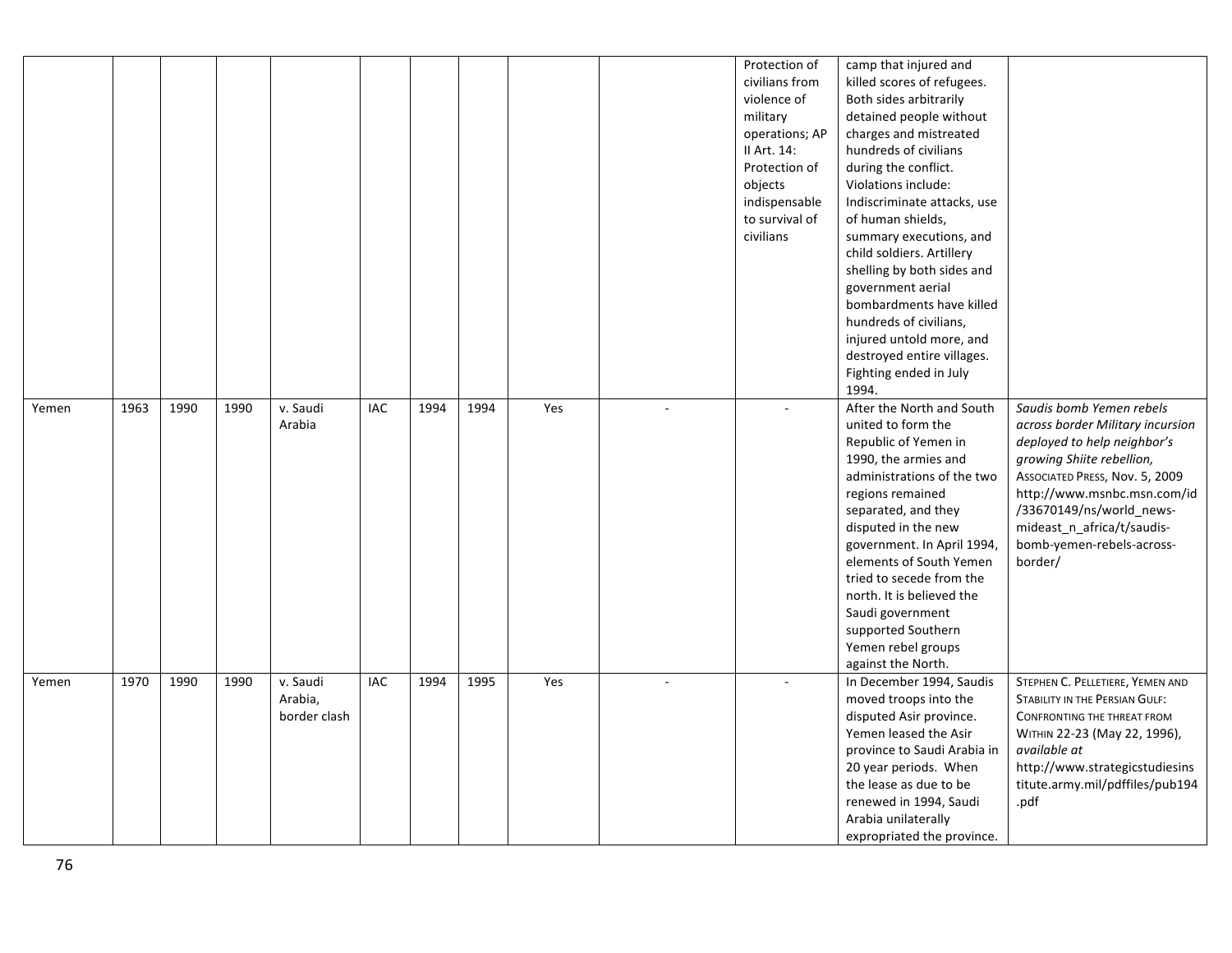| | | | | | | | | | | | | |
|---|---|---|---|---|---|---|---|---|---|---|---|---|
| | | | | | | | | | | Protection of civilians from violence of military operations; AP II Art. 14: Protection of objects indispensable to survival of civilians | camp that injured and killed scores of refugees. Both sides arbitrarily detained people without charges and mistreated hundreds of civilians during the conflict. Violations include: Indiscriminate attacks, use of human shields, summary executions, and child soldiers. Artillery shelling by both sides and government aerial bombardments have killed hundreds of civilians, injured untold more, and destroyed entire villages. Fighting ended in July 1994. | |
| Yemen | 1963 | 1990 | 1990 | v. Saudi Arabia | IAC | 1994 | 1994 | Yes | - | - | After the North and South united to form the Republic of Yemen in 1990, the armies and administrations of the two regions remained separated, and they disputed in the new government. In April 1994, elements of South Yemen tried to secede from the north. It is believed the Saudi government supported Southern Yemen rebel groups against the North. | *Saudis bomb Yemen rebels across border Military incursion deployed to help neighbor's growing Shiite rebellion,* ASSOCIATED PRESS, Nov. 5, 2009 http://www.msnbc.msn.com/id/33670149/ns/world_news-mideast_n_africa/t/saudis-bomb-yemen-rebels-across-border/ |
| Yemen | 1970 | 1990 | 1990 | v. Saudi Arabia, border clash | IAC | 1994 | 1995 | Yes | - | - | In December 1994, Saudis moved troops into the disputed Asir province. Yemen leased the Asir province to Saudi Arabia in 20 year periods. When the lease as due to be renewed in 1994, Saudi Arabia unilaterally expropriated the province. | STEPHEN C. PELLETIERE, YEMEN AND STABILITY IN THE PERSIAN GULF: CONFRONTING THE THREAT FROM WITHIN 22-23 (May 22, 1996), *available at* http://www.strategicstudiesinstitute.army.mil/pdffiles/pub194.pdf |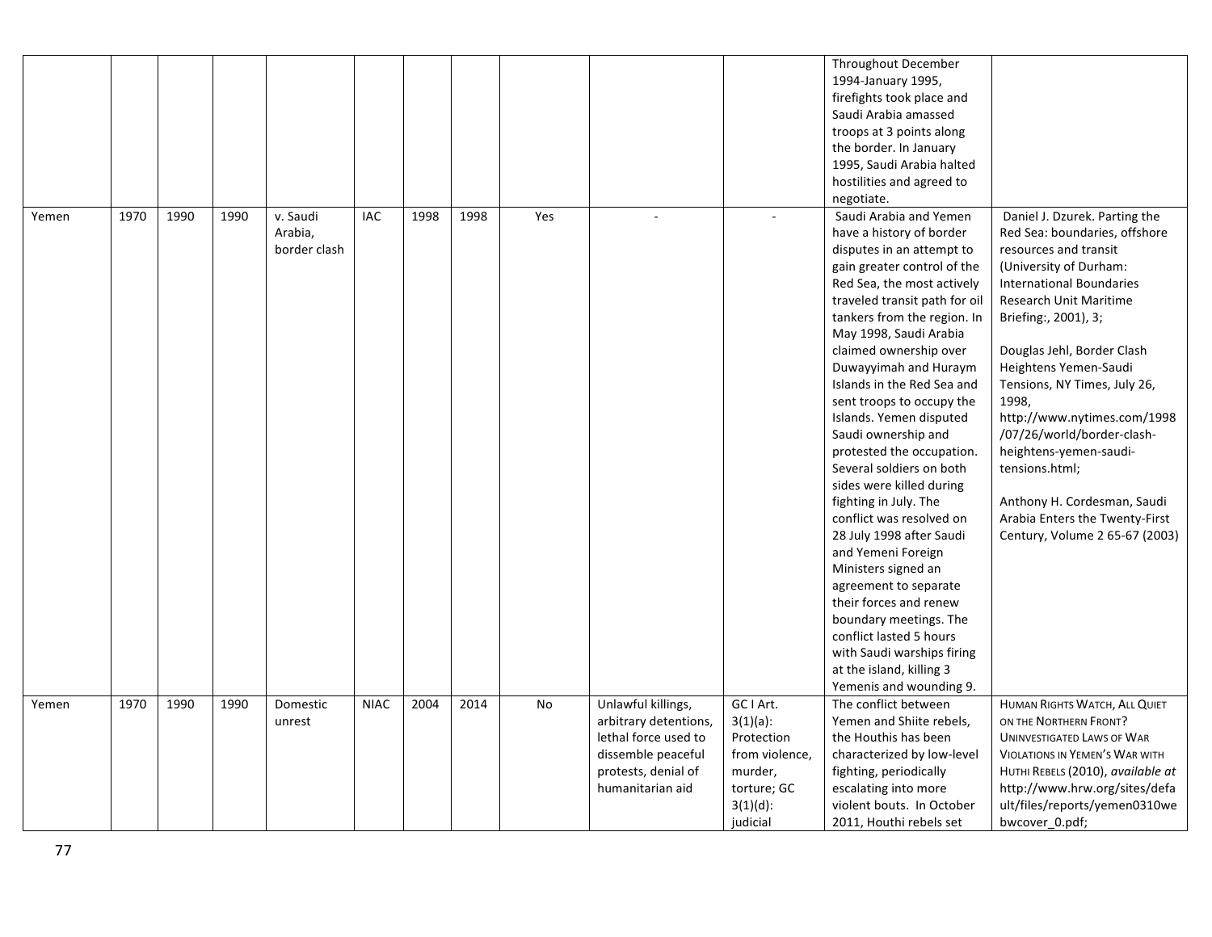| | | | | | | | | | | | | |
|---|---|---|---|---|---|---|---|---|---|---|---|---|
| | | | | | | | | | | | Throughout December 1994-January 1995, firefights took place and Saudi Arabia amassed troops at 3 points along the border. In January 1995, Saudi Arabia halted hostilities and agreed to negotiate. | |
| Yemen | 1970 | 1990 | 1990 | v. Saudi Arabia, border clash | IAC | 1998 | 1998 | Yes | - | - | Saudi Arabia and Yemen have a history of border disputes in an attempt to gain greater control of the Red Sea, the most actively traveled transit path for oil tankers from the region. In May 1998, Saudi Arabia claimed ownership over Duwayyimah and Huraym Islands in the Red Sea and sent troops to occupy the Islands. Yemen disputed Saudi ownership and protested the occupation. Several soldiers on both sides were killed during fighting in July. The conflict was resolved on 28 July 1998 after Saudi and Yemeni Foreign Ministers signed an agreement to separate their forces and renew boundary meetings. The conflict lasted 5 hours with Saudi warships firing at the island, killing 3 Yemenis and wounding 9. | Daniel J. Dzurek. Parting the Red Sea: boundaries, offshore resources and transit (University of Durham: International Boundaries Research Unit Maritime Briefing:, 2001), 3; <br><br> Douglas Jehl, Border Clash Heightens Yemen-Saudi Tensions, NY Times, July 26, 1998, http://www.nytimes.com/1998/07/26/world/border-clash-heightens-yemen-saudi-tensions.html; <br><br> Anthony H. Cordesman, Saudi Arabia Enters the Twenty-First Century, Volume 2 65-67 (2003) |
| Yemen | 1970 | 1990 | 1990 | Domestic unrest | NIAC | 2004 | 2014 | No | Unlawful killings, arbitrary detentions, lethal force used to dissemble peaceful protests, denial of humanitarian aid | GC I Art. 3(1)(a): Protection from violence, murder, torture; GC 3(1)(d): judicial | The conflict between Yemen and Shiite rebels, the Houthis has been characterized by low-level fighting, periodically escalating into more violent bouts. In October 2011, Houthi rebels set | HUMAN RIGHTS WATCH, ALL QUIET ON THE NORTHERN FRONT? UNINVESTIGATED LAWS OF WAR VIOLATIONS IN YEMEN'S WAR WITH HUTHI REBELS (2010), *available at* http://www.hrw.org/sites/default/files/reports/yemen0310webwcover_0.pdf; |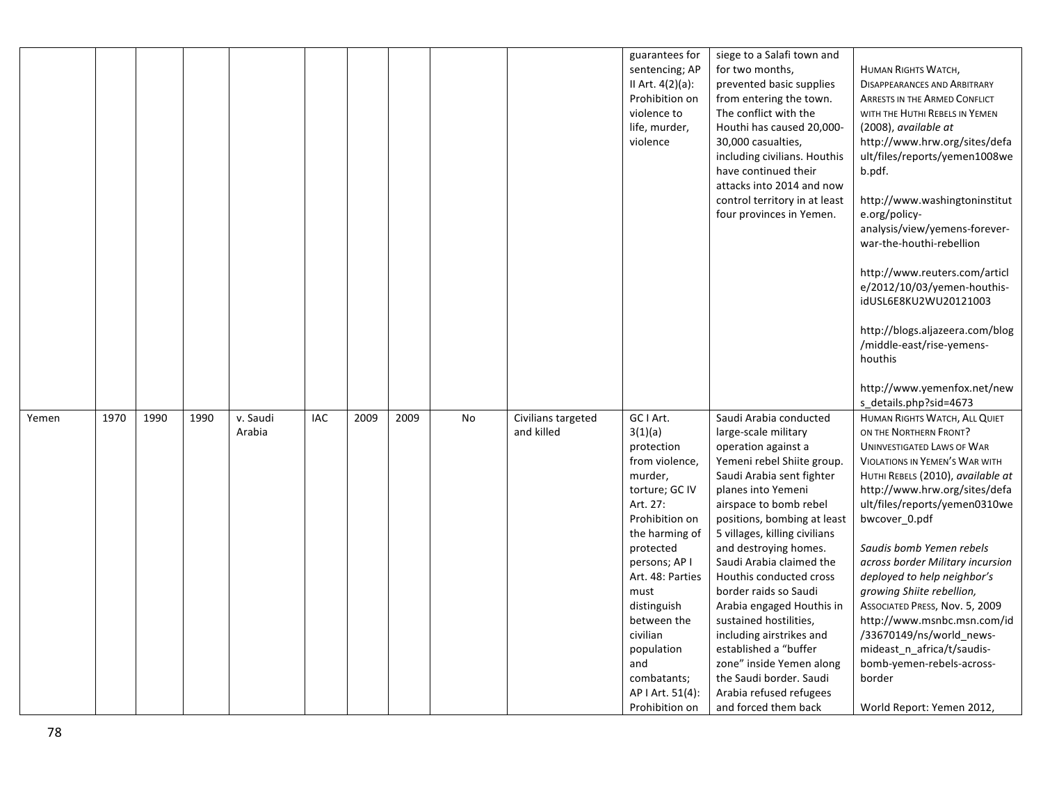| | | | | | | | | | | | | |
|---|---|---|---|---|---|---|---|---|---|---|---|---|
| | | | | | | | | | | guarantees for sentencing; AP II Art. 4(2)(a): Prohibition on violence to life, murder, violence | siege to a Salafi town and for two months, prevented basic supplies from entering the town. The conflict with the Houthi has caused 20,000-30,000 casualties, including civilians. Houthis have continued their attacks into 2014 and now control territory in at least four provinces in Yemen. | HUMAN RIGHTS WATCH, DISAPPEARANCES AND ARBITRARY ARRESTS IN THE ARMED CONFLICT WITH THE HUTHI REBELS IN YEMEN (2008), *available at* http://www.hrw.org/sites/default/files/reports/yemen1008web.pdf. <br><br> http://www.washingtoninstitute.org/policy-analysis/view/yemens-forever-war-the-houthi-rebellion <br><br> http://www.reuters.com/article/2012/10/03/yemen-houthis-idUSL6E8KU2WU20121003 <br><br> http://blogs.aljazeera.com/blog/middle-east/rise-yemens-houthis <br><br> http://www.yemenfox.net/news_details.php?sid=4673 |
| Yemen | 1970 | 1990 | 1990 | v. Saudi Arabia | IAC | 2009 | 2009 | No | Civilians targeted and killed | GC I Art. 3(1)(a) protection from violence, murder, torture; GC IV Art. 27: Prohibition on the harming of protected persons; AP I Art. 48: Parties must distinguish between the civilian population and combatants; AP I Art. 51(4): Prohibition on | Saudi Arabia conducted large-scale military operation against a Yemeni rebel Shiite group. Saudi Arabia sent fighter planes into Yemeni airspace to bomb rebel positions, bombing at least 5 villages, killing civilians and destroying homes. Saudi Arabia claimed the Houthis conducted cross border raids so Saudi Arabia engaged Houthis in sustained hostilities, including airstrikes and established a "buffer zone" inside Yemen along the Saudi border. Saudi Arabia refused refugees and forced them back | HUMAN RIGHTS WATCH, ALL QUIET ON THE NORTHERN FRONT? UNINVESTIGATED LAWS OF WAR VIOLATIONS IN YEMEN'S WAR WITH HUTHI REBELS (2010), *available at* http://www.hrw.org/sites/default/files/reports/yemen0310webwcover_0.pdf <br><br> *Saudis bomb Yemen rebels across border Military incursion deployed to help neighbor's growing Shiite rebellion,* ASSOCIATED PRESS, Nov. 5, 2009 http://www.msnbc.msn.com/id/33670149/ns/world_news-mideast_n_africa/t/saudis-bomb-yemen-rebels-across-border <br><br> World Report: Yemen 2012, |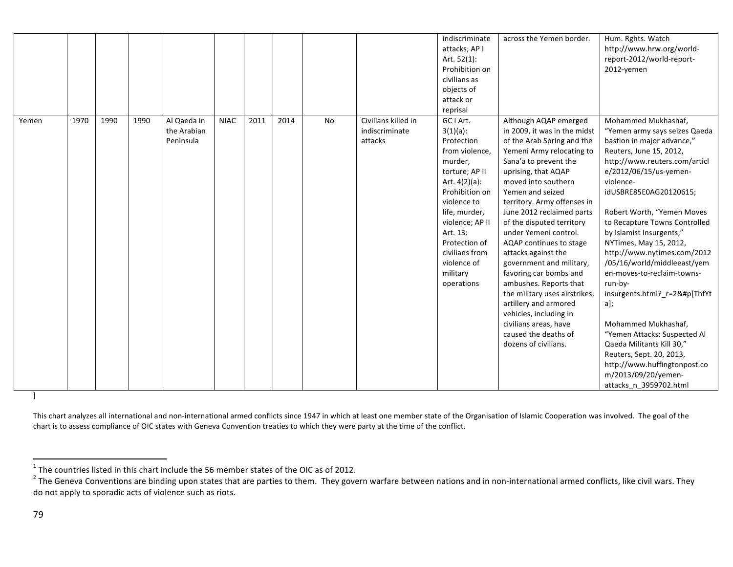| | | | | | | | | | | | | |
|---|---|---|---|---|---|---|---|---|---|---|---|---|
| | | | | | | | | | | indiscriminate attacks; AP I Art. 52(1): Prohibition on civilians as objects of attack or reprisal | across the Yemen border. | Hum. Rghts. Watch http://www.hrw.org/world-report-2012/world-report-2012-yemen |
| Yemen | 1970 | 1990 | 1990 | Al Qaeda in the Arabian Peninsula | NIAC | 2011 | 2014 | No | Civilians killed in indiscriminate attacks | GC I Art. 3(1)(a): Protection from violence, murder, torture; AP II Art. 4(2)(a): Prohibition on violence to life, murder, violence; AP II Art. 13: Protection of civilians from violence of military operations | Although AQAP emerged in 2009, it was in the midst of the Arab Spring and the Yemeni Army relocating to Sana'a to prevent the uprising, that AQAP moved into southern Yemen and seized territory. Army offenses in June 2012 reclaimed parts of the disputed territory under Yemeni control. AQAP continues to stage attacks against the government and military, favoring car bombs and ambushes. Reports that the military uses airstrikes, artillery and armored vehicles, including in civilians areas, have caused the deaths of dozens of civilians. | Mohammed Mukhashaf, "Yemen army says seizes Qaeda bastion in major advance," Reuters, June 15, 2012, http://www.reuters.com/article/2012/06/15/us-yemen-violence-idUSBRE85E0AG20120615; Robert Worth, "Yemen Moves to Recapture Towns Controlled by Islamist Insurgents," NYTimes, May 15, 2012, http://www.nytimes.com/2012/05/16/world/middleeast/yemen-moves-to-reclaim-towns-run-by-insurgents.html?_r=2&#p[ThfYta]; Mohammed Mukhashaf, "Yemen Attacks: Suspected Al Qaeda Militants Kill 30," Reuters, Sept. 20, 2013, http://www.huffingtonpost.com/2013/09/20/yemen-attacks_n_3959702.html |

]

This chart analyzes all international and non-international armed conflicts since 1947 in which at least one member state of the Organisation of Islamic Cooperation was involved. The goal of the chart is to assess compliance of OIC states with Geneva Convention treaties to which they were party at the time of the conflict.

[1] The countries listed in this chart include the 56 member states of the OIC as of 2012.

[2] The Geneva Conventions are binding upon states that are parties to them. They govern warfare between nations and in non-international armed conflicts, like civil wars. They do not apply to sporadic acts of violence such as riots.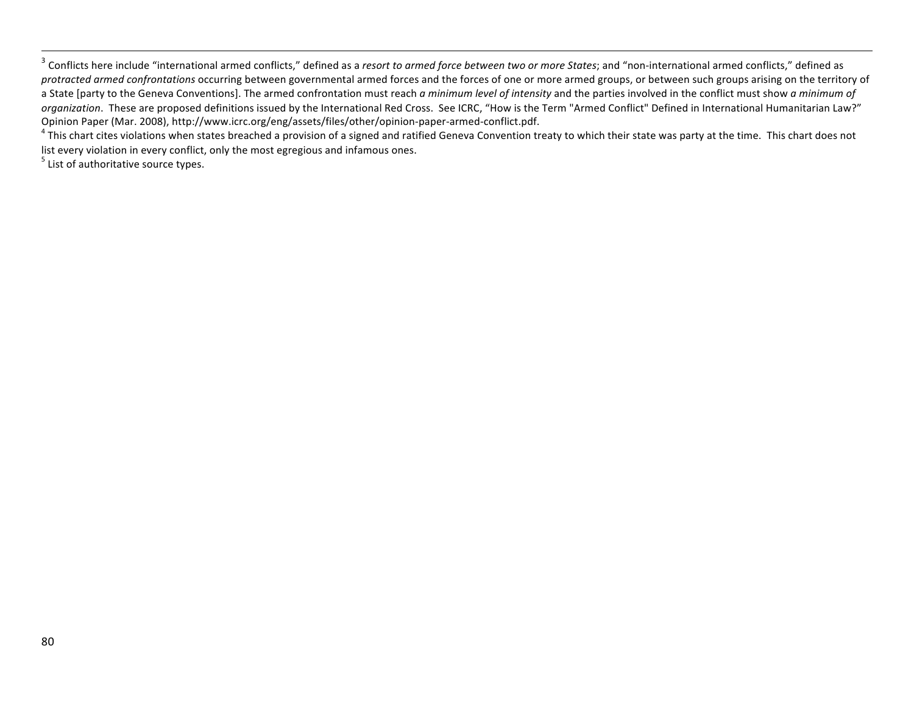[3] Conflicts here include "international armed conflicts," defined as a *resort to armed force between two or more States*; and "non-international armed conflicts," defined as *protracted armed confrontations* occurring between governmental armed forces and the forces of one or more armed groups, or between such groups arising on the territory of a State [party to the Geneva Conventions]. The armed confrontation must reach *a minimum level of intensity* and the parties involved in the conflict must show *a minimum of organization*. These are proposed definitions issued by the International Red Cross. See ICRC, "How is the Term "Armed Conflict" Defined in International Humanitarian Law?" Opinion Paper (Mar. 2008), http://www.icrc.org/eng/assets/files/other/opinion-paper-armed-conflict.pdf.

[4] This chart cites violations when states breached a provision of a signed and ratified Geneva Convention treaty to which their state was party at the time. This chart does not list every violation in every conflict, only the most egregious and infamous ones.

[5] List of authoritative source types.